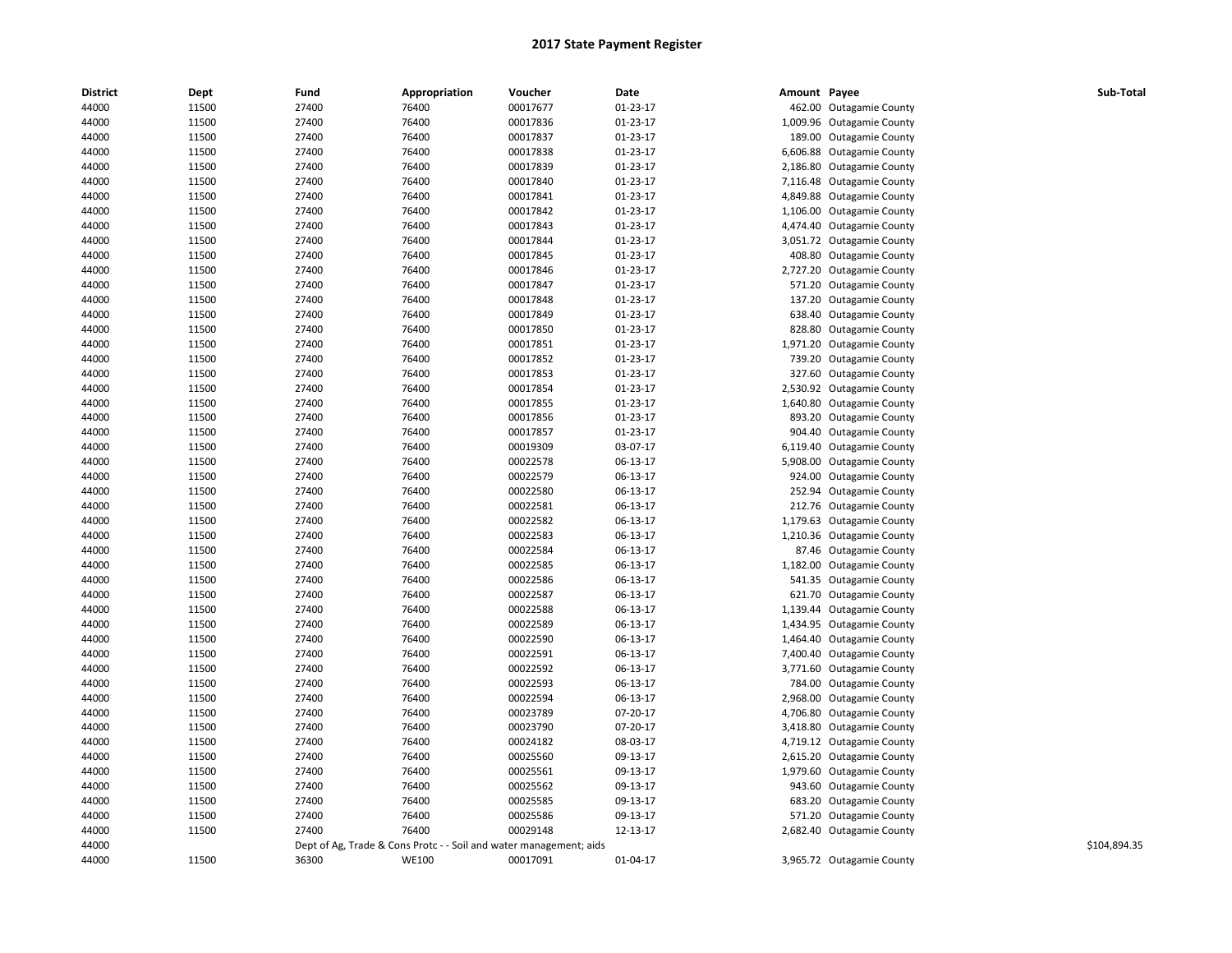# 2017 State Payment Register

| District | Dept | Fund | Appropriation | Voucher | Date | Amount | Payee | Sub-Total |
|---|---|---|---|---|---|---|---|---|
| 44000 | 11500 | 27400 | 76400 | 00017677 | 01-23-17 | 462.00 | Outagamie County | |
| 44000 | 11500 | 27400 | 76400 | 00017836 | 01-23-17 | 1,009.96 | Outagamie County | |
| 44000 | 11500 | 27400 | 76400 | 00017837 | 01-23-17 | 189.00 | Outagamie County | |
| 44000 | 11500 | 27400 | 76400 | 00017838 | 01-23-17 | 6,606.88 | Outagamie County | |
| 44000 | 11500 | 27400 | 76400 | 00017839 | 01-23-17 | 2,186.80 | Outagamie County | |
| 44000 | 11500 | 27400 | 76400 | 00017840 | 01-23-17 | 7,116.48 | Outagamie County | |
| 44000 | 11500 | 27400 | 76400 | 00017841 | 01-23-17 | 4,849.88 | Outagamie County | |
| 44000 | 11500 | 27400 | 76400 | 00017842 | 01-23-17 | 1,106.00 | Outagamie County | |
| 44000 | 11500 | 27400 | 76400 | 00017843 | 01-23-17 | 4,474.40 | Outagamie County | |
| 44000 | 11500 | 27400 | 76400 | 00017844 | 01-23-17 | 3,051.72 | Outagamie County | |
| 44000 | 11500 | 27400 | 76400 | 00017845 | 01-23-17 | 408.80 | Outagamie County | |
| 44000 | 11500 | 27400 | 76400 | 00017846 | 01-23-17 | 2,727.20 | Outagamie County | |
| 44000 | 11500 | 27400 | 76400 | 00017847 | 01-23-17 | 571.20 | Outagamie County | |
| 44000 | 11500 | 27400 | 76400 | 00017848 | 01-23-17 | 137.20 | Outagamie County | |
| 44000 | 11500 | 27400 | 76400 | 00017849 | 01-23-17 | 638.40 | Outagamie County | |
| 44000 | 11500 | 27400 | 76400 | 00017850 | 01-23-17 | 828.80 | Outagamie County | |
| 44000 | 11500 | 27400 | 76400 | 00017851 | 01-23-17 | 1,971.20 | Outagamie County | |
| 44000 | 11500 | 27400 | 76400 | 00017852 | 01-23-17 | 739.20 | Outagamie County | |
| 44000 | 11500 | 27400 | 76400 | 00017853 | 01-23-17 | 327.60 | Outagamie County | |
| 44000 | 11500 | 27400 | 76400 | 00017854 | 01-23-17 | 2,530.92 | Outagamie County | |
| 44000 | 11500 | 27400 | 76400 | 00017855 | 01-23-17 | 1,640.80 | Outagamie County | |
| 44000 | 11500 | 27400 | 76400 | 00017856 | 01-23-17 | 893.20 | Outagamie County | |
| 44000 | 11500 | 27400 | 76400 | 00017857 | 01-23-17 | 904.40 | Outagamie County | |
| 44000 | 11500 | 27400 | 76400 | 00019309 | 03-07-17 | 6,119.40 | Outagamie County | |
| 44000 | 11500 | 27400 | 76400 | 00022578 | 06-13-17 | 5,908.00 | Outagamie County | |
| 44000 | 11500 | 27400 | 76400 | 00022579 | 06-13-17 | 924.00 | Outagamie County | |
| 44000 | 11500 | 27400 | 76400 | 00022580 | 06-13-17 | 252.94 | Outagamie County | |
| 44000 | 11500 | 27400 | 76400 | 00022581 | 06-13-17 | 212.76 | Outagamie County | |
| 44000 | 11500 | 27400 | 76400 | 00022582 | 06-13-17 | 1,179.63 | Outagamie County | |
| 44000 | 11500 | 27400 | 76400 | 00022583 | 06-13-17 | 1,210.36 | Outagamie County | |
| 44000 | 11500 | 27400 | 76400 | 00022584 | 06-13-17 | 87.46 | Outagamie County | |
| 44000 | 11500 | 27400 | 76400 | 00022585 | 06-13-17 | 1,182.00 | Outagamie County | |
| 44000 | 11500 | 27400 | 76400 | 00022586 | 06-13-17 | 541.35 | Outagamie County | |
| 44000 | 11500 | 27400 | 76400 | 00022587 | 06-13-17 | 621.70 | Outagamie County | |
| 44000 | 11500 | 27400 | 76400 | 00022588 | 06-13-17 | 1,139.44 | Outagamie County | |
| 44000 | 11500 | 27400 | 76400 | 00022589 | 06-13-17 | 1,434.95 | Outagamie County | |
| 44000 | 11500 | 27400 | 76400 | 00022590 | 06-13-17 | 1,464.40 | Outagamie County | |
| 44000 | 11500 | 27400 | 76400 | 00022591 | 06-13-17 | 7,400.40 | Outagamie County | |
| 44000 | 11500 | 27400 | 76400 | 00022592 | 06-13-17 | 3,771.60 | Outagamie County | |
| 44000 | 11500 | 27400 | 76400 | 00022593 | 06-13-17 | 784.00 | Outagamie County | |
| 44000 | 11500 | 27400 | 76400 | 00022594 | 06-13-17 | 2,968.00 | Outagamie County | |
| 44000 | 11500 | 27400 | 76400 | 00023789 | 07-20-17 | 4,706.80 | Outagamie County | |
| 44000 | 11500 | 27400 | 76400 | 00023790 | 07-20-17 | 3,418.80 | Outagamie County | |
| 44000 | 11500 | 27400 | 76400 | 00024182 | 08-03-17 | 4,719.12 | Outagamie County | |
| 44000 | 11500 | 27400 | 76400 | 00025560 | 09-13-17 | 2,615.20 | Outagamie County | |
| 44000 | 11500 | 27400 | 76400 | 00025561 | 09-13-17 | 1,979.60 | Outagamie County | |
| 44000 | 11500 | 27400 | 76400 | 00025562 | 09-13-17 | 943.60 | Outagamie County | |
| 44000 | 11500 | 27400 | 76400 | 00025585 | 09-13-17 | 683.20 | Outagamie County | |
| 44000 | 11500 | 27400 | 76400 | 00025586 | 09-13-17 | 571.20 | Outagamie County | |
| 44000 | 11500 | 27400 | 76400 | 00029148 | 12-13-17 | 2,682.40 | Outagamie County | |
| 44000 | | Dept of Ag, Trade & Cons Protc - - Soil and water management; aids | | | | | | $104,894.35 |
| 44000 | 11500 | 36300 | WE100 | 00017091 | 01-04-17 | 3,965.72 | Outagamie County | |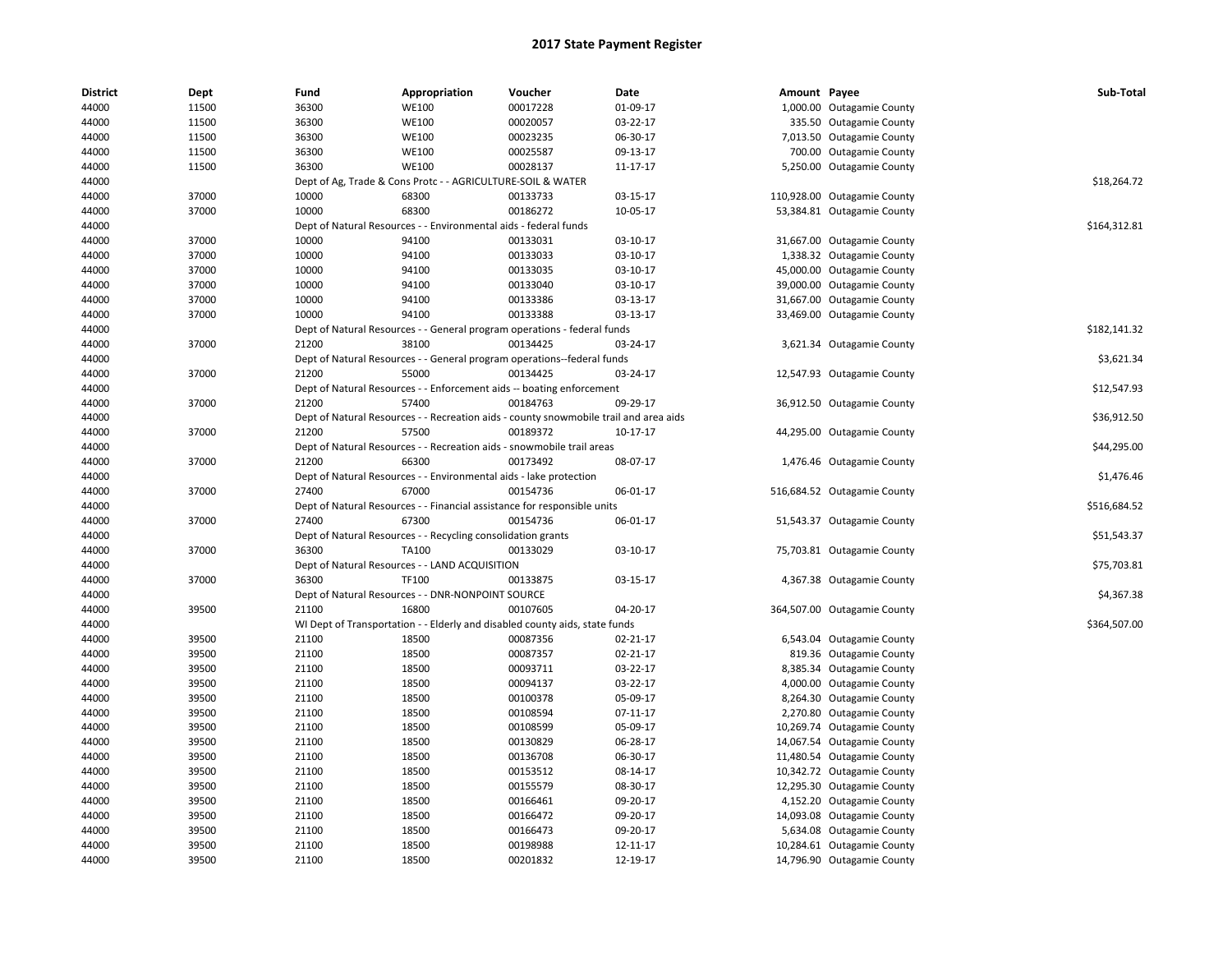# 2017 State Payment Register

| District | Dept | Fund | Appropriation | Voucher | Date | Amount | Payee | Sub-Total |
|---|---|---|---|---|---|---|---|---|
| 44000 | 11500 | 36300 | WE100 | 00017228 | 01-09-17 | 1,000.00 | Outagamie County | |
| 44000 | 11500 | 36300 | WE100 | 00020057 | 03-22-17 | 335.50 | Outagamie County | |
| 44000 | 11500 | 36300 | WE100 | 00023235 | 06-30-17 | 7,013.50 | Outagamie County | |
| 44000 | 11500 | 36300 | WE100 | 00025587 | 09-13-17 | 700.00 | Outagamie County | |
| 44000 | 11500 | 36300 | WE100 | 00028137 | 11-17-17 | 5,250.00 | Outagamie County | |
| 44000 | | Dept of Ag, Trade & Cons Protc - - AGRICULTURE-SOIL & WATER | | | | | | $18,264.72 |
| 44000 | 37000 | 10000 | 68300 | 00133733 | 03-15-17 | 110,928.00 | Outagamie County | |
| 44000 | 37000 | 10000 | 68300 | 00186272 | 10-05-17 | 53,384.81 | Outagamie County | |
| 44000 | | Dept of Natural Resources - - Environmental aids - federal funds | | | | | | $164,312.81 |
| 44000 | 37000 | 10000 | 94100 | 00133031 | 03-10-17 | 31,667.00 | Outagamie County | |
| 44000 | 37000 | 10000 | 94100 | 00133033 | 03-10-17 | 1,338.32 | Outagamie County | |
| 44000 | 37000 | 10000 | 94100 | 00133035 | 03-10-17 | 45,000.00 | Outagamie County | |
| 44000 | 37000 | 10000 | 94100 | 00133040 | 03-10-17 | 39,000.00 | Outagamie County | |
| 44000 | 37000 | 10000 | 94100 | 00133386 | 03-13-17 | 31,667.00 | Outagamie County | |
| 44000 | 37000 | 10000 | 94100 | 00133388 | 03-13-17 | 33,469.00 | Outagamie County | |
| 44000 | | Dept of Natural Resources - - General program operations - federal funds | | | | | | $182,141.32 |
| 44000 | 37000 | 21200 | 38100 | 00134425 | 03-24-17 | 3,621.34 | Outagamie County | |
| 44000 | | Dept of Natural Resources - - General program operations--federal funds | | | | | | $3,621.34 |
| 44000 | 37000 | 21200 | 55000 | 00134425 | 03-24-17 | 12,547.93 | Outagamie County | |
| 44000 | | Dept of Natural Resources - - Enforcement aids -- boating enforcement | | | | | | $12,547.93 |
| 44000 | 37000 | 21200 | 57400 | 00184763 | 09-29-17 | 36,912.50 | Outagamie County | |
| 44000 | | Dept of Natural Resources - - Recreation aids - county snowmobile trail and area aids | | | | | | $36,912.50 |
| 44000 | 37000 | 21200 | 57500 | 00189372 | 10-17-17 | 44,295.00 | Outagamie County | |
| 44000 | | Dept of Natural Resources - - Recreation aids - snowmobile trail areas | | | | | | $44,295.00 |
| 44000 | 37000 | 21200 | 66300 | 00173492 | 08-07-17 | 1,476.46 | Outagamie County | |
| 44000 | | Dept of Natural Resources - - Environmental aids - lake protection | | | | | | $1,476.46 |
| 44000 | 37000 | 27400 | 67000 | 00154736 | 06-01-17 | 516,684.52 | Outagamie County | |
| 44000 | | Dept of Natural Resources - - Financial assistance for responsible units | | | | | | $516,684.52 |
| 44000 | 37000 | 27400 | 67300 | 00154736 | 06-01-17 | 51,543.37 | Outagamie County | |
| 44000 | | Dept of Natural Resources - - Recycling consolidation grants | | | | | | $51,543.37 |
| 44000 | 37000 | 36300 | TA100 | 00133029 | 03-10-17 | 75,703.81 | Outagamie County | |
| 44000 | | Dept of Natural Resources - - LAND ACQUISITION | | | | | | $75,703.81 |
| 44000 | 37000 | 36300 | TF100 | 00133875 | 03-15-17 | 4,367.38 | Outagamie County | |
| 44000 | | Dept of Natural Resources - - DNR-NONPOINT SOURCE | | | | | | $4,367.38 |
| 44000 | 39500 | 21100 | 16800 | 00107605 | 04-20-17 | 364,507.00 | Outagamie County | |
| 44000 | | WI Dept of Transportation - - Elderly and disabled county aids, state funds | | | | | | $364,507.00 |
| 44000 | 39500 | 21100 | 18500 | 00087356 | 02-21-17 | 6,543.04 | Outagamie County | |
| 44000 | 39500 | 21100 | 18500 | 00087357 | 02-21-17 | 819.36 | Outagamie County | |
| 44000 | 39500 | 21100 | 18500 | 00093711 | 03-22-17 | 8,385.34 | Outagamie County | |
| 44000 | 39500 | 21100 | 18500 | 00094137 | 03-22-17 | 4,000.00 | Outagamie County | |
| 44000 | 39500 | 21100 | 18500 | 00100378 | 05-09-17 | 8,264.30 | Outagamie County | |
| 44000 | 39500 | 21100 | 18500 | 00108594 | 07-11-17 | 2,270.80 | Outagamie County | |
| 44000 | 39500 | 21100 | 18500 | 00108599 | 05-09-17 | 10,269.74 | Outagamie County | |
| 44000 | 39500 | 21100 | 18500 | 00130829 | 06-28-17 | 14,067.54 | Outagamie County | |
| 44000 | 39500 | 21100 | 18500 | 00136708 | 06-30-17 | 11,480.54 | Outagamie County | |
| 44000 | 39500 | 21100 | 18500 | 00153512 | 08-14-17 | 10,342.72 | Outagamie County | |
| 44000 | 39500 | 21100 | 18500 | 00155579 | 08-30-17 | 12,295.30 | Outagamie County | |
| 44000 | 39500 | 21100 | 18500 | 00166461 | 09-20-17 | 4,152.20 | Outagamie County | |
| 44000 | 39500 | 21100 | 18500 | 00166472 | 09-20-17 | 14,093.08 | Outagamie County | |
| 44000 | 39500 | 21100 | 18500 | 00166473 | 09-20-17 | 5,634.08 | Outagamie County | |
| 44000 | 39500 | 21100 | 18500 | 00198988 | 12-11-17 | 10,284.61 | Outagamie County | |
| 44000 | 39500 | 21100 | 18500 | 00201832 | 12-19-17 | 14,796.90 | Outagamie County | |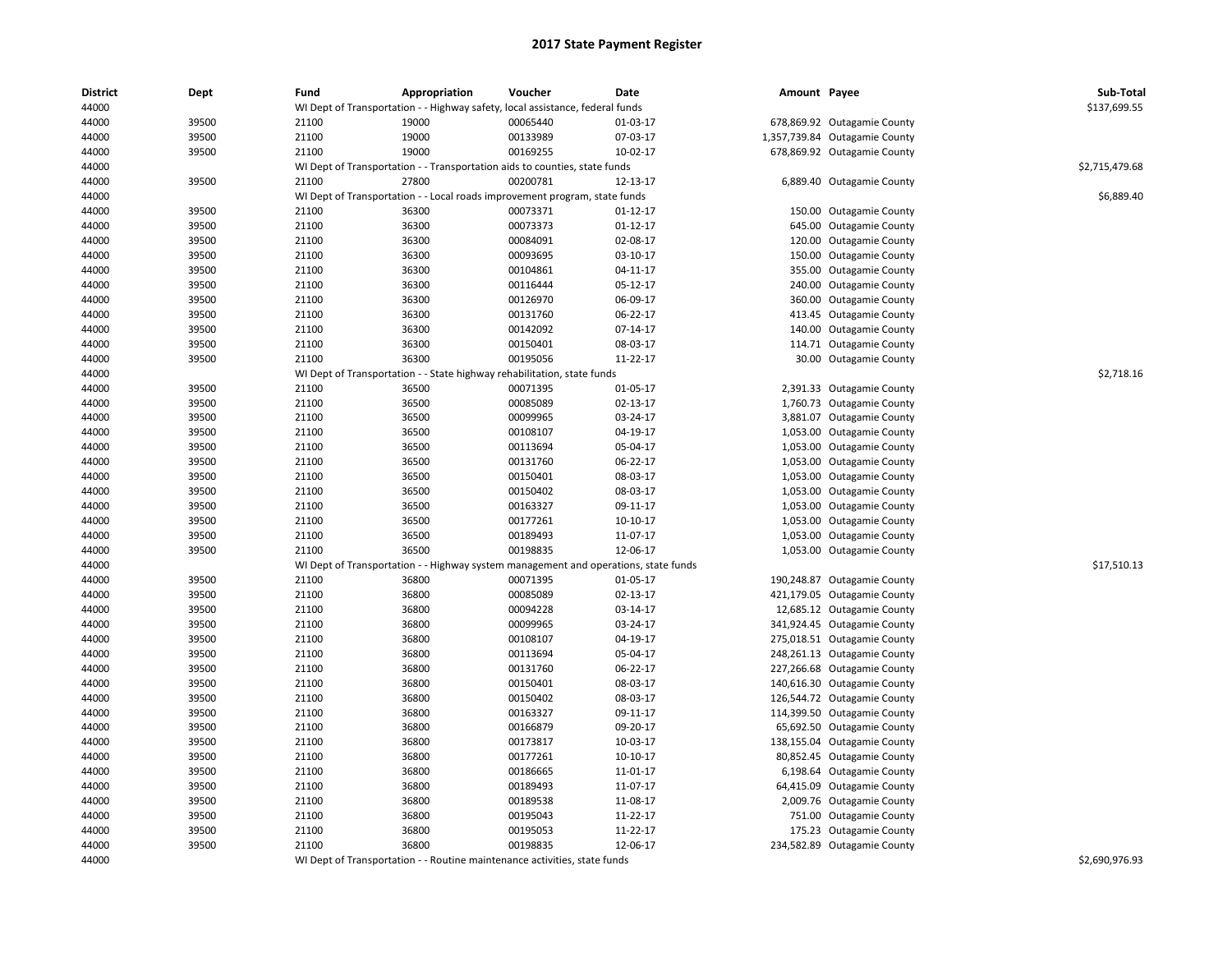# 2017 State Payment Register

| District | Dept | Fund | Appropriation | Voucher | Date | Amount | Payee | Sub-Total |
|---|---|---|---|---|---|---|---|---|
| 44000 | | WI Dept of Transportation - - Highway safety, local assistance, federal funds | | | | | | $137,699.55 |
| 44000 | 39500 | 21100 | 19000 | 00065440 | 01-03-17 | 678,869.92 | Outagamie County | |
| 44000 | 39500 | 21100 | 19000 | 00133989 | 07-03-17 | 1,357,739.84 | Outagamie County | |
| 44000 | 39500 | 21100 | 19000 | 00169255 | 10-02-17 | 678,869.92 | Outagamie County | |
| 44000 | | WI Dept of Transportation - - Transportation aids to counties, state funds | | | | | | $2,715,479.68 |
| 44000 | 39500 | 21100 | 27800 | 00200781 | 12-13-17 | 6,889.40 | Outagamie County | |
| 44000 | | WI Dept of Transportation - - Local roads improvement program, state funds | | | | | | $6,889.40 |
| 44000 | 39500 | 21100 | 36300 | 00073371 | 01-12-17 | 150.00 | Outagamie County | |
| 44000 | 39500 | 21100 | 36300 | 00073373 | 01-12-17 | 645.00 | Outagamie County | |
| 44000 | 39500 | 21100 | 36300 | 00084091 | 02-08-17 | 120.00 | Outagamie County | |
| 44000 | 39500 | 21100 | 36300 | 00093695 | 03-10-17 | 150.00 | Outagamie County | |
| 44000 | 39500 | 21100 | 36300 | 00104861 | 04-11-17 | 355.00 | Outagamie County | |
| 44000 | 39500 | 21100 | 36300 | 00116444 | 05-12-17 | 240.00 | Outagamie County | |
| 44000 | 39500 | 21100 | 36300 | 00126970 | 06-09-17 | 360.00 | Outagamie County | |
| 44000 | 39500 | 21100 | 36300 | 00131760 | 06-22-17 | 413.45 | Outagamie County | |
| 44000 | 39500 | 21100 | 36300 | 00142092 | 07-14-17 | 140.00 | Outagamie County | |
| 44000 | 39500 | 21100 | 36300 | 00150401 | 08-03-17 | 114.71 | Outagamie County | |
| 44000 | 39500 | 21100 | 36300 | 00195056 | 11-22-17 | 30.00 | Outagamie County | |
| 44000 | | WI Dept of Transportation - - State highway rehabilitation, state funds | | | | | | $2,718.16 |
| 44000 | 39500 | 21100 | 36500 | 00071395 | 01-05-17 | 2,391.33 | Outagamie County | |
| 44000 | 39500 | 21100 | 36500 | 00085089 | 02-13-17 | 1,760.73 | Outagamie County | |
| 44000 | 39500 | 21100 | 36500 | 00099965 | 03-24-17 | 3,881.07 | Outagamie County | |
| 44000 | 39500 | 21100 | 36500 | 00108107 | 04-19-17 | 1,053.00 | Outagamie County | |
| 44000 | 39500 | 21100 | 36500 | 00113694 | 05-04-17 | 1,053.00 | Outagamie County | |
| 44000 | 39500 | 21100 | 36500 | 00131760 | 06-22-17 | 1,053.00 | Outagamie County | |
| 44000 | 39500 | 21100 | 36500 | 00150401 | 08-03-17 | 1,053.00 | Outagamie County | |
| 44000 | 39500 | 21100 | 36500 | 00150402 | 08-03-17 | 1,053.00 | Outagamie County | |
| 44000 | 39500 | 21100 | 36500 | 00163327 | 09-11-17 | 1,053.00 | Outagamie County | |
| 44000 | 39500 | 21100 | 36500 | 00177261 | 10-10-17 | 1,053.00 | Outagamie County | |
| 44000 | 39500 | 21100 | 36500 | 00189493 | 11-07-17 | 1,053.00 | Outagamie County | |
| 44000 | 39500 | 21100 | 36500 | 00198835 | 12-06-17 | 1,053.00 | Outagamie County | |
| 44000 | | WI Dept of Transportation - - Highway system management and operations, state funds | | | | | | $17,510.13 |
| 44000 | 39500 | 21100 | 36800 | 00071395 | 01-05-17 | 190,248.87 | Outagamie County | |
| 44000 | 39500 | 21100 | 36800 | 00085089 | 02-13-17 | 421,179.05 | Outagamie County | |
| 44000 | 39500 | 21100 | 36800 | 00094228 | 03-14-17 | 12,685.12 | Outagamie County | |
| 44000 | 39500 | 21100 | 36800 | 00099965 | 03-24-17 | 341,924.45 | Outagamie County | |
| 44000 | 39500 | 21100 | 36800 | 00108107 | 04-19-17 | 275,018.51 | Outagamie County | |
| 44000 | 39500 | 21100 | 36800 | 00113694 | 05-04-17 | 248,261.13 | Outagamie County | |
| 44000 | 39500 | 21100 | 36800 | 00131760 | 06-22-17 | 227,266.68 | Outagamie County | |
| 44000 | 39500 | 21100 | 36800 | 00150401 | 08-03-17 | 140,616.30 | Outagamie County | |
| 44000 | 39500 | 21100 | 36800 | 00150402 | 08-03-17 | 126,544.72 | Outagamie County | |
| 44000 | 39500 | 21100 | 36800 | 00163327 | 09-11-17 | 114,399.50 | Outagamie County | |
| 44000 | 39500 | 21100 | 36800 | 00166879 | 09-20-17 | 65,692.50 | Outagamie County | |
| 44000 | 39500 | 21100 | 36800 | 00173817 | 10-03-17 | 138,155.04 | Outagamie County | |
| 44000 | 39500 | 21100 | 36800 | 00177261 | 10-10-17 | 80,852.45 | Outagamie County | |
| 44000 | 39500 | 21100 | 36800 | 00186665 | 11-01-17 | 6,198.64 | Outagamie County | |
| 44000 | 39500 | 21100 | 36800 | 00189493 | 11-07-17 | 64,415.09 | Outagamie County | |
| 44000 | 39500 | 21100 | 36800 | 00189538 | 11-08-17 | 2,009.76 | Outagamie County | |
| 44000 | 39500 | 21100 | 36800 | 00195043 | 11-22-17 | 751.00 | Outagamie County | |
| 44000 | 39500 | 21100 | 36800 | 00195053 | 11-22-17 | 175.23 | Outagamie County | |
| 44000 | 39500 | 21100 | 36800 | 00198835 | 12-06-17 | 234,582.89 | Outagamie County | |
| 44000 | | WI Dept of Transportation - - Routine maintenance activities, state funds | | | | | | $2,690,976.93 |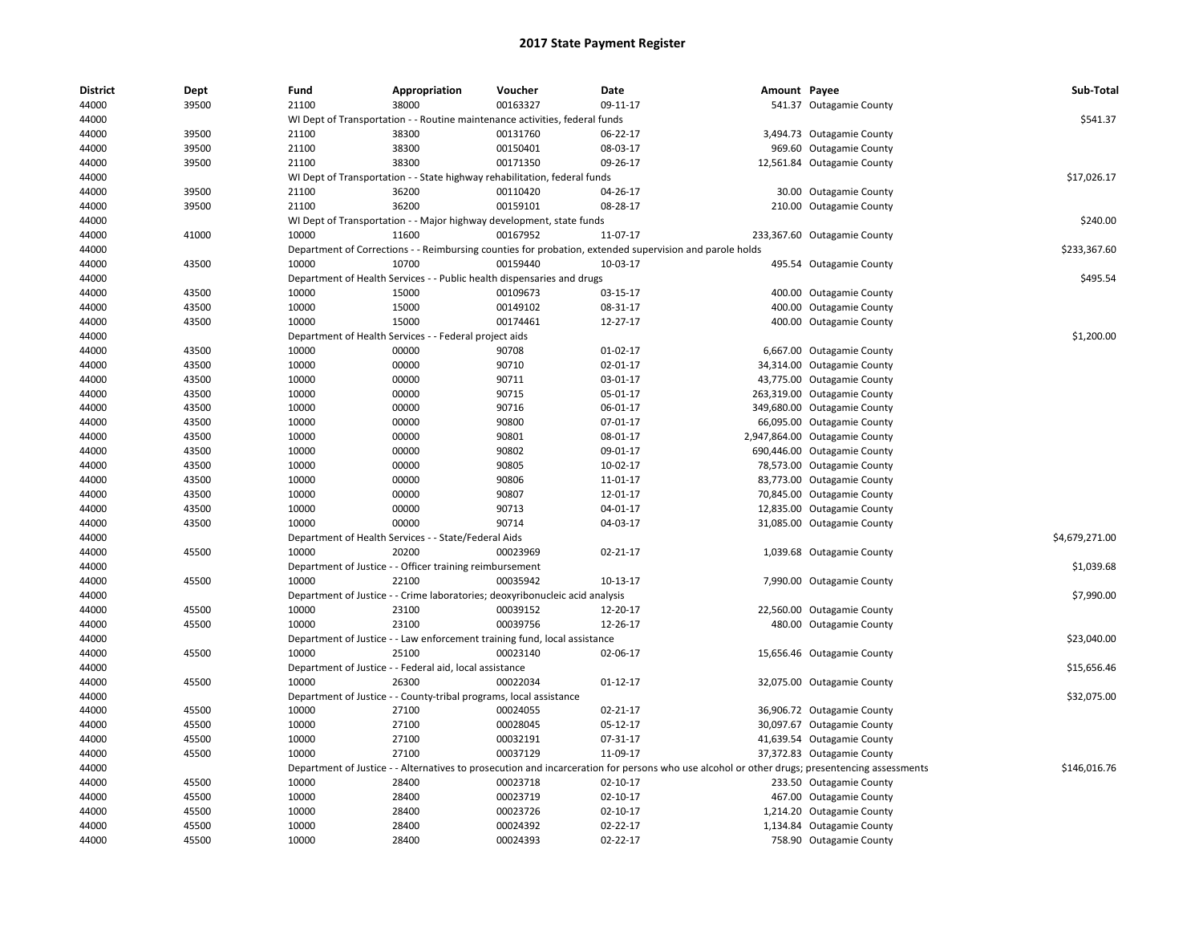# 2017 State Payment Register

| District | Dept | Fund | Appropriation | Voucher | Date | Amount | Payee | Sub-Total |
|---|---|---|---|---|---|---|---|---|
| 44000 | 39500 | 21100 | 38000 | 00163327 | 09-11-17 | 541.37 | Outagamie County | |
| 44000 | | WI Dept of Transportation - - Routine maintenance activities, federal funds | | | | | | $541.37 |
| 44000 | 39500 | 21100 | 38300 | 00131760 | 06-22-17 | 3,494.73 | Outagamie County | |
| 44000 | 39500 | 21100 | 38300 | 00150401 | 08-03-17 | 969.60 | Outagamie County | |
| 44000 | 39500 | 21100 | 38300 | 00171350 | 09-26-17 | 12,561.84 | Outagamie County | |
| 44000 | | WI Dept of Transportation - - State highway rehabilitation, federal funds | | | | | | $17,026.17 |
| 44000 | 39500 | 21100 | 36200 | 00110420 | 04-26-17 | 30.00 | Outagamie County | |
| 44000 | 39500 | 21100 | 36200 | 00159101 | 08-28-17 | 210.00 | Outagamie County | |
| 44000 | | WI Dept of Transportation - - Major highway development, state funds | | | | | | $240.00 |
| 44000 | 41000 | 10000 | 11600 | 00167952 | 11-07-17 | 233,367.60 | Outagamie County | |
| 44000 | | Department of Corrections - - Reimbursing counties for probation, extended supervision and parole holds | | | | | | $233,367.60 |
| 44000 | 43500 | 10000 | 10700 | 00159440 | 10-03-17 | 495.54 | Outagamie County | |
| 44000 | | Department of Health Services - - Public health dispensaries and drugs | | | | | | $495.54 |
| 44000 | 43500 | 10000 | 15000 | 00109673 | 03-15-17 | 400.00 | Outagamie County | |
| 44000 | 43500 | 10000 | 15000 | 00149102 | 08-31-17 | 400.00 | Outagamie County | |
| 44000 | 43500 | 10000 | 15000 | 00174461 | 12-27-17 | 400.00 | Outagamie County | |
| 44000 | | Department of Health Services - - Federal project aids | | | | | | $1,200.00 |
| 44000 | 43500 | 10000 | 00000 | 90708 | 01-02-17 | 6,667.00 | Outagamie County | |
| 44000 | 43500 | 10000 | 00000 | 90710 | 02-01-17 | 34,314.00 | Outagamie County | |
| 44000 | 43500 | 10000 | 00000 | 90711 | 03-01-17 | 43,775.00 | Outagamie County | |
| 44000 | 43500 | 10000 | 00000 | 90715 | 05-01-17 | 263,319.00 | Outagamie County | |
| 44000 | 43500 | 10000 | 00000 | 90716 | 06-01-17 | 349,680.00 | Outagamie County | |
| 44000 | 43500 | 10000 | 00000 | 90800 | 07-01-17 | 66,095.00 | Outagamie County | |
| 44000 | 43500 | 10000 | 00000 | 90801 | 08-01-17 | 2,947,864.00 | Outagamie County | |
| 44000 | 43500 | 10000 | 00000 | 90802 | 09-01-17 | 690,446.00 | Outagamie County | |
| 44000 | 43500 | 10000 | 00000 | 90805 | 10-02-17 | 78,573.00 | Outagamie County | |
| 44000 | 43500 | 10000 | 00000 | 90806 | 11-01-17 | 83,773.00 | Outagamie County | |
| 44000 | 43500 | 10000 | 00000 | 90807 | 12-01-17 | 70,845.00 | Outagamie County | |
| 44000 | 43500 | 10000 | 00000 | 90713 | 04-01-17 | 12,835.00 | Outagamie County | |
| 44000 | 43500 | 10000 | 00000 | 90714 | 04-03-17 | 31,085.00 | Outagamie County | |
| 44000 | | Department of Health Services - - State/Federal Aids | | | | | | $4,679,271.00 |
| 44000 | 45500 | 10000 | 20200 | 00023969 | 02-21-17 | 1,039.68 | Outagamie County | |
| 44000 | | Department of Justice - - Officer training reimbursement | | | | | | $1,039.68 |
| 44000 | 45500 | 10000 | 22100 | 00035942 | 10-13-17 | 7,990.00 | Outagamie County | |
| 44000 | | Department of Justice - - Crime laboratories; deoxyribonucleic acid analysis | | | | | | $7,990.00 |
| 44000 | 45500 | 10000 | 23100 | 00039152 | 12-20-17 | 22,560.00 | Outagamie County | |
| 44000 | 45500 | 10000 | 23100 | 00039756 | 12-26-17 | 480.00 | Outagamie County | |
| 44000 | | Department of Justice - - Law enforcement training fund, local assistance | | | | | | $23,040.00 |
| 44000 | 45500 | 10000 | 25100 | 00023140 | 02-06-17 | 15,656.46 | Outagamie County | |
| 44000 | | Department of Justice - - Federal aid, local assistance | | | | | | $15,656.46 |
| 44000 | 45500 | 10000 | 26300 | 00022034 | 01-12-17 | 32,075.00 | Outagamie County | |
| 44000 | | Department of Justice - - County-tribal programs, local assistance | | | | | | $32,075.00 |
| 44000 | 45500 | 10000 | 27100 | 00024055 | 02-21-17 | 36,906.72 | Outagamie County | |
| 44000 | 45500 | 10000 | 27100 | 00028045 | 05-12-17 | 30,097.67 | Outagamie County | |
| 44000 | 45500 | 10000 | 27100 | 00032191 | 07-31-17 | 41,639.54 | Outagamie County | |
| 44000 | 45500 | 10000 | 27100 | 00037129 | 11-09-17 | 37,372.83 | Outagamie County | |
| 44000 | | Department of Justice - - Alternatives to prosecution and incarceration for persons who use alcohol or other drugs; presentencing assessments | | | | | | $146,016.76 |
| 44000 | 45500 | 10000 | 28400 | 00023718 | 02-10-17 | 233.50 | Outagamie County | |
| 44000 | 45500 | 10000 | 28400 | 00023719 | 02-10-17 | 467.00 | Outagamie County | |
| 44000 | 45500 | 10000 | 28400 | 00023726 | 02-10-17 | 1,214.20 | Outagamie County | |
| 44000 | 45500 | 10000 | 28400 | 00024392 | 02-22-17 | 1,134.84 | Outagamie County | |
| 44000 | 45500 | 10000 | 28400 | 00024393 | 02-22-17 | 758.90 | Outagamie County | |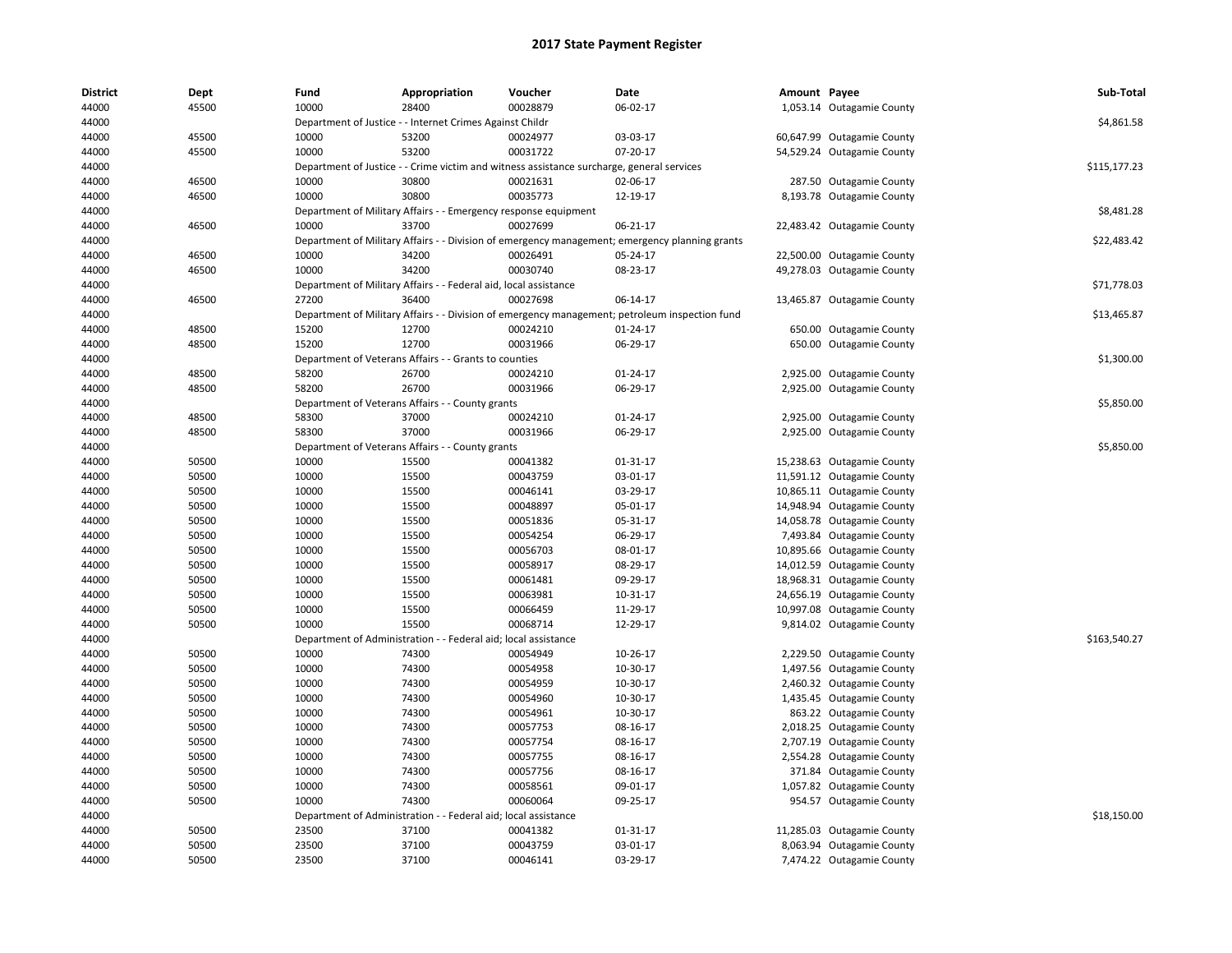# 2017 State Payment Register

| District | Dept | Fund | Appropriation | Voucher | Date | Amount | Payee | Sub-Total |
|---|---|---|---|---|---|---|---|---|
| 44000 | 45500 | 10000 | 28400 | 00028879 | 06-02-17 | 1,053.14 | Outagamie County | |
| 44000 | | Department of Justice - - Internet Crimes Against Childr | | | | | | $4,861.58 |
| 44000 | 45500 | 10000 | 53200 | 00024977 | 03-03-17 | 60,647.99 | Outagamie County | |
| 44000 | 45500 | 10000 | 53200 | 00031722 | 07-20-17 | 54,529.24 | Outagamie County | |
| 44000 | | Department of Justice - - Crime victim and witness assistance surcharge, general services | | | | | | $115,177.23 |
| 44000 | 46500 | 10000 | 30800 | 00021631 | 02-06-17 | 287.50 | Outagamie County | |
| 44000 | 46500 | 10000 | 30800 | 00035773 | 12-19-17 | 8,193.78 | Outagamie County | |
| 44000 | | Department of Military Affairs - - Emergency response equipment | | | | | | $8,481.28 |
| 44000 | 46500 | 10000 | 33700 | 00027699 | 06-21-17 | 22,483.42 | Outagamie County | |
| 44000 | | Department of Military Affairs - - Division of emergency management; emergency planning grants | | | | | | $22,483.42 |
| 44000 | 46500 | 10000 | 34200 | 00026491 | 05-24-17 | 22,500.00 | Outagamie County | |
| 44000 | 46500 | 10000 | 34200 | 00030740 | 08-23-17 | 49,278.03 | Outagamie County | |
| 44000 | | Department of Military Affairs - - Federal aid, local assistance | | | | | | $71,778.03 |
| 44000 | 46500 | 27200 | 36400 | 00027698 | 06-14-17 | 13,465.87 | Outagamie County | |
| 44000 | | Department of Military Affairs - - Division of emergency management; petroleum inspection fund | | | | | | $13,465.87 |
| 44000 | 48500 | 15200 | 12700 | 00024210 | 01-24-17 | 650.00 | Outagamie County | |
| 44000 | 48500 | 15200 | 12700 | 00031966 | 06-29-17 | 650.00 | Outagamie County | |
| 44000 | | Department of Veterans Affairs - - Grants to counties | | | | | | $1,300.00 |
| 44000 | 48500 | 58200 | 26700 | 00024210 | 01-24-17 | 2,925.00 | Outagamie County | |
| 44000 | 48500 | 58200 | 26700 | 00031966 | 06-29-17 | 2,925.00 | Outagamie County | |
| 44000 | | Department of Veterans Affairs - - County grants | | | | | | $5,850.00 |
| 44000 | 48500 | 58300 | 37000 | 00024210 | 01-24-17 | 2,925.00 | Outagamie County | |
| 44000 | 48500 | 58300 | 37000 | 00031966 | 06-29-17 | 2,925.00 | Outagamie County | |
| 44000 | | Department of Veterans Affairs - - County grants | | | | | | $5,850.00 |
| 44000 | 50500 | 10000 | 15500 | 00041382 | 01-31-17 | 15,238.63 | Outagamie County | |
| 44000 | 50500 | 10000 | 15500 | 00043759 | 03-01-17 | 11,591.12 | Outagamie County | |
| 44000 | 50500 | 10000 | 15500 | 00046141 | 03-29-17 | 10,865.11 | Outagamie County | |
| 44000 | 50500 | 10000 | 15500 | 00048897 | 05-01-17 | 14,948.94 | Outagamie County | |
| 44000 | 50500 | 10000 | 15500 | 00051836 | 05-31-17 | 14,058.78 | Outagamie County | |
| 44000 | 50500 | 10000 | 15500 | 00054254 | 06-29-17 | 7,493.84 | Outagamie County | |
| 44000 | 50500 | 10000 | 15500 | 00056703 | 08-01-17 | 10,895.66 | Outagamie County | |
| 44000 | 50500 | 10000 | 15500 | 00058917 | 08-29-17 | 14,012.59 | Outagamie County | |
| 44000 | 50500 | 10000 | 15500 | 00061481 | 09-29-17 | 18,968.31 | Outagamie County | |
| 44000 | 50500 | 10000 | 15500 | 00063981 | 10-31-17 | 24,656.19 | Outagamie County | |
| 44000 | 50500 | 10000 | 15500 | 00066459 | 11-29-17 | 10,997.08 | Outagamie County | |
| 44000 | 50500 | 10000 | 15500 | 00068714 | 12-29-17 | 9,814.02 | Outagamie County | |
| 44000 | | Department of Administration - - Federal aid; local assistance | | | | | | $163,540.27 |
| 44000 | 50500 | 10000 | 74300 | 00054949 | 10-26-17 | 2,229.50 | Outagamie County | |
| 44000 | 50500 | 10000 | 74300 | 00054958 | 10-30-17 | 1,497.56 | Outagamie County | |
| 44000 | 50500 | 10000 | 74300 | 00054959 | 10-30-17 | 2,460.32 | Outagamie County | |
| 44000 | 50500 | 10000 | 74300 | 00054960 | 10-30-17 | 1,435.45 | Outagamie County | |
| 44000 | 50500 | 10000 | 74300 | 00054961 | 10-30-17 | 863.22 | Outagamie County | |
| 44000 | 50500 | 10000 | 74300 | 00057753 | 08-16-17 | 2,018.25 | Outagamie County | |
| 44000 | 50500 | 10000 | 74300 | 00057754 | 08-16-17 | 2,707.19 | Outagamie County | |
| 44000 | 50500 | 10000 | 74300 | 00057755 | 08-16-17 | 2,554.28 | Outagamie County | |
| 44000 | 50500 | 10000 | 74300 | 00057756 | 08-16-17 | 371.84 | Outagamie County | |
| 44000 | 50500 | 10000 | 74300 | 00058561 | 09-01-17 | 1,057.82 | Outagamie County | |
| 44000 | 50500 | 10000 | 74300 | 00060064 | 09-25-17 | 954.57 | Outagamie County | |
| 44000 | | Department of Administration - - Federal aid; local assistance | | | | | | $18,150.00 |
| 44000 | 50500 | 23500 | 37100 | 00041382 | 01-31-17 | 11,285.03 | Outagamie County | |
| 44000 | 50500 | 23500 | 37100 | 00043759 | 03-01-17 | 8,063.94 | Outagamie County | |
| 44000 | 50500 | 23500 | 37100 | 00046141 | 03-29-17 | 7,474.22 | Outagamie County | |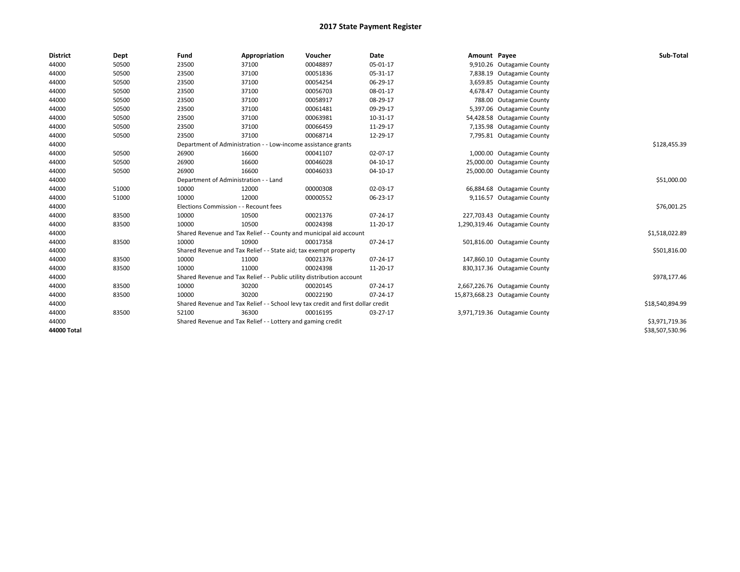# 2017 State Payment Register

| District | Dept | Fund | Appropriation | Voucher | Date | Amount | Payee | Sub-Total |
|---|---|---|---|---|---|---|---|---|
| 44000 | 50500 | 23500 | 37100 | 00048897 | 05-01-17 | 9,910.26 | Outagamie County | |
| 44000 | 50500 | 23500 | 37100 | 00051836 | 05-31-17 | 7,838.19 | Outagamie County | |
| 44000 | 50500 | 23500 | 37100 | 00054254 | 06-29-17 | 3,659.85 | Outagamie County | |
| 44000 | 50500 | 23500 | 37100 | 00056703 | 08-01-17 | 4,678.47 | Outagamie County | |
| 44000 | 50500 | 23500 | 37100 | 00058917 | 08-29-17 | 788.00 | Outagamie County | |
| 44000 | 50500 | 23500 | 37100 | 00061481 | 09-29-17 | 5,397.06 | Outagamie County | |
| 44000 | 50500 | 23500 | 37100 | 00063981 | 10-31-17 | 54,428.58 | Outagamie County | |
| 44000 | 50500 | 23500 | 37100 | 00066459 | 11-29-17 | 7,135.98 | Outagamie County | |
| 44000 | 50500 | 23500 | 37100 | 00068714 | 12-29-17 | 7,795.81 | Outagamie County | |
| 44000 | | Department of Administration - - Low-income assistance grants | | | | | | $128,455.39 |
| 44000 | 50500 | 26900 | 16600 | 00041107 | 02-07-17 | 1,000.00 | Outagamie County | |
| 44000 | 50500 | 26900 | 16600 | 00046028 | 04-10-17 | 25,000.00 | Outagamie County | |
| 44000 | 50500 | 26900 | 16600 | 00046033 | 04-10-17 | 25,000.00 | Outagamie County | |
| 44000 | | Department of Administration - - Land | | | | | | $51,000.00 |
| 44000 | 51000 | 10000 | 12000 | 00000308 | 02-03-17 | 66,884.68 | Outagamie County | |
| 44000 | 51000 | 10000 | 12000 | 00000552 | 06-23-17 | 9,116.57 | Outagamie County | |
| 44000 | | Elections Commission - - Recount fees | | | | | | $76,001.25 |
| 44000 | 83500 | 10000 | 10500 | 00021376 | 07-24-17 | 227,703.43 | Outagamie County | |
| 44000 | 83500 | 10000 | 10500 | 00024398 | 11-20-17 | 1,290,319.46 | Outagamie County | |
| 44000 | | Shared Revenue and Tax Relief - - County and municipal aid account | | | | | | $1,518,022.89 |
| 44000 | 83500 | 10000 | 10900 | 00017358 | 07-24-17 | 501,816.00 | Outagamie County | |
| 44000 | | Shared Revenue and Tax Relief - - State aid; tax exempt property | | | | | | $501,816.00 |
| 44000 | 83500 | 10000 | 11000 | 00021376 | 07-24-17 | 147,860.10 | Outagamie County | |
| 44000 | 83500 | 10000 | 11000 | 00024398 | 11-20-17 | 830,317.36 | Outagamie County | |
| 44000 | | Shared Revenue and Tax Relief - - Public utility distribution account | | | | | | $978,177.46 |
| 44000 | 83500 | 10000 | 30200 | 00020145 | 07-24-17 | 2,667,226.76 | Outagamie County | |
| 44000 | 83500 | 10000 | 30200 | 00022190 | 07-24-17 | 15,873,668.23 | Outagamie County | |
| 44000 | | Shared Revenue and Tax Relief - - School levy tax credit and first dollar credit | | | | | | $18,540,894.99 |
| 44000 | 83500 | 52100 | 36300 | 00016195 | 03-27-17 | 3,971,719.36 | Outagamie County | |
| 44000 | | Shared Revenue and Tax Relief - - Lottery and gaming credit | | | | | | $3,971,719.36 |
| **44000 Total** | | | | | | | | $38,507,530.96 |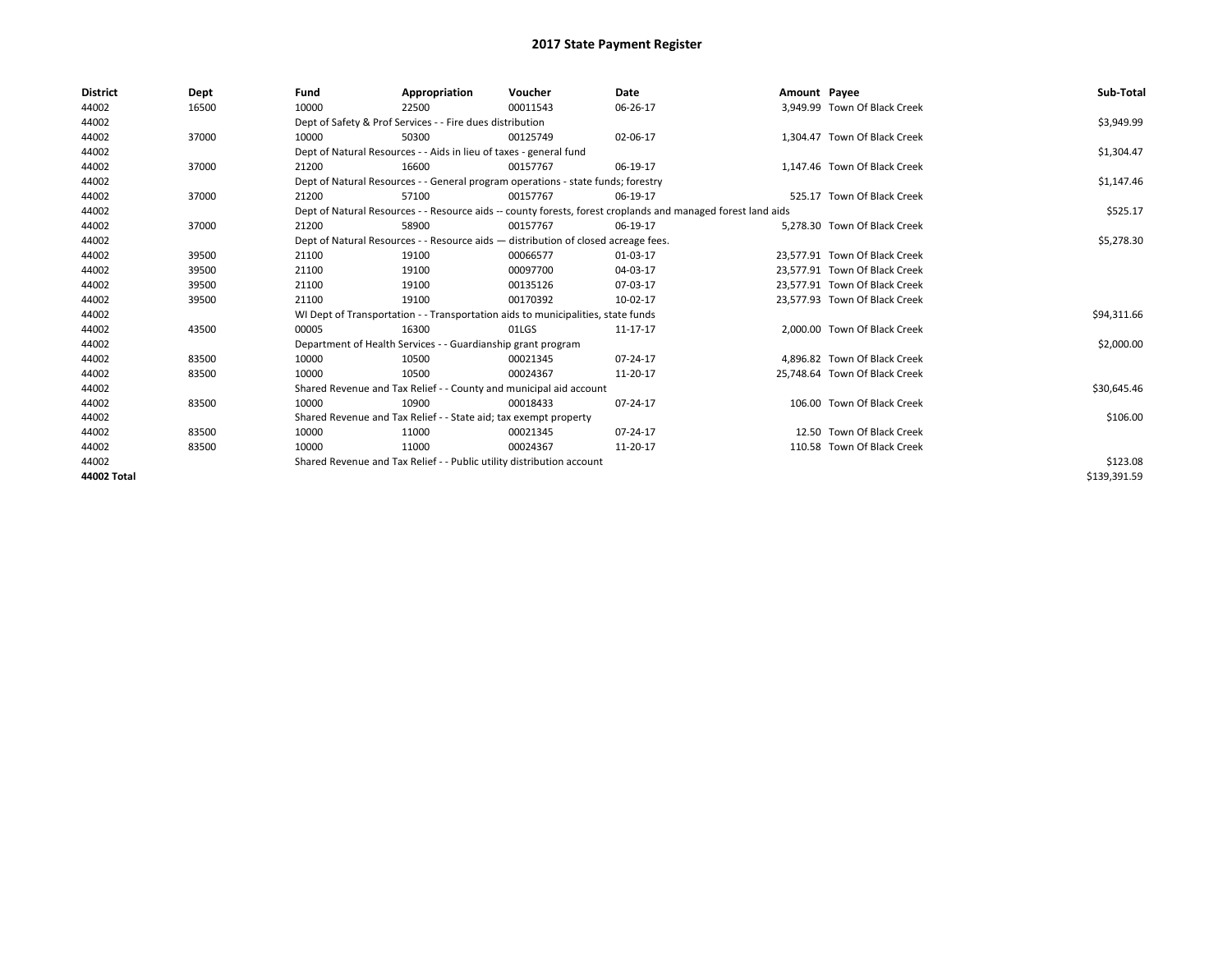# 2017 State Payment Register

| District | Dept | Fund | Appropriation | Voucher | Date | Amount | Payee | Sub-Total |
|---|---|---|---|---|---|---|---|---|
| 44002 | 16500 | 10000 | 22500 | 00011543 | 06-26-17 | 3,949.99 | Town Of Black Creek | |
| 44002 | | Dept of Safety & Prof Services - - Fire dues distribution | | | | | | $3,949.99 |
| 44002 | 37000 | 10000 | 50300 | 00125749 | 02-06-17 | 1,304.47 | Town Of Black Creek | |
| 44002 | | Dept of Natural Resources - - Aids in lieu of taxes - general fund | | | | | | $1,304.47 |
| 44002 | 37000 | 21200 | 16600 | 00157767 | 06-19-17 | 1,147.46 | Town Of Black Creek | |
| 44002 | | Dept of Natural Resources - - General program operations - state funds; forestry | | | | | | $1,147.46 |
| 44002 | 37000 | 21200 | 57100 | 00157767 | 06-19-17 | 525.17 | Town Of Black Creek | |
| 44002 | | Dept of Natural Resources - - Resource aids -- county forests, forest croplands and managed forest land aids | | | | | | $525.17 |
| 44002 | 37000 | 21200 | 58900 | 00157767 | 06-19-17 | 5,278.30 | Town Of Black Creek | |
| 44002 | | Dept of Natural Resources - - Resource aids — distribution of closed acreage fees. | | | | | | $5,278.30 |
| 44002 | 39500 | 21100 | 19100 | 00066577 | 01-03-17 | 23,577.91 | Town Of Black Creek | |
| 44002 | 39500 | 21100 | 19100 | 00097700 | 04-03-17 | 23,577.91 | Town Of Black Creek | |
| 44002 | 39500 | 21100 | 19100 | 00135126 | 07-03-17 | 23,577.91 | Town Of Black Creek | |
| 44002 | 39500 | 21100 | 19100 | 00170392 | 10-02-17 | 23,577.93 | Town Of Black Creek | |
| 44002 | | WI Dept of Transportation - - Transportation aids to municipalities, state funds | | | | | | $94,311.66 |
| 44002 | 43500 | 00005 | 16300 | 01LGS | 11-17-17 | 2,000.00 | Town Of Black Creek | |
| 44002 | | Department of Health Services - - Guardianship grant program | | | | | | $2,000.00 |
| 44002 | 83500 | 10000 | 10500 | 00021345 | 07-24-17 | 4,896.82 | Town Of Black Creek | |
| 44002 | 83500 | 10000 | 10500 | 00024367 | 11-20-17 | 25,748.64 | Town Of Black Creek | |
| 44002 | | Shared Revenue and Tax Relief - - County and municipal aid account | | | | | | $30,645.46 |
| 44002 | 83500 | 10000 | 10900 | 00018433 | 07-24-17 | 106.00 | Town Of Black Creek | |
| 44002 | | Shared Revenue and Tax Relief - - State aid; tax exempt property | | | | | | $106.00 |
| 44002 | 83500 | 10000 | 11000 | 00021345 | 07-24-17 | 12.50 | Town Of Black Creek | |
| 44002 | 83500 | 10000 | 11000 | 00024367 | 11-20-17 | 110.58 | Town Of Black Creek | |
| 44002 | | Shared Revenue and Tax Relief - - Public utility distribution account | | | | | | $123.08 |
| **44002 Total** | | | | | | | | $139,391.59 |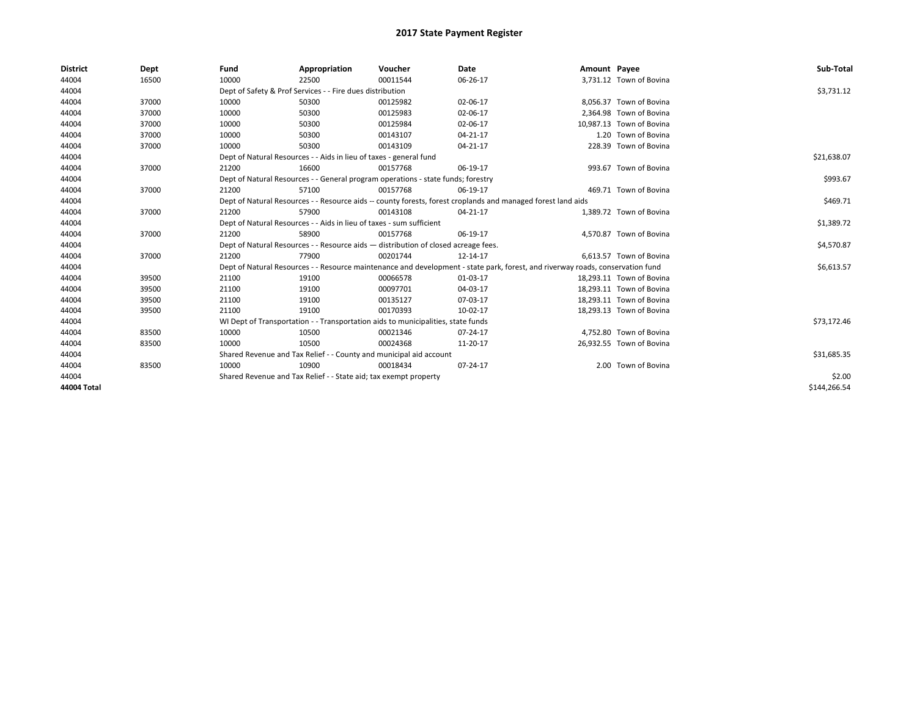# 2017 State Payment Register

| District | Dept | Fund | Appropriation | Voucher | Date | Amount | Payee | Sub-Total |
|---|---|---|---|---|---|---|---|---|
| 44004 | 16500 | 10000 | 22500 | 00011544 | 06-26-17 | 3,731.12 | Town of Bovina | |
| 44004 | | Dept of Safety & Prof Services - - Fire dues distribution | | | | | | $3,731.12 |
| 44004 | 37000 | 10000 | 50300 | 00125982 | 02-06-17 | 8,056.37 | Town of Bovina | |
| 44004 | 37000 | 10000 | 50300 | 00125983 | 02-06-17 | 2,364.98 | Town of Bovina | |
| 44004 | 37000 | 10000 | 50300 | 00125984 | 02-06-17 | 10,987.13 | Town of Bovina | |
| 44004 | 37000 | 10000 | 50300 | 00143107 | 04-21-17 | 1.20 | Town of Bovina | |
| 44004 | 37000 | 10000 | 50300 | 00143109 | 04-21-17 | 228.39 | Town of Bovina | |
| 44004 | | Dept of Natural Resources - - Aids in lieu of taxes - general fund | | | | | | $21,638.07 |
| 44004 | 37000 | 21200 | 16600 | 00157768 | 06-19-17 | 993.67 | Town of Bovina | |
| 44004 | | Dept of Natural Resources - - General program operations - state funds; forestry | | | | | | $993.67 |
| 44004 | 37000 | 21200 | 57100 | 00157768 | 06-19-17 | 469.71 | Town of Bovina | |
| 44004 | | Dept of Natural Resources - - Resource aids -- county forests, forest croplands and managed forest land aids | | | | | | $469.71 |
| 44004 | 37000 | 21200 | 57900 | 00143108 | 04-21-17 | 1,389.72 | Town of Bovina | |
| 44004 | | Dept of Natural Resources - - Aids in lieu of taxes - sum sufficient | | | | | | $1,389.72 |
| 44004 | 37000 | 21200 | 58900 | 00157768 | 06-19-17 | 4,570.87 | Town of Bovina | |
| 44004 | | Dept of Natural Resources - - Resource aids — distribution of closed acreage fees. | | | | | | $4,570.87 |
| 44004 | 37000 | 21200 | 77900 | 00201744 | 12-14-17 | 6,613.57 | Town of Bovina | |
| 44004 | | Dept of Natural Resources - - Resource maintenance and development - state park, forest, and riverway roads, conservation fund | | | | | | $6,613.57 |
| 44004 | 39500 | 21100 | 19100 | 00066578 | 01-03-17 | 18,293.11 | Town of Bovina | |
| 44004 | 39500 | 21100 | 19100 | 00097701 | 04-03-17 | 18,293.11 | Town of Bovina | |
| 44004 | 39500 | 21100 | 19100 | 00135127 | 07-03-17 | 18,293.11 | Town of Bovina | |
| 44004 | 39500 | 21100 | 19100 | 00170393 | 10-02-17 | 18,293.13 | Town of Bovina | |
| 44004 | | WI Dept of Transportation - - Transportation aids to municipalities, state funds | | | | | | $73,172.46 |
| 44004 | 83500 | 10000 | 10500 | 00021346 | 07-24-17 | 4,752.80 | Town of Bovina | |
| 44004 | 83500 | 10000 | 10500 | 00024368 | 11-20-17 | 26,932.55 | Town of Bovina | |
| 44004 | | Shared Revenue and Tax Relief - - County and municipal aid account | | | | | | $31,685.35 |
| 44004 | 83500 | 10000 | 10900 | 00018434 | 07-24-17 | 2.00 | Town of Bovina | |
| 44004 | | Shared Revenue and Tax Relief - - State aid; tax exempt property | | | | | | $2.00 |
| **44004 Total** | | | | | | | | $144,266.54 |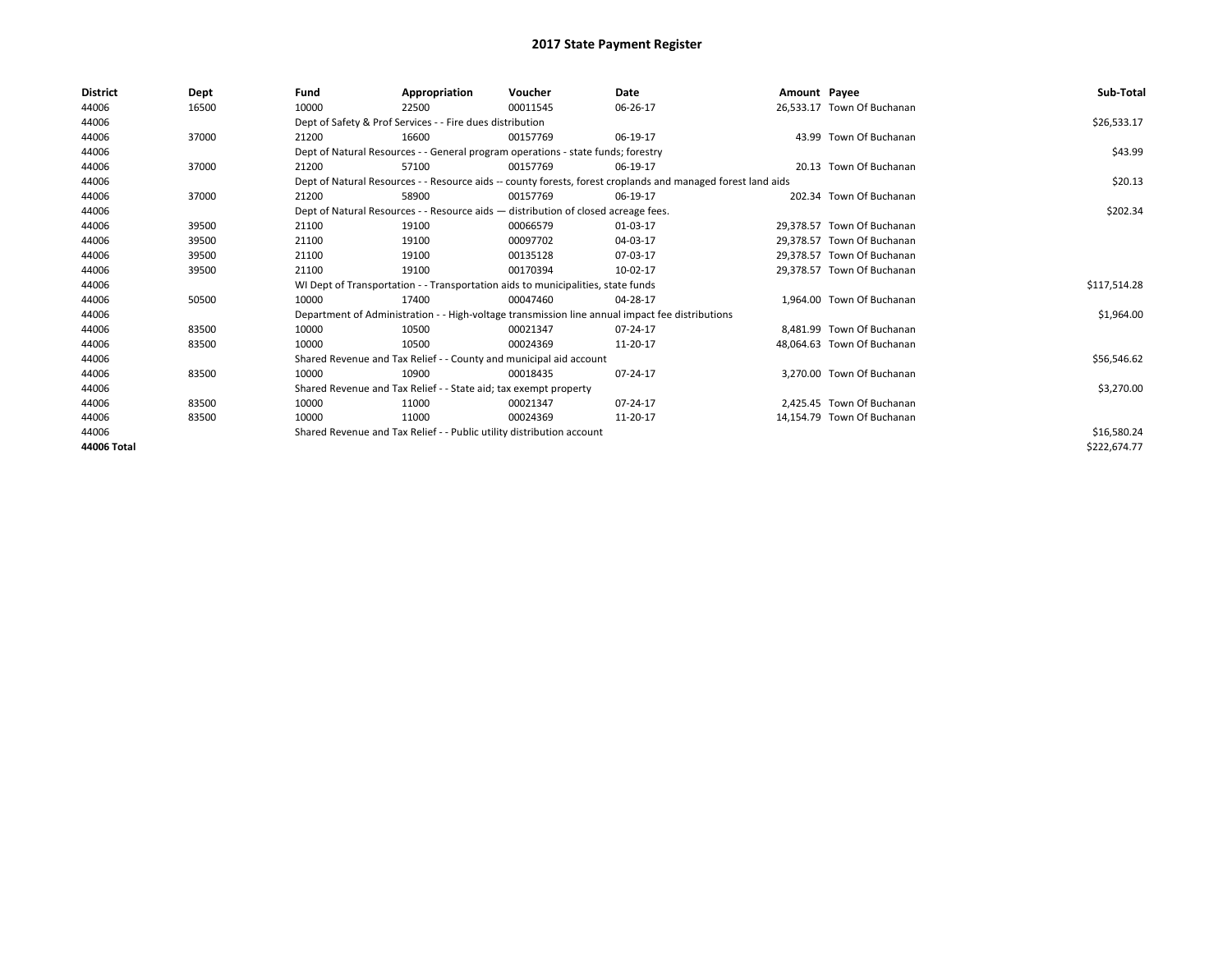# 2017 State Payment Register

| District | Dept | Fund | Appropriation | Voucher | Date | Amount | Payee | Sub-Total |
|---|---|---|---|---|---|---|---|---|
| 44006 | 16500 | 10000 | 22500 | 00011545 | 06-26-17 | 26,533.17 | Town Of Buchanan | |
| 44006 | | Dept of Safety & Prof Services - - Fire dues distribution | | | | | | $26,533.17 |
| 44006 | 37000 | 21200 | 16600 | 00157769 | 06-19-17 | 43.99 | Town Of Buchanan | |
| 44006 | | Dept of Natural Resources - - General program operations - state funds; forestry | | | | | | $43.99 |
| 44006 | 37000 | 21200 | 57100 | 00157769 | 06-19-17 | 20.13 | Town Of Buchanan | |
| 44006 | | Dept of Natural Resources - - Resource aids -- county forests, forest croplands and managed forest land aids | | | | | | $20.13 |
| 44006 | 37000 | 21200 | 58900 | 00157769 | 06-19-17 | 202.34 | Town Of Buchanan | |
| 44006 | | Dept of Natural Resources - - Resource aids — distribution of closed acreage fees. | | | | | | $202.34 |
| 44006 | 39500 | 21100 | 19100 | 00066579 | 01-03-17 | 29,378.57 | Town Of Buchanan | |
| 44006 | 39500 | 21100 | 19100 | 00097702 | 04-03-17 | 29,378.57 | Town Of Buchanan | |
| 44006 | 39500 | 21100 | 19100 | 00135128 | 07-03-17 | 29,378.57 | Town Of Buchanan | |
| 44006 | 39500 | 21100 | 19100 | 00170394 | 10-02-17 | 29,378.57 | Town Of Buchanan | |
| 44006 | | WI Dept of Transportation - - Transportation aids to municipalities, state funds | | | | | | $117,514.28 |
| 44006 | 50500 | 10000 | 17400 | 00047460 | 04-28-17 | 1,964.00 | Town Of Buchanan | |
| 44006 | | Department of Administration - - High-voltage transmission line annual impact fee distributions | | | | | | $1,964.00 |
| 44006 | 83500 | 10000 | 10500 | 00021347 | 07-24-17 | 8,481.99 | Town Of Buchanan | |
| 44006 | 83500 | 10000 | 10500 | 00024369 | 11-20-17 | 48,064.63 | Town Of Buchanan | |
| 44006 | | Shared Revenue and Tax Relief - - County and municipal aid account | | | | | | $56,546.62 |
| 44006 | 83500 | 10000 | 10900 | 00018435 | 07-24-17 | 3,270.00 | Town Of Buchanan | |
| 44006 | | Shared Revenue and Tax Relief - - State aid; tax exempt property | | | | | | $3,270.00 |
| 44006 | 83500 | 10000 | 11000 | 00021347 | 07-24-17 | 2,425.45 | Town Of Buchanan | |
| 44006 | 83500 | 10000 | 11000 | 00024369 | 11-20-17 | 14,154.79 | Town Of Buchanan | |
| 44006 | | Shared Revenue and Tax Relief - - Public utility distribution account | | | | | | $16,580.24 |
| 44006 Total | | | | | | | | $222,674.77 |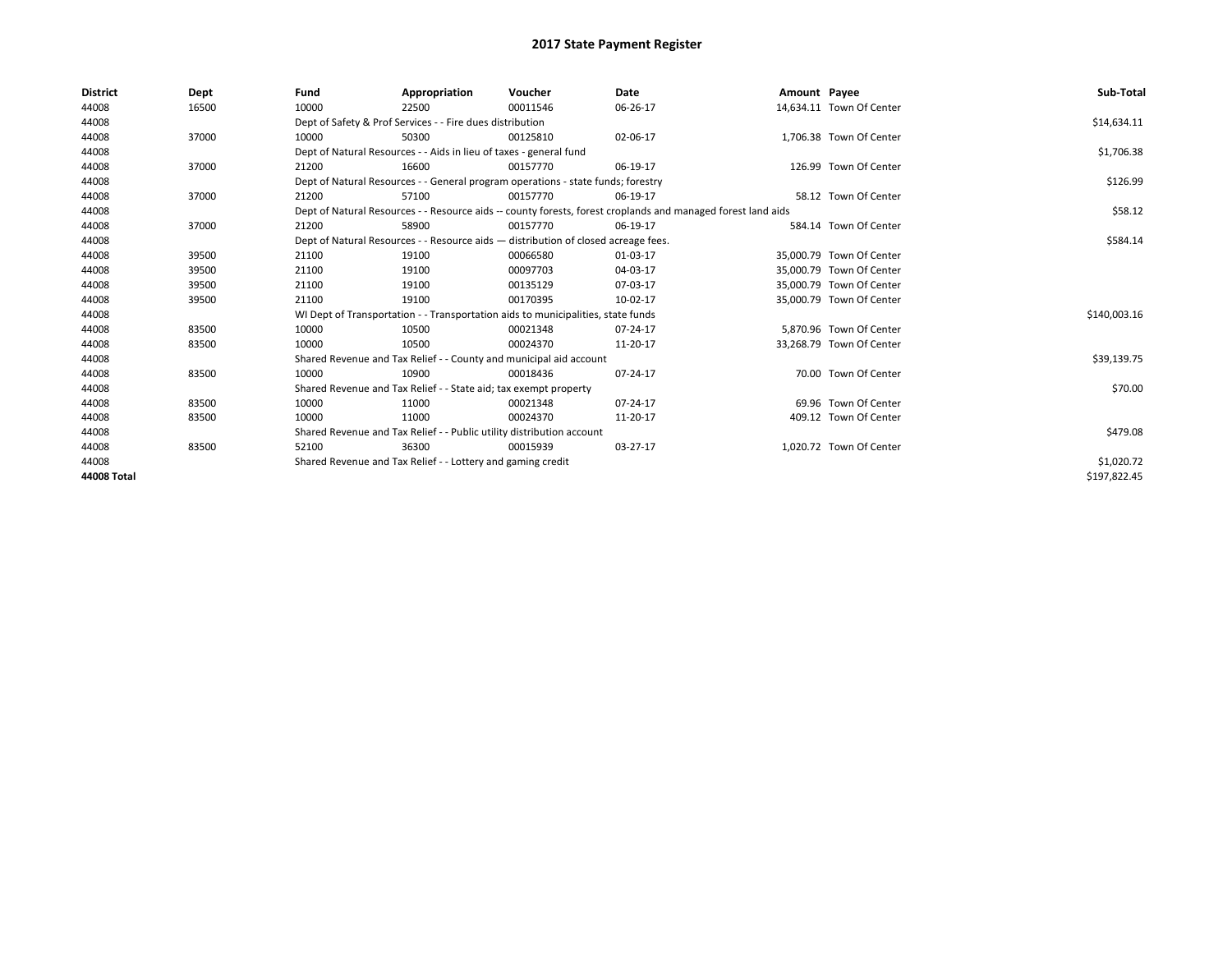# 2017 State Payment Register

| District | Dept | Fund | Appropriation | Voucher | Date | Amount | Payee | Sub-Total |
|---|---|---|---|---|---|---|---|---|
| 44008 | 16500 | 10000 | 22500 | 00011546 | 06-26-17 | 14,634.11 | Town Of Center | |
| 44008 | | Dept of Safety & Prof Services - - Fire dues distribution | | | | | | $14,634.11 |
| 44008 | 37000 | 10000 | 50300 | 00125810 | 02-06-17 | 1,706.38 | Town Of Center | |
| 44008 | | Dept of Natural Resources - - Aids in lieu of taxes - general fund | | | | | | $1,706.38 |
| 44008 | 37000 | 21200 | 16600 | 00157770 | 06-19-17 | 126.99 | Town Of Center | |
| 44008 | | Dept of Natural Resources - - General program operations - state funds; forestry | | | | | | $126.99 |
| 44008 | 37000 | 21200 | 57100 | 00157770 | 06-19-17 | 58.12 | Town Of Center | |
| 44008 | | Dept of Natural Resources - - Resource aids -- county forests, forest croplands and managed forest land aids | | | | | | $58.12 |
| 44008 | 37000 | 21200 | 58900 | 00157770 | 06-19-17 | 584.14 | Town Of Center | |
| 44008 | | Dept of Natural Resources - - Resource aids — distribution of closed acreage fees. | | | | | | $584.14 |
| 44008 | 39500 | 21100 | 19100 | 00066580 | 01-03-17 | 35,000.79 | Town Of Center | |
| 44008 | 39500 | 21100 | 19100 | 00097703 | 04-03-17 | 35,000.79 | Town Of Center | |
| 44008 | 39500 | 21100 | 19100 | 00135129 | 07-03-17 | 35,000.79 | Town Of Center | |
| 44008 | 39500 | 21100 | 19100 | 00170395 | 10-02-17 | 35,000.79 | Town Of Center | |
| 44008 | | WI Dept of Transportation - - Transportation aids to municipalities, state funds | | | | | | $140,003.16 |
| 44008 | 83500 | 10000 | 10500 | 00021348 | 07-24-17 | 5,870.96 | Town Of Center | |
| 44008 | 83500 | 10000 | 10500 | 00024370 | 11-20-17 | 33,268.79 | Town Of Center | |
| 44008 | | Shared Revenue and Tax Relief - - County and municipal aid account | | | | | | $39,139.75 |
| 44008 | 83500 | 10000 | 10900 | 00018436 | 07-24-17 | 70.00 | Town Of Center | |
| 44008 | | Shared Revenue and Tax Relief - - State aid; tax exempt property | | | | | | $70.00 |
| 44008 | 83500 | 10000 | 11000 | 00021348 | 07-24-17 | 69.96 | Town Of Center | |
| 44008 | 83500 | 10000 | 11000 | 00024370 | 11-20-17 | 409.12 | Town Of Center | |
| 44008 | | Shared Revenue and Tax Relief - - Public utility distribution account | | | | | | $479.08 |
| 44008 | 83500 | 52100 | 36300 | 00015939 | 03-27-17 | 1,020.72 | Town Of Center | |
| 44008 | | Shared Revenue and Tax Relief - - Lottery and gaming credit | | | | | | $1,020.72 |
| 44008 Total | | | | | | | | $197,822.45 |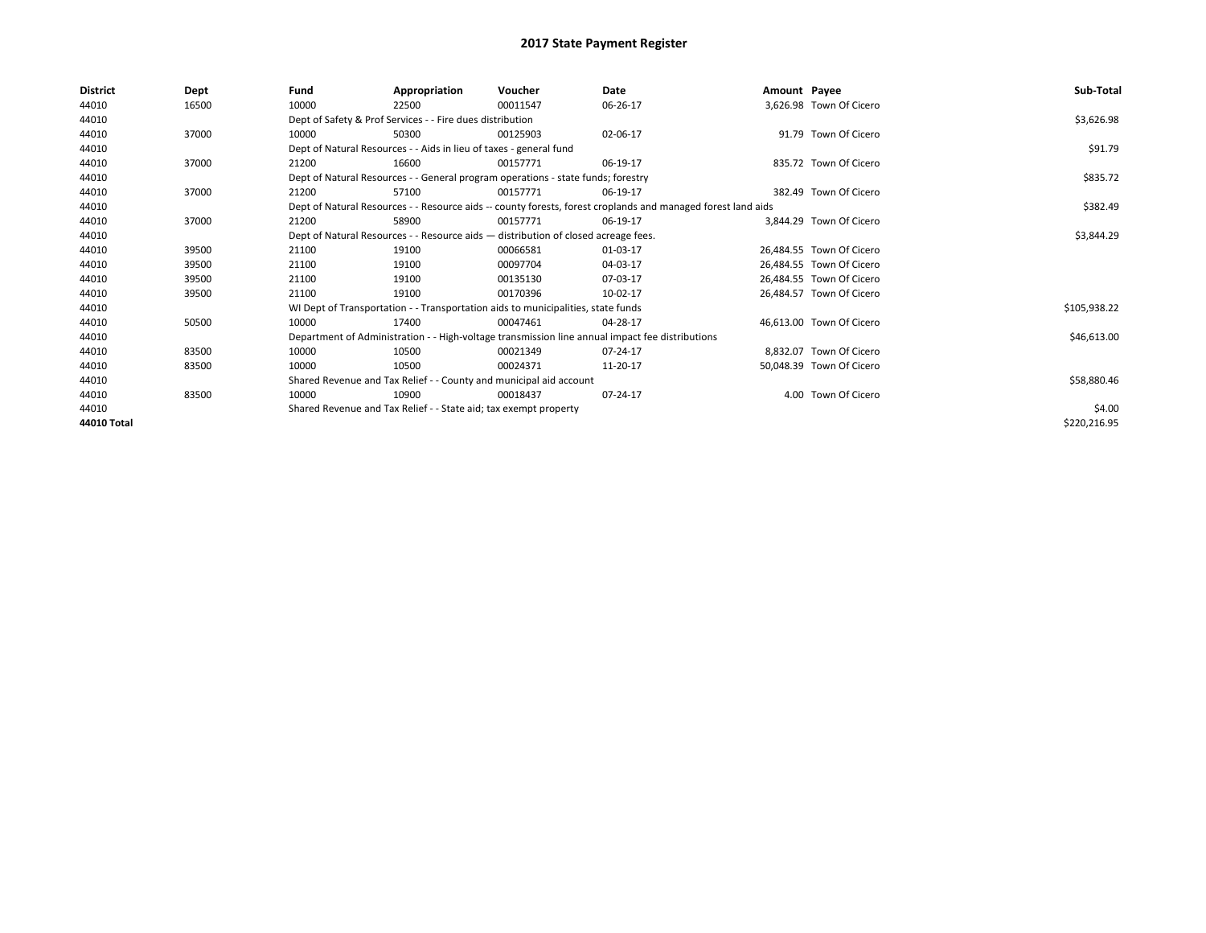# 2017 State Payment Register

| District | Dept | Fund | Appropriation | Voucher | Date | Amount | Payee | Sub-Total |
|---|---|---|---|---|---|---|---|---|
| 44010 | 16500 | 10000 | 22500 | 00011547 | 06-26-17 | 3,626.98 | Town Of Cicero | |
| 44010 | | Dept of Safety & Prof Services - - Fire dues distribution | | | | | | $3,626.98 |
| 44010 | 37000 | 10000 | 50300 | 00125903 | 02-06-17 | 91.79 | Town Of Cicero | |
| 44010 | | Dept of Natural Resources - - Aids in lieu of taxes - general fund | | | | | | $91.79 |
| 44010 | 37000 | 21200 | 16600 | 00157771 | 06-19-17 | 835.72 | Town Of Cicero | |
| 44010 | | Dept of Natural Resources - - General program operations - state funds; forestry | | | | | | $835.72 |
| 44010 | 37000 | 21200 | 57100 | 00157771 | 06-19-17 | 382.49 | Town Of Cicero | |
| 44010 | | Dept of Natural Resources - - Resource aids -- county forests, forest croplands and managed forest land aids | | | | | | $382.49 |
| 44010 | 37000 | 21200 | 58900 | 00157771 | 06-19-17 | 3,844.29 | Town Of Cicero | |
| 44010 | | Dept of Natural Resources - - Resource aids — distribution of closed acreage fees. | | | | | | $3,844.29 |
| 44010 | 39500 | 21100 | 19100 | 00066581 | 01-03-17 | 26,484.55 | Town Of Cicero | |
| 44010 | 39500 | 21100 | 19100 | 00097704 | 04-03-17 | 26,484.55 | Town Of Cicero | |
| 44010 | 39500 | 21100 | 19100 | 00135130 | 07-03-17 | 26,484.55 | Town Of Cicero | |
| 44010 | 39500 | 21100 | 19100 | 00170396 | 10-02-17 | 26,484.57 | Town Of Cicero | |
| 44010 | | WI Dept of Transportation - - Transportation aids to municipalities, state funds | | | | | | $105,938.22 |
| 44010 | 50500 | 10000 | 17400 | 00047461 | 04-28-17 | 46,613.00 | Town Of Cicero | |
| 44010 | | Department of Administration - - High-voltage transmission line annual impact fee distributions | | | | | | $46,613.00 |
| 44010 | 83500 | 10000 | 10500 | 00021349 | 07-24-17 | 8,832.07 | Town Of Cicero | |
| 44010 | 83500 | 10000 | 10500 | 00024371 | 11-20-17 | 50,048.39 | Town Of Cicero | |
| 44010 | | Shared Revenue and Tax Relief - - County and municipal aid account | | | | | | $58,880.46 |
| 44010 | 83500 | 10000 | 10900 | 00018437 | 07-24-17 | 4.00 | Town Of Cicero | |
| 44010 | | Shared Revenue and Tax Relief - - State aid; tax exempt property | | | | | | $4.00 |
| 44010 Total | | | | | | | | $220,216.95 |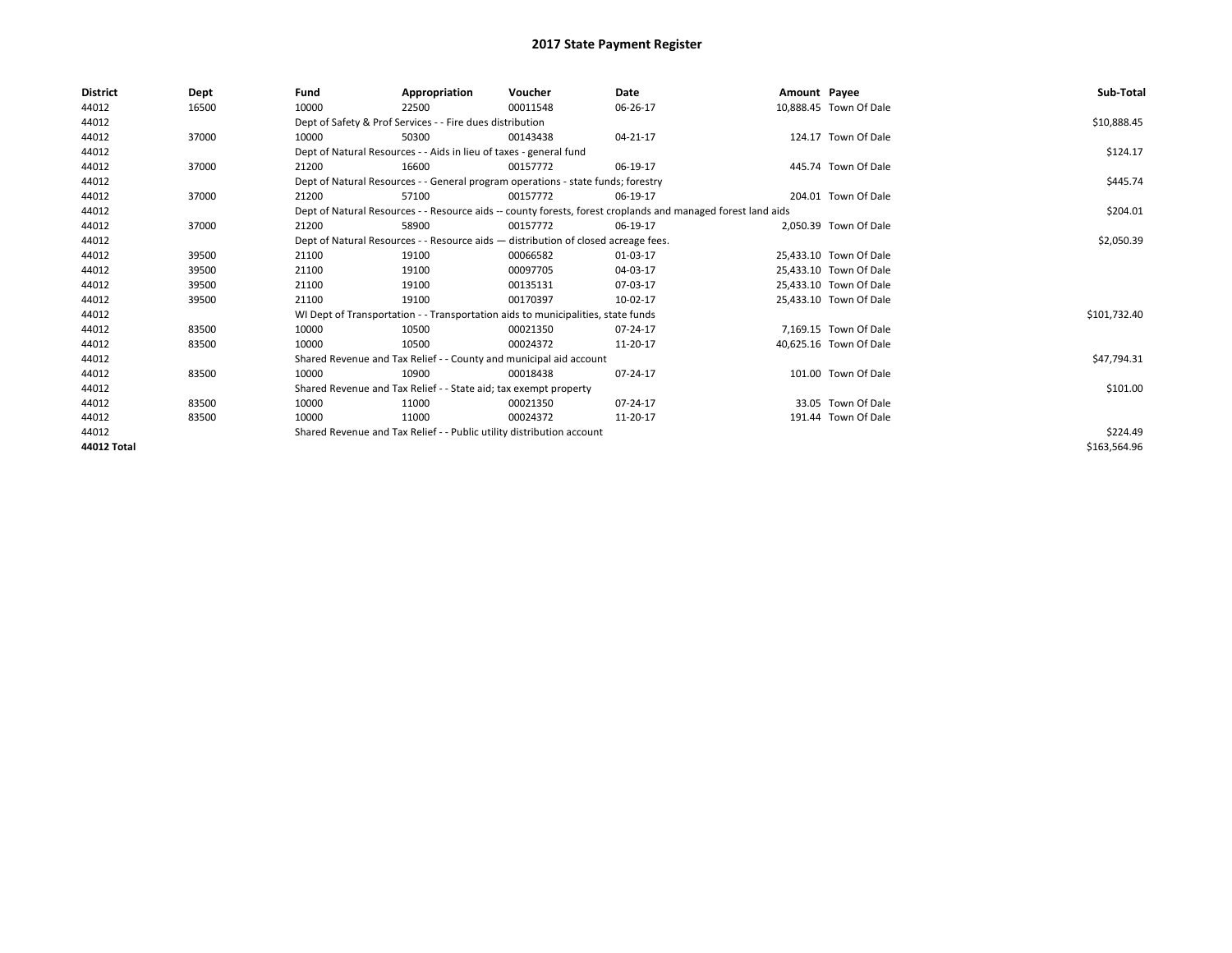# 2017 State Payment Register

| District | Dept | Fund | Appropriation | Voucher | Date | Amount | Payee | Sub-Total |
|---|---|---|---|---|---|---|---|---|
| 44012 | 16500 | 10000 | 22500 | 00011548 | 06-26-17 | 10,888.45 | Town Of Dale | |
| 44012 | | Dept of Safety & Prof Services - - Fire dues distribution | | | | | | $10,888.45 |
| 44012 | 37000 | 10000 | 50300 | 00143438 | 04-21-17 | 124.17 | Town Of Dale | |
| 44012 | | Dept of Natural Resources - - Aids in lieu of taxes - general fund | | | | | | $124.17 |
| 44012 | 37000 | 21200 | 16600 | 00157772 | 06-19-17 | 445.74 | Town Of Dale | |
| 44012 | | Dept of Natural Resources - - General program operations - state funds; forestry | | | | | | $445.74 |
| 44012 | 37000 | 21200 | 57100 | 00157772 | 06-19-17 | 204.01 | Town Of Dale | |
| 44012 | | Dept of Natural Resources - - Resource aids -- county forests, forest croplands and managed forest land aids | | | | | | $204.01 |
| 44012 | 37000 | 21200 | 58900 | 00157772 | 06-19-17 | 2,050.39 | Town Of Dale | |
| 44012 | | Dept of Natural Resources - - Resource aids — distribution of closed acreage fees. | | | | | | $2,050.39 |
| 44012 | 39500 | 21100 | 19100 | 00066582 | 01-03-17 | 25,433.10 | Town Of Dale | |
| 44012 | 39500 | 21100 | 19100 | 00097705 | 04-03-17 | 25,433.10 | Town Of Dale | |
| 44012 | 39500 | 21100 | 19100 | 00135131 | 07-03-17 | 25,433.10 | Town Of Dale | |
| 44012 | 39500 | 21100 | 19100 | 00170397 | 10-02-17 | 25,433.10 | Town Of Dale | |
| 44012 | | WI Dept of Transportation - - Transportation aids to municipalities, state funds | | | | | | $101,732.40 |
| 44012 | 83500 | 10000 | 10500 | 00021350 | 07-24-17 | 7,169.15 | Town Of Dale | |
| 44012 | 83500 | 10000 | 10500 | 00024372 | 11-20-17 | 40,625.16 | Town Of Dale | |
| 44012 | | Shared Revenue and Tax Relief - - County and municipal aid account | | | | | | $47,794.31 |
| 44012 | 83500 | 10000 | 10900 | 00018438 | 07-24-17 | 101.00 | Town Of Dale | |
| 44012 | | Shared Revenue and Tax Relief - - State aid; tax exempt property | | | | | | $101.00 |
| 44012 | 83500 | 10000 | 11000 | 00021350 | 07-24-17 | 33.05 | Town Of Dale | |
| 44012 | 83500 | 10000 | 11000 | 00024372 | 11-20-17 | 191.44 | Town Of Dale | |
| 44012 | | Shared Revenue and Tax Relief - - Public utility distribution account | | | | | | $224.49 |
| 44012 Total | | | | | | | | $163,564.96 |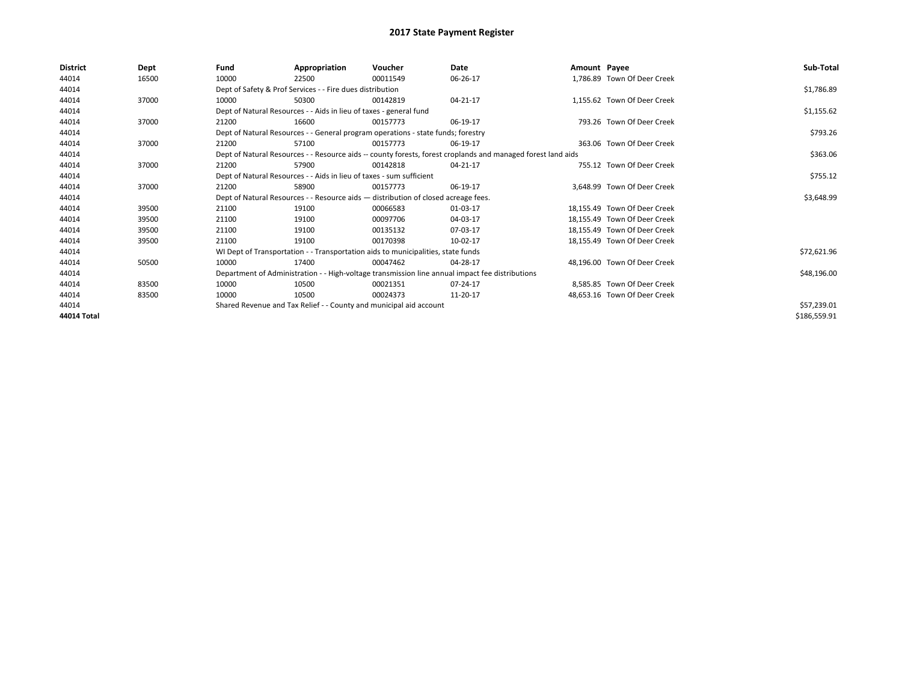# 2017 State Payment Register

| District | Dept | Fund | Appropriation | Voucher | Date | Amount | Payee | Sub-Total |
| --- | --- | --- | --- | --- | --- | --- | --- | --- |
| 44014 | 16500 | 10000 | 22500 | 00011549 | 06-26-17 | 1,786.89 | Town Of Deer Creek | |
| 44014 | | Dept of Safety & Prof Services - - Fire dues distribution | | | | | | $1,786.89 |
| 44014 | 37000 | 10000 | 50300 | 00142819 | 04-21-17 | 1,155.62 | Town Of Deer Creek | |
| 44014 | | Dept of Natural Resources - - Aids in lieu of taxes - general fund | | | | | | $1,155.62 |
| 44014 | 37000 | 21200 | 16600 | 00157773 | 06-19-17 | 793.26 | Town Of Deer Creek | |
| 44014 | | Dept of Natural Resources - - General program operations - state funds; forestry | | | | | | $793.26 |
| 44014 | 37000 | 21200 | 57100 | 00157773 | 06-19-17 | 363.06 | Town Of Deer Creek | |
| 44014 | | Dept of Natural Resources - - Resource aids -- county forests, forest croplands and managed forest land aids | | | | | | $363.06 |
| 44014 | 37000 | 21200 | 57900 | 00142818 | 04-21-17 | 755.12 | Town Of Deer Creek | |
| 44014 | | Dept of Natural Resources - - Aids in lieu of taxes - sum sufficient | | | | | | $755.12 |
| 44014 | 37000 | 21200 | 58900 | 00157773 | 06-19-17 | 3,648.99 | Town Of Deer Creek | |
| 44014 | | Dept of Natural Resources - - Resource aids — distribution of closed acreage fees. | | | | | | $3,648.99 |
| 44014 | 39500 | 21100 | 19100 | 00066583 | 01-03-17 | 18,155.49 | Town Of Deer Creek | |
| 44014 | 39500 | 21100 | 19100 | 00097706 | 04-03-17 | 18,155.49 | Town Of Deer Creek | |
| 44014 | 39500 | 21100 | 19100 | 00135132 | 07-03-17 | 18,155.49 | Town Of Deer Creek | |
| 44014 | 39500 | 21100 | 19100 | 00170398 | 10-02-17 | 18,155.49 | Town Of Deer Creek | |
| 44014 | | WI Dept of Transportation - - Transportation aids to municipalities, state funds | | | | | | $72,621.96 |
| 44014 | 50500 | 10000 | 17400 | 00047462 | 04-28-17 | 48,196.00 | Town Of Deer Creek | |
| 44014 | | Department of Administration - - High-voltage transmission line annual impact fee distributions | | | | | | $48,196.00 |
| 44014 | 83500 | 10000 | 10500 | 00021351 | 07-24-17 | 8,585.85 | Town Of Deer Creek | |
| 44014 | 83500 | 10000 | 10500 | 00024373 | 11-20-17 | 48,653.16 | Town Of Deer Creek | |
| 44014 | | Shared Revenue and Tax Relief - - County and municipal aid account | | | | | | $57,239.01 |
| 44014 Total | | | | | | | | $186,559.91 |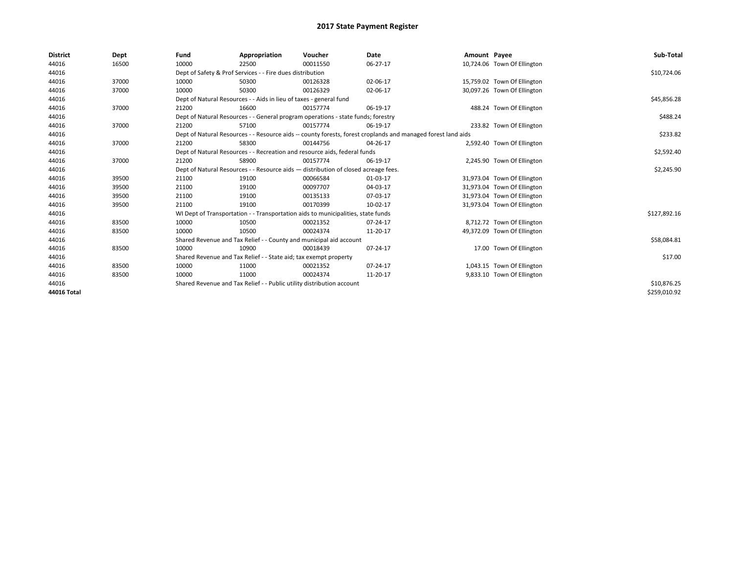# 2017 State Payment Register

| District | Dept | Fund | Appropriation | Voucher | Date | Amount | Payee | Sub-Total |
|---|---|---|---|---|---|---|---|---|
| 44016 | 16500 | 10000 | 22500 | 00011550 | 06-27-17 | 10,724.06 | Town Of Ellington | |
| 44016 | | Dept of Safety & Prof Services - - Fire dues distribution | | | | | | $10,724.06 |
| 44016 | 37000 | 10000 | 50300 | 00126328 | 02-06-17 | 15,759.02 | Town Of Ellington | |
| 44016 | 37000 | 10000 | 50300 | 00126329 | 02-06-17 | 30,097.26 | Town Of Ellington | |
| 44016 | | Dept of Natural Resources - - Aids in lieu of taxes - general fund | | | | | | $45,856.28 |
| 44016 | 37000 | 21200 | 16600 | 00157774 | 06-19-17 | 488.24 | Town Of Ellington | |
| 44016 | | Dept of Natural Resources - - General program operations - state funds; forestry | | | | | | $488.24 |
| 44016 | 37000 | 21200 | 57100 | 00157774 | 06-19-17 | 233.82 | Town Of Ellington | |
| 44016 | | Dept of Natural Resources - - Resource aids -- county forests, forest croplands and managed forest land aids | | | | | | $233.82 |
| 44016 | 37000 | 21200 | 58300 | 00144756 | 04-26-17 | 2,592.40 | Town Of Ellington | |
| 44016 | | Dept of Natural Resources - - Recreation and resource aids, federal funds | | | | | | $2,592.40 |
| 44016 | 37000 | 21200 | 58900 | 00157774 | 06-19-17 | 2,245.90 | Town Of Ellington | |
| 44016 | | Dept of Natural Resources - - Resource aids — distribution of closed acreage fees. | | | | | | $2,245.90 |
| 44016 | 39500 | 21100 | 19100 | 00066584 | 01-03-17 | 31,973.04 | Town Of Ellington | |
| 44016 | 39500 | 21100 | 19100 | 00097707 | 04-03-17 | 31,973.04 | Town Of Ellington | |
| 44016 | 39500 | 21100 | 19100 | 00135133 | 07-03-17 | 31,973.04 | Town Of Ellington | |
| 44016 | 39500 | 21100 | 19100 | 00170399 | 10-02-17 | 31,973.04 | Town Of Ellington | |
| 44016 | | WI Dept of Transportation - - Transportation aids to municipalities, state funds | | | | | | $127,892.16 |
| 44016 | 83500 | 10000 | 10500 | 00021352 | 07-24-17 | 8,712.72 | Town Of Ellington | |
| 44016 | 83500 | 10000 | 10500 | 00024374 | 11-20-17 | 49,372.09 | Town Of Ellington | |
| 44016 | | Shared Revenue and Tax Relief - - County and municipal aid account | | | | | | $58,084.81 |
| 44016 | 83500 | 10000 | 10900 | 00018439 | 07-24-17 | 17.00 | Town Of Ellington | |
| 44016 | | Shared Revenue and Tax Relief - - State aid; tax exempt property | | | | | | $17.00 |
| 44016 | 83500 | 10000 | 11000 | 00021352 | 07-24-17 | 1,043.15 | Town Of Ellington | |
| 44016 | 83500 | 10000 | 11000 | 00024374 | 11-20-17 | 9,833.10 | Town Of Ellington | |
| 44016 | | Shared Revenue and Tax Relief - - Public utility distribution account | | | | | | $10,876.25 |
| 44016 Total | | | | | | | | $259,010.92 |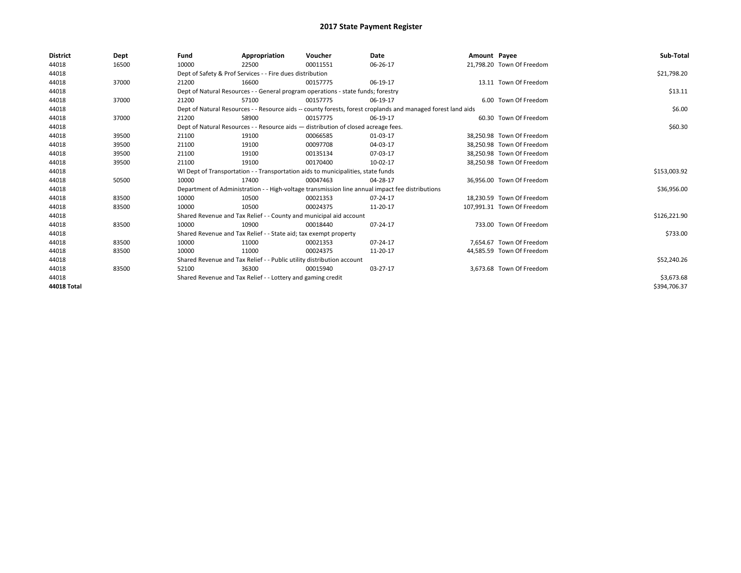# 2017 State Payment Register

| District | Dept | Fund | Appropriation | Voucher | Date | Amount | Payee | Sub-Total |
|---|---|---|---|---|---|---|---|---|
| 44018 | 16500 | 10000 | 22500 | 00011551 | 06-26-17 | 21,798.20 | Town Of Freedom | |
| 44018 | | Dept of Safety & Prof Services - - Fire dues distribution | | | | | | $21,798.20 |
| 44018 | 37000 | 21200 | 16600 | 00157775 | 06-19-17 | 13.11 | Town Of Freedom | |
| 44018 | | Dept of Natural Resources - - General program operations - state funds; forestry | | | | | | $13.11 |
| 44018 | 37000 | 21200 | 57100 | 00157775 | 06-19-17 | 6.00 | Town Of Freedom | |
| 44018 | | Dept of Natural Resources - - Resource aids -- county forests, forest croplands and managed forest land aids | | | | | | $6.00 |
| 44018 | 37000 | 21200 | 58900 | 00157775 | 06-19-17 | 60.30 | Town Of Freedom | |
| 44018 | | Dept of Natural Resources - - Resource aids — distribution of closed acreage fees. | | | | | | $60.30 |
| 44018 | 39500 | 21100 | 19100 | 00066585 | 01-03-17 | 38,250.98 | Town Of Freedom | |
| 44018 | 39500 | 21100 | 19100 | 00097708 | 04-03-17 | 38,250.98 | Town Of Freedom | |
| 44018 | 39500 | 21100 | 19100 | 00135134 | 07-03-17 | 38,250.98 | Town Of Freedom | |
| 44018 | 39500 | 21100 | 19100 | 00170400 | 10-02-17 | 38,250.98 | Town Of Freedom | |
| 44018 | | WI Dept of Transportation - - Transportation aids to municipalities, state funds | | | | | | $153,003.92 |
| 44018 | 50500 | 10000 | 17400 | 00047463 | 04-28-17 | 36,956.00 | Town Of Freedom | |
| 44018 | | Department of Administration - - High-voltage transmission line annual impact fee distributions | | | | | | $36,956.00 |
| 44018 | 83500 | 10000 | 10500 | 00021353 | 07-24-17 | 18,230.59 | Town Of Freedom | |
| 44018 | 83500 | 10000 | 10500 | 00024375 | 11-20-17 | 107,991.31 | Town Of Freedom | |
| 44018 | | Shared Revenue and Tax Relief - - County and municipal aid account | | | | | | $126,221.90 |
| 44018 | 83500 | 10000 | 10900 | 00018440 | 07-24-17 | 733.00 | Town Of Freedom | |
| 44018 | | Shared Revenue and Tax Relief - - State aid; tax exempt property | | | | | | $733.00 |
| 44018 | 83500 | 10000 | 11000 | 00021353 | 07-24-17 | 7,654.67 | Town Of Freedom | |
| 44018 | 83500 | 10000 | 11000 | 00024375 | 11-20-17 | 44,585.59 | Town Of Freedom | |
| 44018 | | Shared Revenue and Tax Relief - - Public utility distribution account | | | | | | $52,240.26 |
| 44018 | 83500 | 52100 | 36300 | 00015940 | 03-27-17 | 3,673.68 | Town Of Freedom | |
| 44018 | | Shared Revenue and Tax Relief - - Lottery and gaming credit | | | | | | $3,673.68 |
| 44018 Total | | | | | | | | $394,706.37 |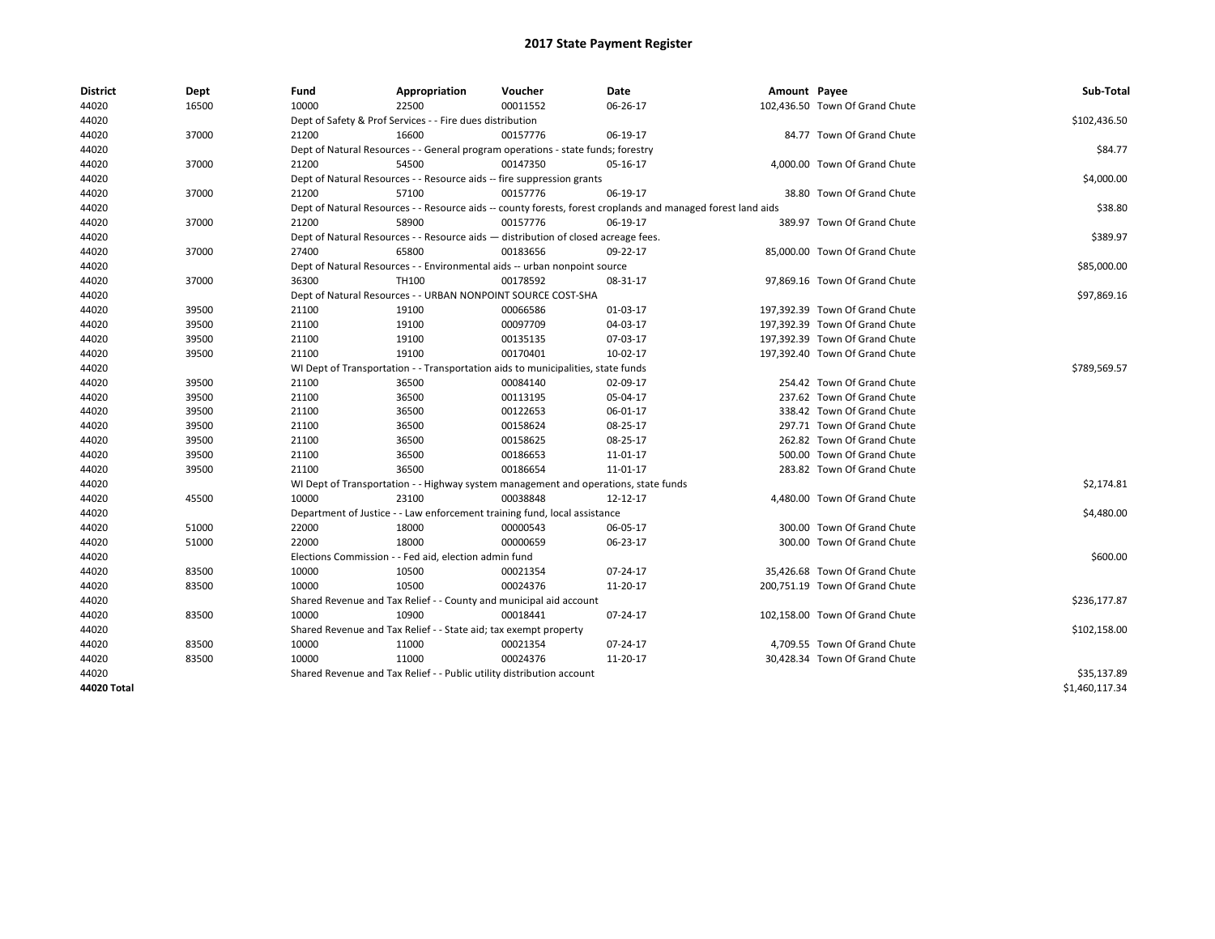# 2017 State Payment Register

| District | Dept | Fund | Appropriation | Voucher | Date | Amount | Payee | Sub-Total |
|---|---|---|---|---|---|---|---|---|
| 44020 | 16500 | 10000 | 22500 | 00011552 | 06-26-17 | 102,436.50 | Town Of Grand Chute | |
| 44020 | | Dept of Safety & Prof Services - - Fire dues distribution | | | | | | $102,436.50 |
| 44020 | 37000 | 21200 | 16600 | 00157776 | 06-19-17 | 84.77 | Town Of Grand Chute | |
| 44020 | | Dept of Natural Resources - - General program operations - state funds; forestry | | | | | | $84.77 |
| 44020 | 37000 | 21200 | 54500 | 00147350 | 05-16-17 | 4,000.00 | Town Of Grand Chute | |
| 44020 | | Dept of Natural Resources - - Resource aids -- fire suppression grants | | | | | | $4,000.00 |
| 44020 | 37000 | 21200 | 57100 | 00157776 | 06-19-17 | 38.80 | Town Of Grand Chute | |
| 44020 | | Dept of Natural Resources - - Resource aids -- county forests, forest croplands and managed forest land aids | | | | | | $38.80 |
| 44020 | 37000 | 21200 | 58900 | 00157776 | 06-19-17 | 389.97 | Town Of Grand Chute | |
| 44020 | | Dept of Natural Resources - - Resource aids — distribution of closed acreage fees. | | | | | | $389.97 |
| 44020 | 37000 | 27400 | 65800 | 00183656 | 09-22-17 | 85,000.00 | Town Of Grand Chute | |
| 44020 | | Dept of Natural Resources - - Environmental aids -- urban nonpoint source | | | | | | $85,000.00 |
| 44020 | 37000 | 36300 | TH100 | 00178592 | 08-31-17 | 97,869.16 | Town Of Grand Chute | |
| 44020 | | Dept of Natural Resources - - URBAN NONPOINT SOURCE COST-SHA | | | | | | $97,869.16 |
| 44020 | 39500 | 21100 | 19100 | 00066586 | 01-03-17 | 197,392.39 | Town Of Grand Chute | |
| 44020 | 39500 | 21100 | 19100 | 00097709 | 04-03-17 | 197,392.39 | Town Of Grand Chute | |
| 44020 | 39500 | 21100 | 19100 | 00135135 | 07-03-17 | 197,392.39 | Town Of Grand Chute | |
| 44020 | 39500 | 21100 | 19100 | 00170401 | 10-02-17 | 197,392.40 | Town Of Grand Chute | |
| 44020 | | WI Dept of Transportation - - Transportation aids to municipalities, state funds | | | | | | $789,569.57 |
| 44020 | 39500 | 21100 | 36500 | 00084140 | 02-09-17 | 254.42 | Town Of Grand Chute | |
| 44020 | 39500 | 21100 | 36500 | 00113195 | 05-04-17 | 237.62 | Town Of Grand Chute | |
| 44020 | 39500 | 21100 | 36500 | 00122653 | 06-01-17 | 338.42 | Town Of Grand Chute | |
| 44020 | 39500 | 21100 | 36500 | 00158624 | 08-25-17 | 297.71 | Town Of Grand Chute | |
| 44020 | 39500 | 21100 | 36500 | 00158625 | 08-25-17 | 262.82 | Town Of Grand Chute | |
| 44020 | 39500 | 21100 | 36500 | 00186653 | 11-01-17 | 500.00 | Town Of Grand Chute | |
| 44020 | 39500 | 21100 | 36500 | 00186654 | 11-01-17 | 283.82 | Town Of Grand Chute | |
| 44020 | | WI Dept of Transportation - - Highway system management and operations, state funds | | | | | | $2,174.81 |
| 44020 | 45500 | 10000 | 23100 | 00038848 | 12-12-17 | 4,480.00 | Town Of Grand Chute | |
| 44020 | | Department of Justice - - Law enforcement training fund, local assistance | | | | | | $4,480.00 |
| 44020 | 51000 | 22000 | 18000 | 00000543 | 06-05-17 | 300.00 | Town Of Grand Chute | |
| 44020 | 51000 | 22000 | 18000 | 00000659 | 06-23-17 | 300.00 | Town Of Grand Chute | |
| 44020 | | Elections Commission - - Fed aid, election admin fund | | | | | | $600.00 |
| 44020 | 83500 | 10000 | 10500 | 00021354 | 07-24-17 | 35,426.68 | Town Of Grand Chute | |
| 44020 | 83500 | 10000 | 10500 | 00024376 | 11-20-17 | 200,751.19 | Town Of Grand Chute | |
| 44020 | | Shared Revenue and Tax Relief - - County and municipal aid account | | | | | | $236,177.87 |
| 44020 | 83500 | 10000 | 10900 | 00018441 | 07-24-17 | 102,158.00 | Town Of Grand Chute | |
| 44020 | | Shared Revenue and Tax Relief - - State aid; tax exempt property | | | | | | $102,158.00 |
| 44020 | 83500 | 10000 | 11000 | 00021354 | 07-24-17 | 4,709.55 | Town Of Grand Chute | |
| 44020 | 83500 | 10000 | 11000 | 00024376 | 11-20-17 | 30,428.34 | Town Of Grand Chute | |
| 44020 | | Shared Revenue and Tax Relief - - Public utility distribution account | | | | | | $35,137.89 |
| 44020 Total | | | | | | | | $1,460,117.34 |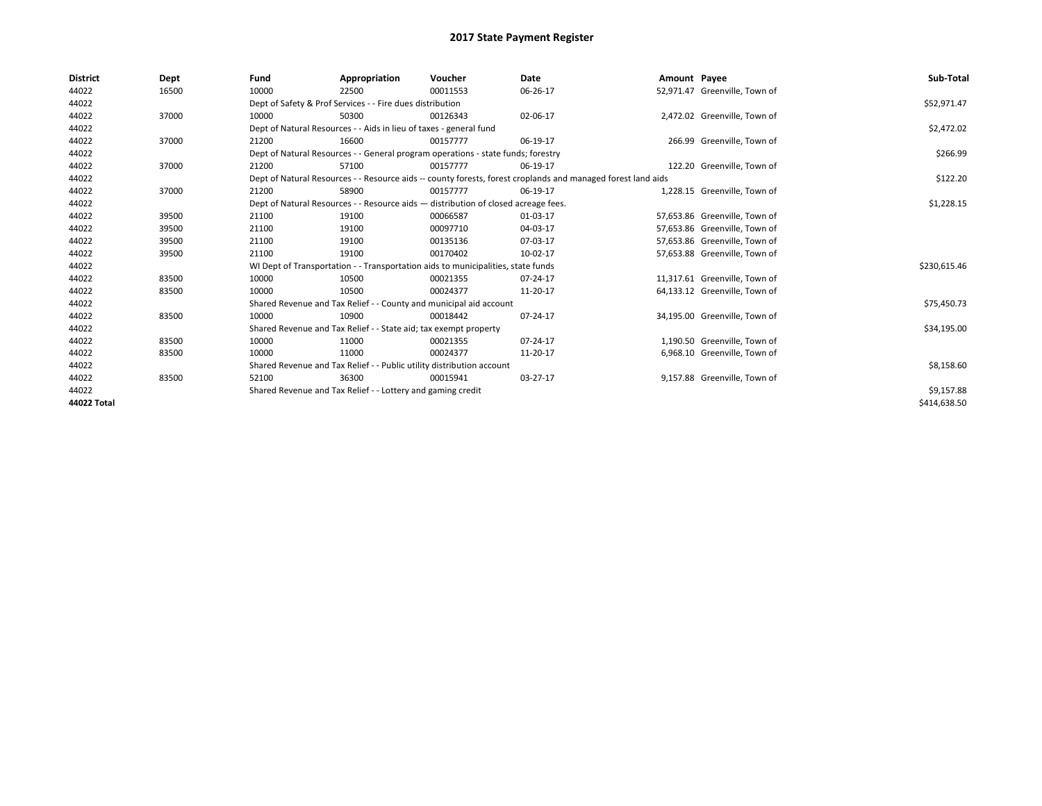# 2017 State Payment Register

| District | Dept | Fund | Appropriation | Voucher | Date | Amount | Payee | Sub-Total |
|---|---|---|---|---|---|---|---|---|
| 44022 | 16500 | 10000 | 22500 | 00011553 | 06-26-17 | 52,971.47 | Greenville, Town of | |
| 44022 | | Dept of Safety & Prof Services - - Fire dues distribution | | | | | | $52,971.47 |
| 44022 | 37000 | 10000 | 50300 | 00126343 | 02-06-17 | 2,472.02 | Greenville, Town of | |
| 44022 | | Dept of Natural Resources - - Aids in lieu of taxes - general fund | | | | | | $2,472.02 |
| 44022 | 37000 | 21200 | 16600 | 00157777 | 06-19-17 | 266.99 | Greenville, Town of | |
| 44022 | | Dept of Natural Resources - - General program operations - state funds; forestry | | | | | | $266.99 |
| 44022 | 37000 | 21200 | 57100 | 00157777 | 06-19-17 | 122.20 | Greenville, Town of | |
| 44022 | | Dept of Natural Resources - - Resource aids -- county forests, forest croplands and managed forest land aids | | | | | | $122.20 |
| 44022 | 37000 | 21200 | 58900 | 00157777 | 06-19-17 | 1,228.15 | Greenville, Town of | |
| 44022 | | Dept of Natural Resources - - Resource aids — distribution of closed acreage fees. | | | | | | $1,228.15 |
| 44022 | 39500 | 21100 | 19100 | 00066587 | 01-03-17 | 57,653.86 | Greenville, Town of | |
| 44022 | 39500 | 21100 | 19100 | 00097710 | 04-03-17 | 57,653.86 | Greenville, Town of | |
| 44022 | 39500 | 21100 | 19100 | 00135136 | 07-03-17 | 57,653.86 | Greenville, Town of | |
| 44022 | 39500 | 21100 | 19100 | 00170402 | 10-02-17 | 57,653.88 | Greenville, Town of | |
| 44022 | | WI Dept of Transportation - - Transportation aids to municipalities, state funds | | | | | | $230,615.46 |
| 44022 | 83500 | 10000 | 10500 | 00021355 | 07-24-17 | 11,317.61 | Greenville, Town of | |
| 44022 | 83500 | 10000 | 10500 | 00024377 | 11-20-17 | 64,133.12 | Greenville, Town of | |
| 44022 | | Shared Revenue and Tax Relief - - County and municipal aid account | | | | | | $75,450.73 |
| 44022 | 83500 | 10000 | 10900 | 00018442 | 07-24-17 | 34,195.00 | Greenville, Town of | |
| 44022 | | Shared Revenue and Tax Relief - - State aid; tax exempt property | | | | | | $34,195.00 |
| 44022 | 83500 | 10000 | 11000 | 00021355 | 07-24-17 | 1,190.50 | Greenville, Town of | |
| 44022 | 83500 | 10000 | 11000 | 00024377 | 11-20-17 | 6,968.10 | Greenville, Town of | |
| 44022 | | Shared Revenue and Tax Relief - - Public utility distribution account | | | | | | $8,158.60 |
| 44022 | 83500 | 52100 | 36300 | 00015941 | 03-27-17 | 9,157.88 | Greenville, Town of | |
| 44022 | | Shared Revenue and Tax Relief - - Lottery and gaming credit | | | | | | $9,157.88 |
| **44022 Total** | | | | | | | | $414,638.50 |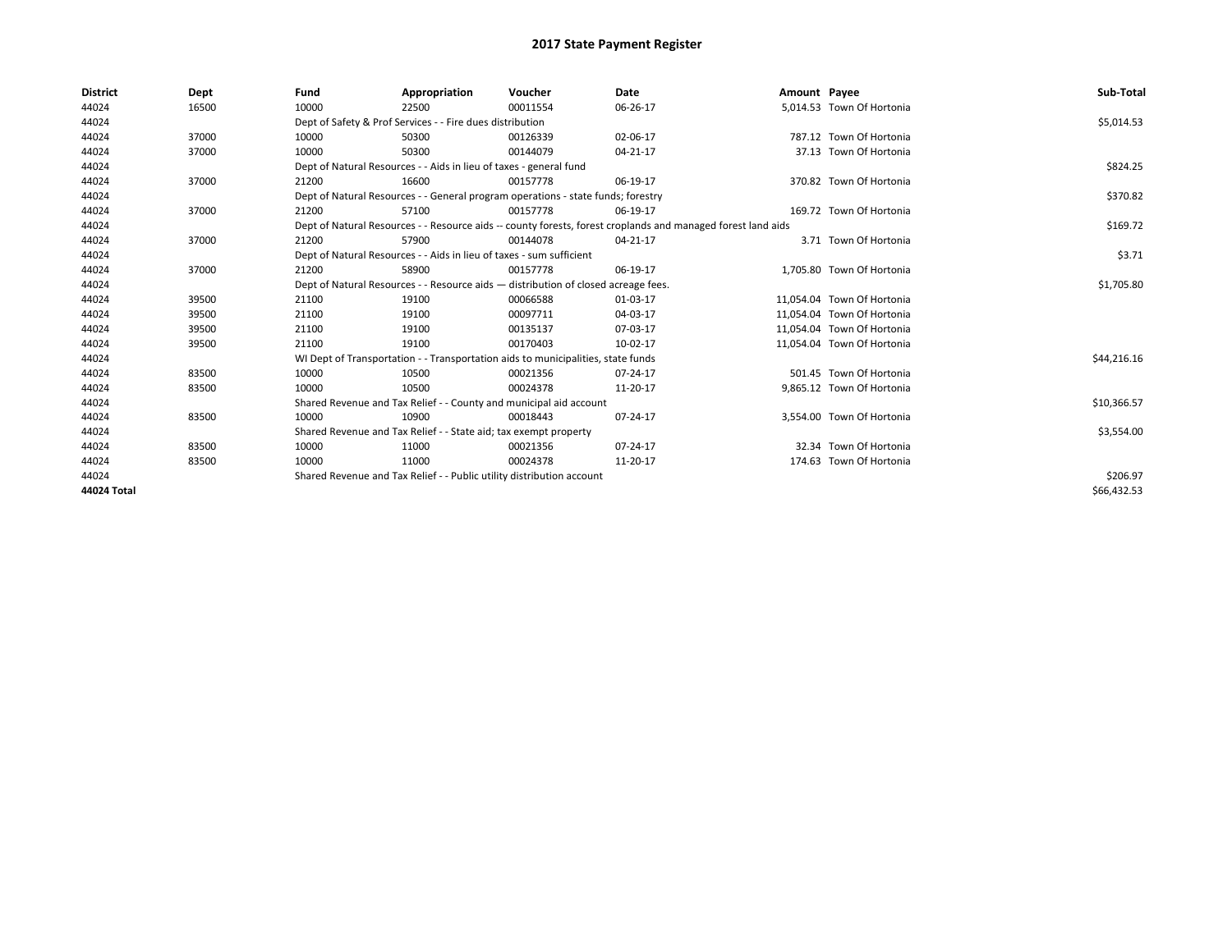# 2017 State Payment Register

| District | Dept | Fund | Appropriation | Voucher | Date | Amount | Payee | Sub-Total |
|---|---|---|---|---|---|---|---|---|
| 44024 | 16500 | 10000 | 22500 | 00011554 | 06-26-17 | 5,014.53 | Town Of Hortonia | |
| 44024 | | Dept of Safety & Prof Services - - Fire dues distribution | | | | | | $5,014.53 |
| 44024 | 37000 | 10000 | 50300 | 00126339 | 02-06-17 | 787.12 | Town Of Hortonia | |
| 44024 | 37000 | 10000 | 50300 | 00144079 | 04-21-17 | 37.13 | Town Of Hortonia | |
| 44024 | | Dept of Natural Resources - - Aids in lieu of taxes - general fund | | | | | | $824.25 |
| 44024 | 37000 | 21200 | 16600 | 00157778 | 06-19-17 | 370.82 | Town Of Hortonia | |
| 44024 | | Dept of Natural Resources - - General program operations - state funds; forestry | | | | | | $370.82 |
| 44024 | 37000 | 21200 | 57100 | 00157778 | 06-19-17 | 169.72 | Town Of Hortonia | |
| 44024 | | Dept of Natural Resources - - Resource aids -- county forests, forest croplands and managed forest land aids | | | | | | $169.72 |
| 44024 | 37000 | 21200 | 57900 | 00144078 | 04-21-17 | 3.71 | Town Of Hortonia | |
| 44024 | | Dept of Natural Resources - - Aids in lieu of taxes - sum sufficient | | | | | | $3.71 |
| 44024 | 37000 | 21200 | 58900 | 00157778 | 06-19-17 | 1,705.80 | Town Of Hortonia | |
| 44024 | | Dept of Natural Resources - - Resource aids — distribution of closed acreage fees. | | | | | | $1,705.80 |
| 44024 | 39500 | 21100 | 19100 | 00066588 | 01-03-17 | 11,054.04 | Town Of Hortonia | |
| 44024 | 39500 | 21100 | 19100 | 00097711 | 04-03-17 | 11,054.04 | Town Of Hortonia | |
| 44024 | 39500 | 21100 | 19100 | 00135137 | 07-03-17 | 11,054.04 | Town Of Hortonia | |
| 44024 | 39500 | 21100 | 19100 | 00170403 | 10-02-17 | 11,054.04 | Town Of Hortonia | |
| 44024 | | WI Dept of Transportation - - Transportation aids to municipalities, state funds | | | | | | $44,216.16 |
| 44024 | 83500 | 10000 | 10500 | 00021356 | 07-24-17 | 501.45 | Town Of Hortonia | |
| 44024 | 83500 | 10000 | 10500 | 00024378 | 11-20-17 | 9,865.12 | Town Of Hortonia | |
| 44024 | | Shared Revenue and Tax Relief - - County and municipal aid account | | | | | | $10,366.57 |
| 44024 | 83500 | 10000 | 10900 | 00018443 | 07-24-17 | 3,554.00 | Town Of Hortonia | |
| 44024 | | Shared Revenue and Tax Relief - - State aid; tax exempt property | | | | | | $3,554.00 |
| 44024 | 83500 | 10000 | 11000 | 00021356 | 07-24-17 | 32.34 | Town Of Hortonia | |
| 44024 | 83500 | 10000 | 11000 | 00024378 | 11-20-17 | 174.63 | Town Of Hortonia | |
| 44024 | | Shared Revenue and Tax Relief - - Public utility distribution account | | | | | | $206.97 |
| 44024 Total | | | | | | | | $66,432.53 |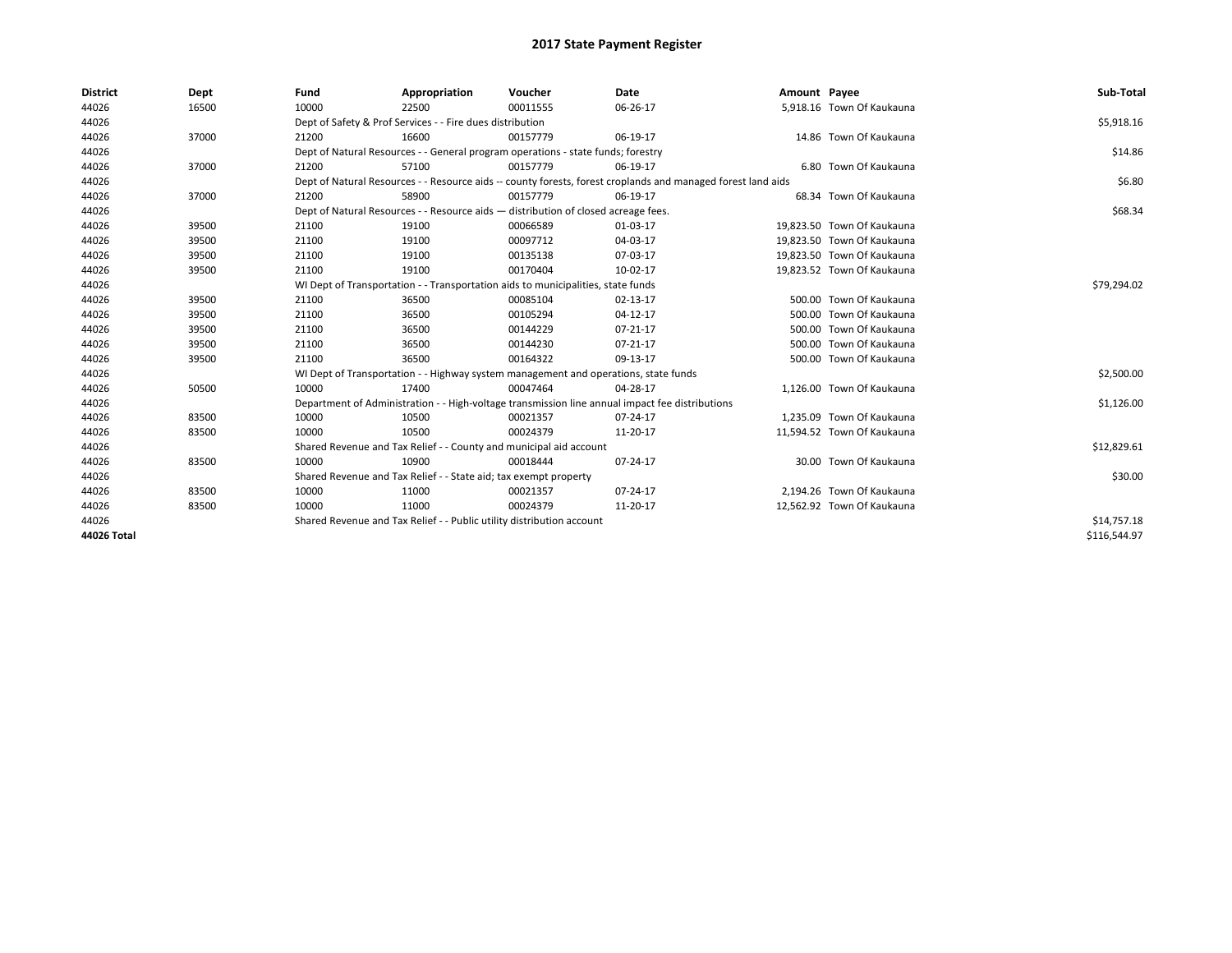# 2017 State Payment Register

| District | Dept | Fund | Appropriation | Voucher | Date | Amount | Payee | Sub-Total |
|---|---|---|---|---|---|---|---|---|
| 44026 | 16500 | 10000 | 22500 | 00011555 | 06-26-17 | 5,918.16 | Town Of Kaukauna | |
| 44026 | | Dept of Safety & Prof Services - - Fire dues distribution | | | | | | $5,918.16 |
| 44026 | 37000 | 21200 | 16600 | 00157779 | 06-19-17 | 14.86 | Town Of Kaukauna | |
| 44026 | | Dept of Natural Resources - - General program operations - state funds; forestry | | | | | | $14.86 |
| 44026 | 37000 | 21200 | 57100 | 00157779 | 06-19-17 | 6.80 | Town Of Kaukauna | |
| 44026 | | Dept of Natural Resources - - Resource aids -- county forests, forest croplands and managed forest land aids | | | | | | $6.80 |
| 44026 | 37000 | 21200 | 58900 | 00157779 | 06-19-17 | 68.34 | Town Of Kaukauna | |
| 44026 | | Dept of Natural Resources - - Resource aids — distribution of closed acreage fees. | | | | | | $68.34 |
| 44026 | 39500 | 21100 | 19100 | 00066589 | 01-03-17 | 19,823.50 | Town Of Kaukauna | |
| 44026 | 39500 | 21100 | 19100 | 00097712 | 04-03-17 | 19,823.50 | Town Of Kaukauna | |
| 44026 | 39500 | 21100 | 19100 | 00135138 | 07-03-17 | 19,823.50 | Town Of Kaukauna | |
| 44026 | 39500 | 21100 | 19100 | 00170404 | 10-02-17 | 19,823.52 | Town Of Kaukauna | |
| 44026 | | WI Dept of Transportation - - Transportation aids to municipalities, state funds | | | | | | $79,294.02 |
| 44026 | 39500 | 21100 | 36500 | 00085104 | 02-13-17 | 500.00 | Town Of Kaukauna | |
| 44026 | 39500 | 21100 | 36500 | 00105294 | 04-12-17 | 500.00 | Town Of Kaukauna | |
| 44026 | 39500 | 21100 | 36500 | 00144229 | 07-21-17 | 500.00 | Town Of Kaukauna | |
| 44026 | 39500 | 21100 | 36500 | 00144230 | 07-21-17 | 500.00 | Town Of Kaukauna | |
| 44026 | 39500 | 21100 | 36500 | 00164322 | 09-13-17 | 500.00 | Town Of Kaukauna | |
| 44026 | | WI Dept of Transportation - - Highway system management and operations, state funds | | | | | | $2,500.00 |
| 44026 | 50500 | 10000 | 17400 | 00047464 | 04-28-17 | 1,126.00 | Town Of Kaukauna | |
| 44026 | | Department of Administration - - High-voltage transmission line annual impact fee distributions | | | | | | $1,126.00 |
| 44026 | 83500 | 10000 | 10500 | 00021357 | 07-24-17 | 1,235.09 | Town Of Kaukauna | |
| 44026 | 83500 | 10000 | 10500 | 00024379 | 11-20-17 | 11,594.52 | Town Of Kaukauna | |
| 44026 | | Shared Revenue and Tax Relief - - County and municipal aid account | | | | | | $12,829.61 |
| 44026 | 83500 | 10000 | 10900 | 00018444 | 07-24-17 | 30.00 | Town Of Kaukauna | |
| 44026 | | Shared Revenue and Tax Relief - - State aid; tax exempt property | | | | | | $30.00 |
| 44026 | 83500 | 10000 | 11000 | 00021357 | 07-24-17 | 2,194.26 | Town Of Kaukauna | |
| 44026 | 83500 | 10000 | 11000 | 00024379 | 11-20-17 | 12,562.92 | Town Of Kaukauna | |
| 44026 | | Shared Revenue and Tax Relief - - Public utility distribution account | | | | | | $14,757.18 |
| 44026 Total | | | | | | | | $116,544.97 |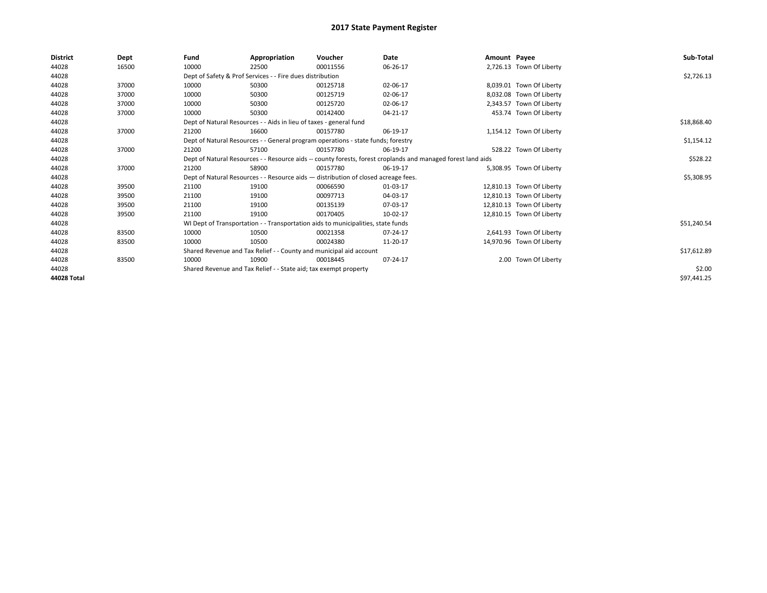# 2017 State Payment Register

| District | Dept | Fund | Appropriation | Voucher | Date | Amount | Payee | Sub-Total |
|---|---|---|---|---|---|---|---|---|
| 44028 | 16500 | 10000 | 22500 | 00011556 | 06-26-17 | 2,726.13 | Town Of Liberty | |
| 44028 | | Dept of Safety & Prof Services - - Fire dues distribution | | | | | | $2,726.13 |
| 44028 | 37000 | 10000 | 50300 | 00125718 | 02-06-17 | 8,039.01 | Town Of Liberty | |
| 44028 | 37000 | 10000 | 50300 | 00125719 | 02-06-17 | 8,032.08 | Town Of Liberty | |
| 44028 | 37000 | 10000 | 50300 | 00125720 | 02-06-17 | 2,343.57 | Town Of Liberty | |
| 44028 | 37000 | 10000 | 50300 | 00142400 | 04-21-17 | 453.74 | Town Of Liberty | |
| 44028 | | Dept of Natural Resources - - Aids in lieu of taxes - general fund | | | | | | $18,868.40 |
| 44028 | 37000 | 21200 | 16600 | 00157780 | 06-19-17 | 1,154.12 | Town Of Liberty | |
| 44028 | | Dept of Natural Resources - - General program operations - state funds; forestry | | | | | | $1,154.12 |
| 44028 | 37000 | 21200 | 57100 | 00157780 | 06-19-17 | 528.22 | Town Of Liberty | |
| 44028 | | Dept of Natural Resources - - Resource aids -- county forests, forest croplands and managed forest land aids | | | | | | $528.22 |
| 44028 | 37000 | 21200 | 58900 | 00157780 | 06-19-17 | 5,308.95 | Town Of Liberty | |
| 44028 | | Dept of Natural Resources - - Resource aids — distribution of closed acreage fees. | | | | | | $5,308.95 |
| 44028 | 39500 | 21100 | 19100 | 00066590 | 01-03-17 | 12,810.13 | Town Of Liberty | |
| 44028 | 39500 | 21100 | 19100 | 00097713 | 04-03-17 | 12,810.13 | Town Of Liberty | |
| 44028 | 39500 | 21100 | 19100 | 00135139 | 07-03-17 | 12,810.13 | Town Of Liberty | |
| 44028 | 39500 | 21100 | 19100 | 00170405 | 10-02-17 | 12,810.15 | Town Of Liberty | |
| 44028 | | WI Dept of Transportation - - Transportation aids to municipalities, state funds | | | | | | $51,240.54 |
| 44028 | 83500 | 10000 | 10500 | 00021358 | 07-24-17 | 2,641.93 | Town Of Liberty | |
| 44028 | 83500 | 10000 | 10500 | 00024380 | 11-20-17 | 14,970.96 | Town Of Liberty | |
| 44028 | | Shared Revenue and Tax Relief - - County and municipal aid account | | | | | | $17,612.89 |
| 44028 | 83500 | 10000 | 10900 | 00018445 | 07-24-17 | 2.00 | Town Of Liberty | |
| 44028 | | Shared Revenue and Tax Relief - - State aid; tax exempt property | | | | | | $2.00 |
| 44028 Total | | | | | | | | $97,441.25 |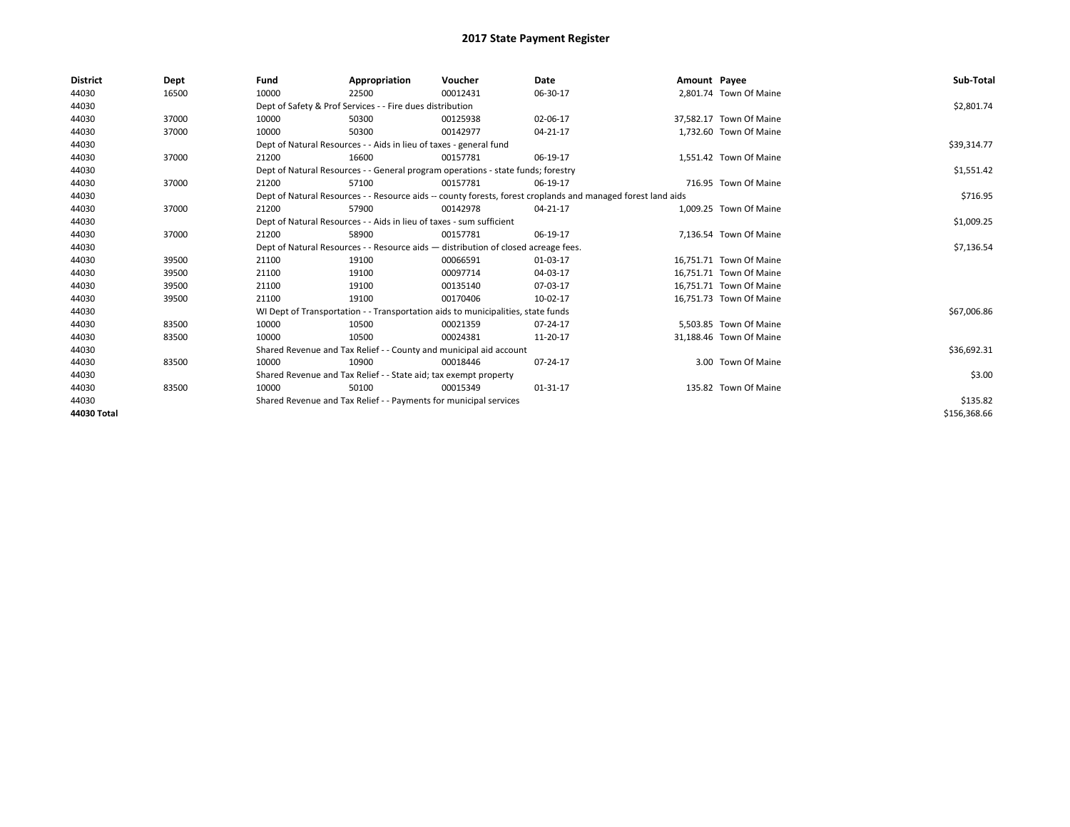# 2017 State Payment Register

| District | Dept | Fund | Appropriation | Voucher | Date | Amount | Payee | Sub-Total |
|---|---|---|---|---|---|---|---|---|
| 44030 | 16500 | 10000 | 22500 | 00012431 | 06-30-17 | 2,801.74 | Town Of Maine | |
| 44030 | | Dept of Safety & Prof Services - - Fire dues distribution | | | | | | $2,801.74 |
| 44030 | 37000 | 10000 | 50300 | 00125938 | 02-06-17 | 37,582.17 | Town Of Maine | |
| 44030 | 37000 | 10000 | 50300 | 00142977 | 04-21-17 | 1,732.60 | Town Of Maine | |
| 44030 | | Dept of Natural Resources - - Aids in lieu of taxes - general fund | | | | | | $39,314.77 |
| 44030 | 37000 | 21200 | 16600 | 00157781 | 06-19-17 | 1,551.42 | Town Of Maine | |
| 44030 | | Dept of Natural Resources - - General program operations - state funds; forestry | | | | | | $1,551.42 |
| 44030 | 37000 | 21200 | 57100 | 00157781 | 06-19-17 | 716.95 | Town Of Maine | |
| 44030 | | Dept of Natural Resources - - Resource aids -- county forests, forest croplands and managed forest land aids | | | | | | $716.95 |
| 44030 | 37000 | 21200 | 57900 | 00142978 | 04-21-17 | 1,009.25 | Town Of Maine | |
| 44030 | | Dept of Natural Resources - - Aids in lieu of taxes - sum sufficient | | | | | | $1,009.25 |
| 44030 | 37000 | 21200 | 58900 | 00157781 | 06-19-17 | 7,136.54 | Town Of Maine | |
| 44030 | | Dept of Natural Resources - - Resource aids — distribution of closed acreage fees. | | | | | | $7,136.54 |
| 44030 | 39500 | 21100 | 19100 | 00066591 | 01-03-17 | 16,751.71 | Town Of Maine | |
| 44030 | 39500 | 21100 | 19100 | 00097714 | 04-03-17 | 16,751.71 | Town Of Maine | |
| 44030 | 39500 | 21100 | 19100 | 00135140 | 07-03-17 | 16,751.71 | Town Of Maine | |
| 44030 | 39500 | 21100 | 19100 | 00170406 | 10-02-17 | 16,751.73 | Town Of Maine | |
| 44030 | | WI Dept of Transportation - - Transportation aids to municipalities, state funds | | | | | | $67,006.86 |
| 44030 | 83500 | 10000 | 10500 | 00021359 | 07-24-17 | 5,503.85 | Town Of Maine | |
| 44030 | 83500 | 10000 | 10500 | 00024381 | 11-20-17 | 31,188.46 | Town Of Maine | |
| 44030 | | Shared Revenue and Tax Relief - - County and municipal aid account | | | | | | $36,692.31 |
| 44030 | 83500 | 10000 | 10900 | 00018446 | 07-24-17 | 3.00 | Town Of Maine | |
| 44030 | | Shared Revenue and Tax Relief - - State aid; tax exempt property | | | | | | $3.00 |
| 44030 | 83500 | 10000 | 50100 | 00015349 | 01-31-17 | 135.82 | Town Of Maine | |
| 44030 | | Shared Revenue and Tax Relief - - Payments for municipal services | | | | | | $135.82 |
| 44030 Total | | | | | | | | $156,368.66 |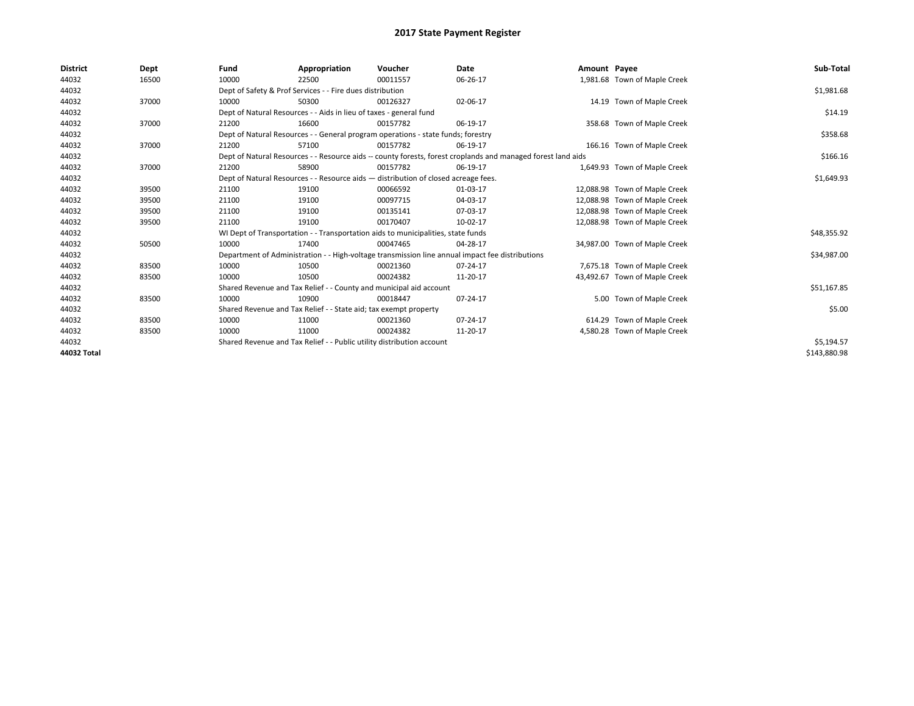# 2017 State Payment Register

| District | Dept | Fund | Appropriation | Voucher | Date | Amount | Payee | Sub-Total |
|---|---|---|---|---|---|---|---|---|
| 44032 | 16500 | 10000 | 22500 | 00011557 | 06-26-17 | 1,981.68 | Town of Maple Creek | |
| 44032 | | Dept of Safety & Prof Services - - Fire dues distribution | | | | | | $1,981.68 |
| 44032 | 37000 | 10000 | 50300 | 00126327 | 02-06-17 | 14.19 | Town of Maple Creek | |
| 44032 | | Dept of Natural Resources - - Aids in lieu of taxes - general fund | | | | | | $14.19 |
| 44032 | 37000 | 21200 | 16600 | 00157782 | 06-19-17 | 358.68 | Town of Maple Creek | |
| 44032 | | Dept of Natural Resources - - General program operations - state funds; forestry | | | | | | $358.68 |
| 44032 | 37000 | 21200 | 57100 | 00157782 | 06-19-17 | 166.16 | Town of Maple Creek | |
| 44032 | | Dept of Natural Resources - - Resource aids -- county forests, forest croplands and managed forest land aids | | | | | | $166.16 |
| 44032 | 37000 | 21200 | 58900 | 00157782 | 06-19-17 | 1,649.93 | Town of Maple Creek | |
| 44032 | | Dept of Natural Resources - - Resource aids — distribution of closed acreage fees. | | | | | | $1,649.93 |
| 44032 | 39500 | 21100 | 19100 | 00066592 | 01-03-17 | 12,088.98 | Town of Maple Creek | |
| 44032 | 39500 | 21100 | 19100 | 00097715 | 04-03-17 | 12,088.98 | Town of Maple Creek | |
| 44032 | 39500 | 21100 | 19100 | 00135141 | 07-03-17 | 12,088.98 | Town of Maple Creek | |
| 44032 | 39500 | 21100 | 19100 | 00170407 | 10-02-17 | 12,088.98 | Town of Maple Creek | |
| 44032 | | WI Dept of Transportation - - Transportation aids to municipalities, state funds | | | | | | $48,355.92 |
| 44032 | 50500 | 10000 | 17400 | 00047465 | 04-28-17 | 34,987.00 | Town of Maple Creek | |
| 44032 | | Department of Administration - - High-voltage transmission line annual impact fee distributions | | | | | | $34,987.00 |
| 44032 | 83500 | 10000 | 10500 | 00021360 | 07-24-17 | 7,675.18 | Town of Maple Creek | |
| 44032 | 83500 | 10000 | 10500 | 00024382 | 11-20-17 | 43,492.67 | Town of Maple Creek | |
| 44032 | | Shared Revenue and Tax Relief - - County and municipal aid account | | | | | | $51,167.85 |
| 44032 | 83500 | 10000 | 10900 | 00018447 | 07-24-17 | 5.00 | Town of Maple Creek | |
| 44032 | | Shared Revenue and Tax Relief - - State aid; tax exempt property | | | | | | $5.00 |
| 44032 | 83500 | 10000 | 11000 | 00021360 | 07-24-17 | 614.29 | Town of Maple Creek | |
| 44032 | 83500 | 10000 | 11000 | 00024382 | 11-20-17 | 4,580.28 | Town of Maple Creek | |
| 44032 | | Shared Revenue and Tax Relief - - Public utility distribution account | | | | | | $5,194.57 |
| **44032 Total** | | | | | | | | $143,880.98 |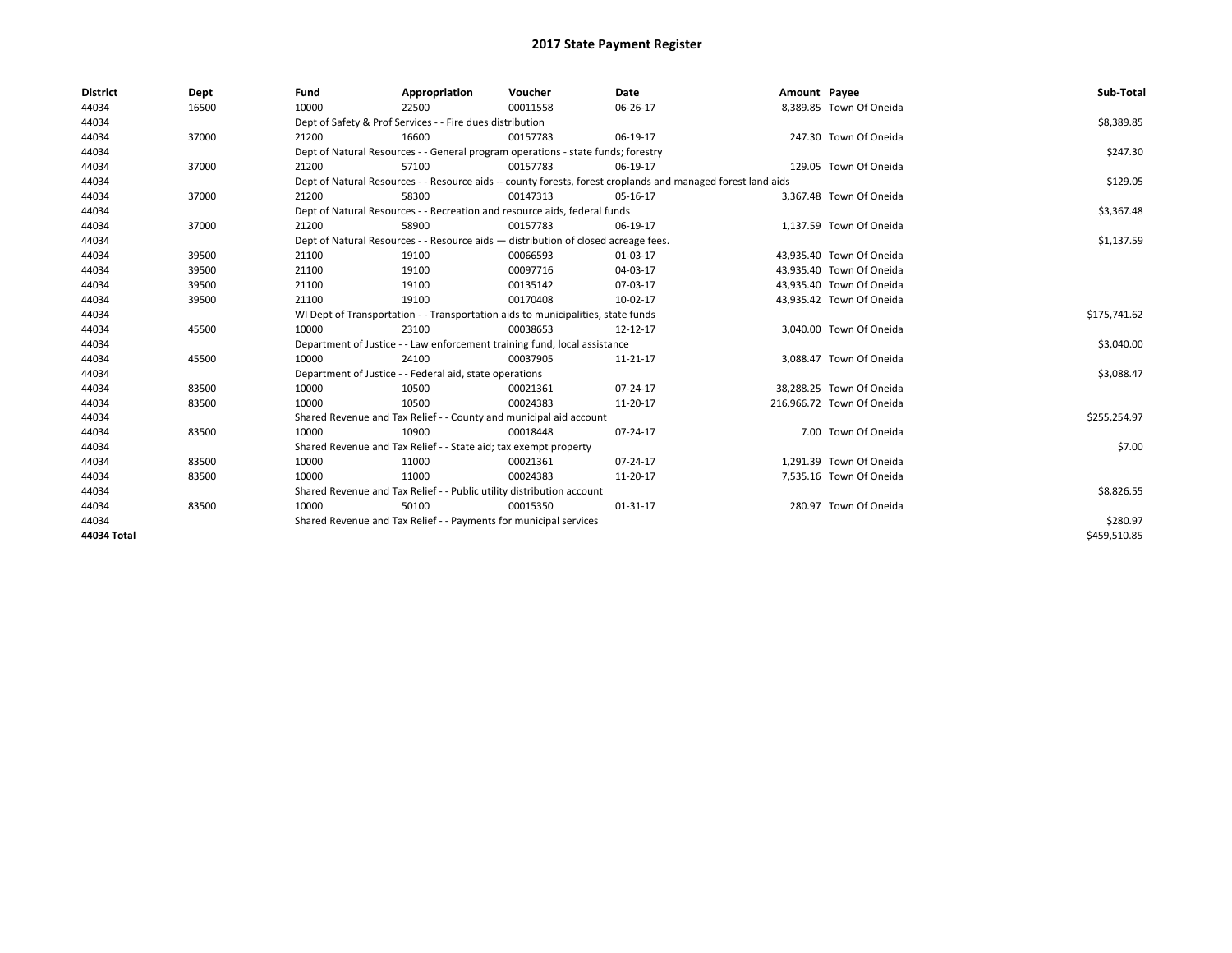# 2017 State Payment Register

| District | Dept | Fund | Appropriation | Voucher | Date | Amount | Payee | Sub-Total |
|---|---|---|---|---|---|---|---|---|
| 44034 | 16500 | 10000 | 22500 | 00011558 | 06-26-17 | 8,389.85 | Town Of Oneida | |
| 44034 | | Dept of Safety & Prof Services - - Fire dues distribution | | | | | | $8,389.85 |
| 44034 | 37000 | 21200 | 16600 | 00157783 | 06-19-17 | 247.30 | Town Of Oneida | |
| 44034 | | Dept of Natural Resources - - General program operations - state funds; forestry | | | | | | $247.30 |
| 44034 | 37000 | 21200 | 57100 | 00157783 | 06-19-17 | 129.05 | Town Of Oneida | |
| 44034 | | Dept of Natural Resources - - Resource aids -- county forests, forest croplands and managed forest land aids | | | | | | $129.05 |
| 44034 | 37000 | 21200 | 58300 | 00147313 | 05-16-17 | 3,367.48 | Town Of Oneida | |
| 44034 | | Dept of Natural Resources - - Recreation and resource aids, federal funds | | | | | | $3,367.48 |
| 44034 | 37000 | 21200 | 58900 | 00157783 | 06-19-17 | 1,137.59 | Town Of Oneida | |
| 44034 | | Dept of Natural Resources - - Resource aids — distribution of closed acreage fees. | | | | | | $1,137.59 |
| 44034 | 39500 | 21100 | 19100 | 00066593 | 01-03-17 | 43,935.40 | Town Of Oneida | |
| 44034 | 39500 | 21100 | 19100 | 00097716 | 04-03-17 | 43,935.40 | Town Of Oneida | |
| 44034 | 39500 | 21100 | 19100 | 00135142 | 07-03-17 | 43,935.40 | Town Of Oneida | |
| 44034 | 39500 | 21100 | 19100 | 00170408 | 10-02-17 | 43,935.42 | Town Of Oneida | |
| 44034 | | WI Dept of Transportation - - Transportation aids to municipalities, state funds | | | | | | $175,741.62 |
| 44034 | 45500 | 10000 | 23100 | 00038653 | 12-12-17 | 3,040.00 | Town Of Oneida | |
| 44034 | | Department of Justice - - Law enforcement training fund, local assistance | | | | | | $3,040.00 |
| 44034 | 45500 | 10000 | 24100 | 00037905 | 11-21-17 | 3,088.47 | Town Of Oneida | |
| 44034 | | Department of Justice - - Federal aid, state operations | | | | | | $3,088.47 |
| 44034 | 83500 | 10000 | 10500 | 00021361 | 07-24-17 | 38,288.25 | Town Of Oneida | |
| 44034 | 83500 | 10000 | 10500 | 00024383 | 11-20-17 | 216,966.72 | Town Of Oneida | |
| 44034 | | Shared Revenue and Tax Relief - - County and municipal aid account | | | | | | $255,254.97 |
| 44034 | 83500 | 10000 | 10900 | 00018448 | 07-24-17 | 7.00 | Town Of Oneida | |
| 44034 | | Shared Revenue and Tax Relief - - State aid; tax exempt property | | | | | | $7.00 |
| 44034 | 83500 | 10000 | 11000 | 00021361 | 07-24-17 | 1,291.39 | Town Of Oneida | |
| 44034 | 83500 | 10000 | 11000 | 00024383 | 11-20-17 | 7,535.16 | Town Of Oneida | |
| 44034 | | Shared Revenue and Tax Relief - - Public utility distribution account | | | | | | $8,826.55 |
| 44034 | 83500 | 10000 | 50100 | 00015350 | 01-31-17 | 280.97 | Town Of Oneida | |
| 44034 | | Shared Revenue and Tax Relief - - Payments for municipal services | | | | | | $280.97 |
| 44034 Total | | | | | | | | $459,510.85 |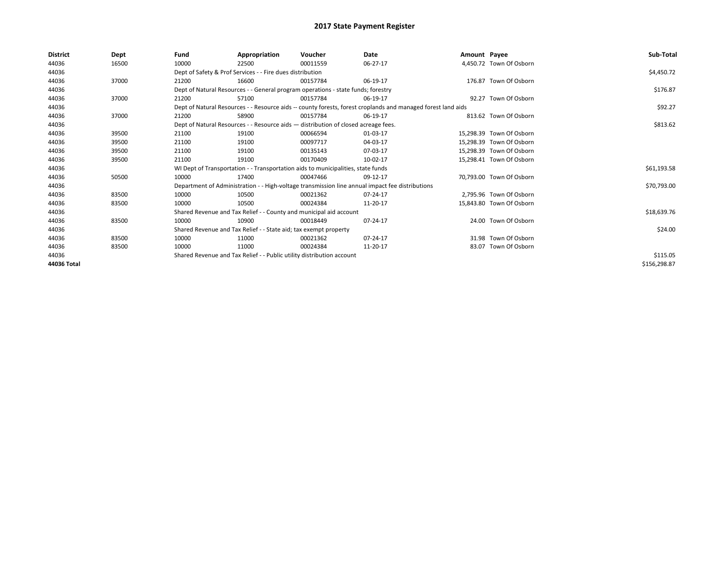# 2017 State Payment Register

| District | Dept | Fund | Appropriation | Voucher | Date | Amount | Payee | Sub-Total |
|---|---|---|---|---|---|---|---|---|
| 44036 | 16500 | 10000 | 22500 | 00011559 | 06-27-17 | 4,450.72 | Town Of Osborn | |
| 44036 | | Dept of Safety & Prof Services - - Fire dues distribution | | | | | | $4,450.72 |
| 44036 | 37000 | 21200 | 16600 | 00157784 | 06-19-17 | 176.87 | Town Of Osborn | |
| 44036 | | Dept of Natural Resources - - General program operations - state funds; forestry | | | | | | $176.87 |
| 44036 | 37000 | 21200 | 57100 | 00157784 | 06-19-17 | 92.27 | Town Of Osborn | |
| 44036 | | Dept of Natural Resources - - Resource aids -- county forests, forest croplands and managed forest land aids | | | | | | $92.27 |
| 44036 | 37000 | 21200 | 58900 | 00157784 | 06-19-17 | 813.62 | Town Of Osborn | |
| 44036 | | Dept of Natural Resources - - Resource aids — distribution of closed acreage fees. | | | | | | $813.62 |
| 44036 | 39500 | 21100 | 19100 | 00066594 | 01-03-17 | 15,298.39 | Town Of Osborn | |
| 44036 | 39500 | 21100 | 19100 | 00097717 | 04-03-17 | 15,298.39 | Town Of Osborn | |
| 44036 | 39500 | 21100 | 19100 | 00135143 | 07-03-17 | 15,298.39 | Town Of Osborn | |
| 44036 | 39500 | 21100 | 19100 | 00170409 | 10-02-17 | 15,298.41 | Town Of Osborn | |
| 44036 | | WI Dept of Transportation - - Transportation aids to municipalities, state funds | | | | | | $61,193.58 |
| 44036 | 50500 | 10000 | 17400 | 00047466 | 09-12-17 | 70,793.00 | Town Of Osborn | |
| 44036 | | Department of Administration - - High-voltage transmission line annual impact fee distributions | | | | | | $70,793.00 |
| 44036 | 83500 | 10000 | 10500 | 00021362 | 07-24-17 | 2,795.96 | Town Of Osborn | |
| 44036 | 83500 | 10000 | 10500 | 00024384 | 11-20-17 | 15,843.80 | Town Of Osborn | |
| 44036 | | Shared Revenue and Tax Relief - - County and municipal aid account | | | | | | $18,639.76 |
| 44036 | 83500 | 10000 | 10900 | 00018449 | 07-24-17 | 24.00 | Town Of Osborn | |
| 44036 | | Shared Revenue and Tax Relief - - State aid; tax exempt property | | | | | | $24.00 |
| 44036 | 83500 | 10000 | 11000 | 00021362 | 07-24-17 | 31.98 | Town Of Osborn | |
| 44036 | 83500 | 10000 | 11000 | 00024384 | 11-20-17 | 83.07 | Town Of Osborn | |
| 44036 | | Shared Revenue and Tax Relief - - Public utility distribution account | | | | | | $115.05 |
| 44036 Total | | | | | | | | $156,298.87 |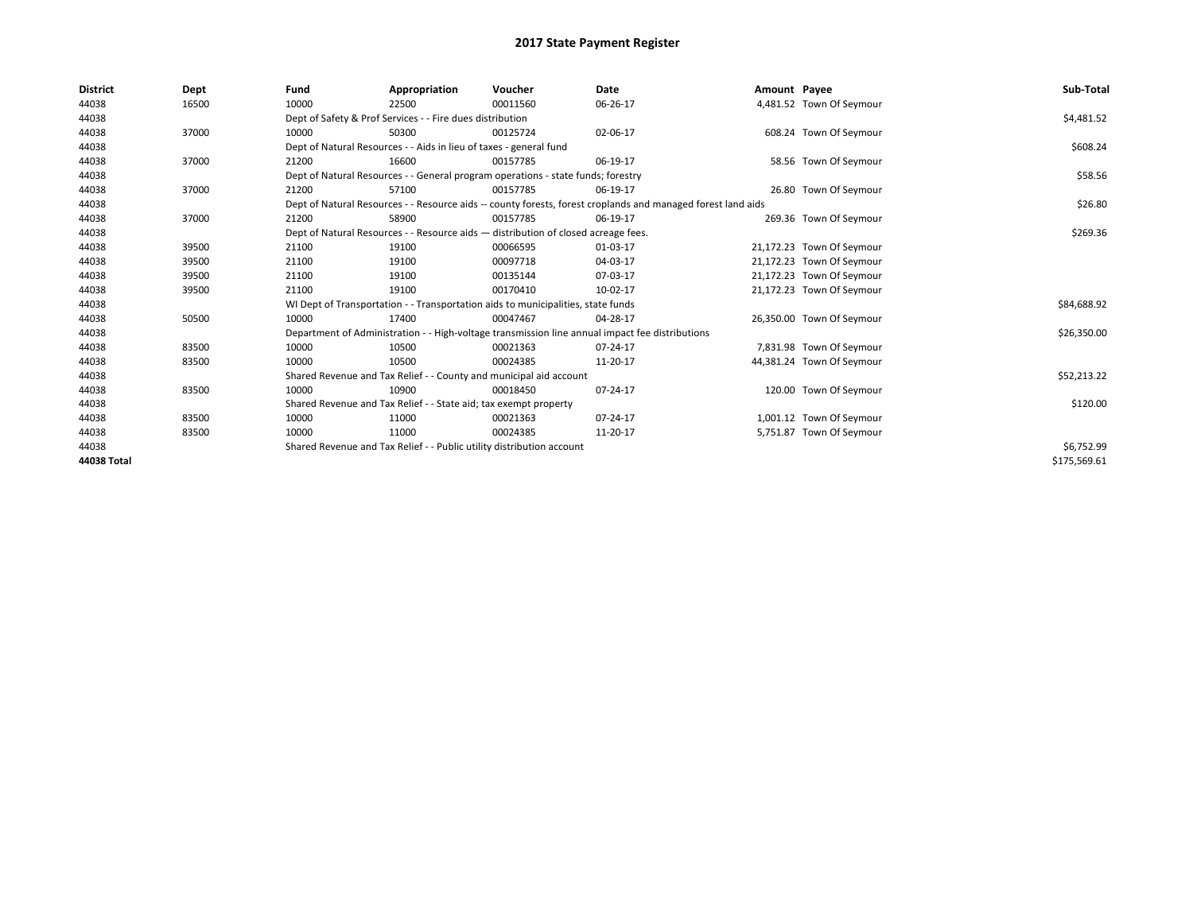# 2017 State Payment Register

| District | Dept | Fund | Appropriation | Voucher | Date | Amount | Payee | Sub-Total |
|---|---|---|---|---|---|---|---|---|
| 44038 | 16500 | 10000 | 22500 | 00011560 | 06-26-17 | 4,481.52 | Town Of Seymour | |
| 44038 | | Dept of Safety & Prof Services - - Fire dues distribution | | | | | | $4,481.52 |
| 44038 | 37000 | 10000 | 50300 | 00125724 | 02-06-17 | 608.24 | Town Of Seymour | |
| 44038 | | Dept of Natural Resources - - Aids in lieu of taxes - general fund | | | | | | $608.24 |
| 44038 | 37000 | 21200 | 16600 | 00157785 | 06-19-17 | 58.56 | Town Of Seymour | |
| 44038 | | Dept of Natural Resources - - General program operations - state funds; forestry | | | | | | $58.56 |
| 44038 | 37000 | 21200 | 57100 | 00157785 | 06-19-17 | 26.80 | Town Of Seymour | |
| 44038 | | Dept of Natural Resources - - Resource aids -- county forests, forest croplands and managed forest land aids | | | | | | $26.80 |
| 44038 | 37000 | 21200 | 58900 | 00157785 | 06-19-17 | 269.36 | Town Of Seymour | |
| 44038 | | Dept of Natural Resources - - Resource aids — distribution of closed acreage fees. | | | | | | $269.36 |
| 44038 | 39500 | 21100 | 19100 | 00066595 | 01-03-17 | 21,172.23 | Town Of Seymour | |
| 44038 | 39500 | 21100 | 19100 | 00097718 | 04-03-17 | 21,172.23 | Town Of Seymour | |
| 44038 | 39500 | 21100 | 19100 | 00135144 | 07-03-17 | 21,172.23 | Town Of Seymour | |
| 44038 | 39500 | 21100 | 19100 | 00170410 | 10-02-17 | 21,172.23 | Town Of Seymour | |
| 44038 | | WI Dept of Transportation - - Transportation aids to municipalities, state funds | | | | | | $84,688.92 |
| 44038 | 50500 | 10000 | 17400 | 00047467 | 04-28-17 | 26,350.00 | Town Of Seymour | |
| 44038 | | Department of Administration - - High-voltage transmission line annual impact fee distributions | | | | | | $26,350.00 |
| 44038 | 83500 | 10000 | 10500 | 00021363 | 07-24-17 | 7,831.98 | Town Of Seymour | |
| 44038 | 83500 | 10000 | 10500 | 00024385 | 11-20-17 | 44,381.24 | Town Of Seymour | |
| 44038 | | Shared Revenue and Tax Relief - - County and municipal aid account | | | | | | $52,213.22 |
| 44038 | 83500 | 10000 | 10900 | 00018450 | 07-24-17 | 120.00 | Town Of Seymour | |
| 44038 | | Shared Revenue and Tax Relief - - State aid; tax exempt property | | | | | | $120.00 |
| 44038 | 83500 | 10000 | 11000 | 00021363 | 07-24-17 | 1,001.12 | Town Of Seymour | |
| 44038 | 83500 | 10000 | 11000 | 00024385 | 11-20-17 | 5,751.87 | Town Of Seymour | |
| 44038 | | Shared Revenue and Tax Relief - - Public utility distribution account | | | | | | $6,752.99 |
| **44038 Total** | | | | | | | | $175,569.61 |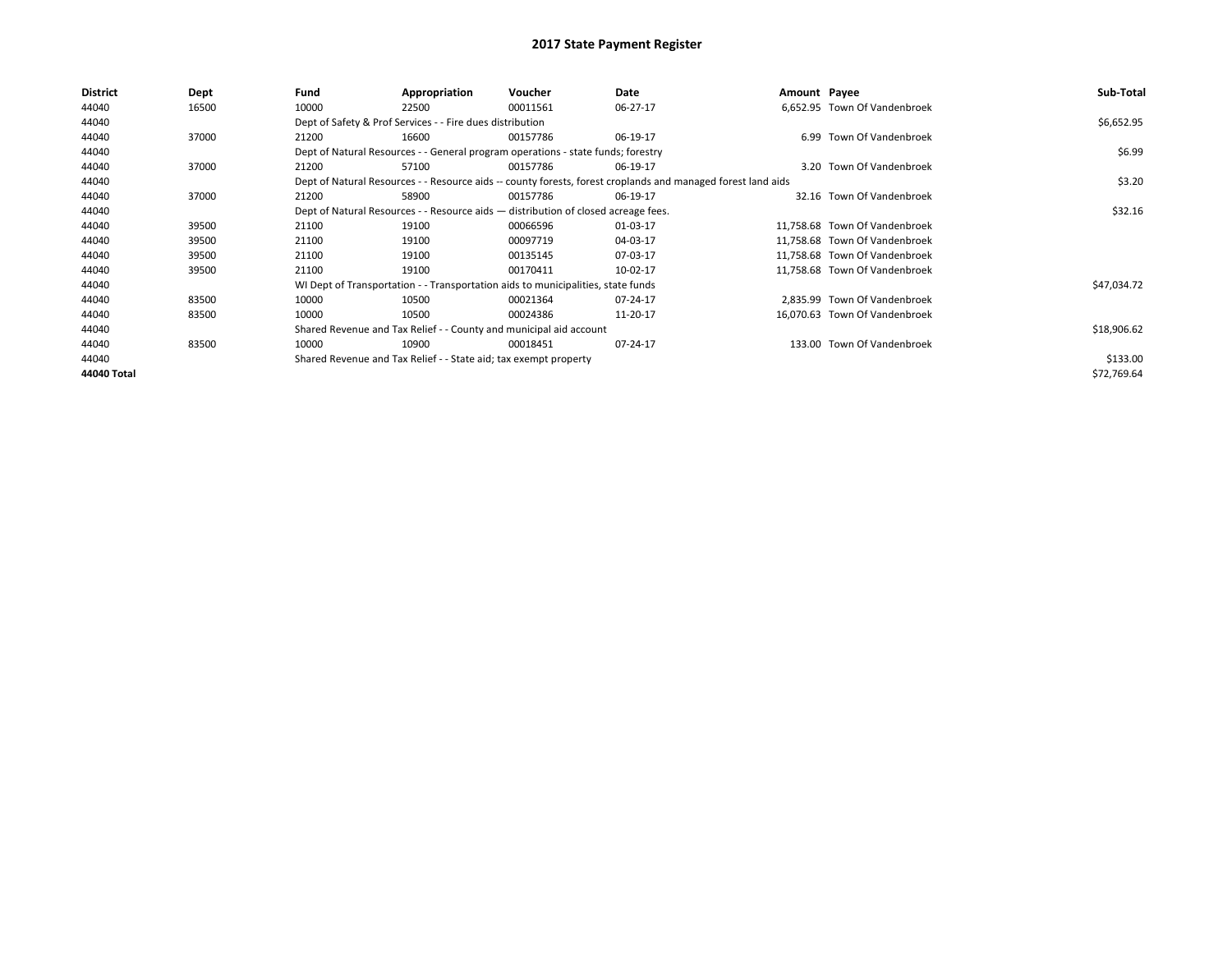# 2017 State Payment Register

| District | Dept | Fund | Appropriation | Voucher | Date | Amount | Payee | Sub-Total |
|---|---|---|---|---|---|---|---|---|
| 44040 | 16500 | 10000 | 22500 | 00011561 | 06-27-17 | 6,652.95 | Town Of Vandenbroek | |
| 44040 | | Dept of Safety & Prof Services - - Fire dues distribution | | | | | | $6,652.95 |
| 44040 | 37000 | 21200 | 16600 | 00157786 | 06-19-17 | 6.99 | Town Of Vandenbroek | |
| 44040 | | Dept of Natural Resources - - General program operations - state funds; forestry | | | | | | $6.99 |
| 44040 | 37000 | 21200 | 57100 | 00157786 | 06-19-17 | 3.20 | Town Of Vandenbroek | |
| 44040 | | Dept of Natural Resources - - Resource aids -- county forests, forest croplands and managed forest land aids | | | | | | $3.20 |
| 44040 | 37000 | 21200 | 58900 | 00157786 | 06-19-17 | 32.16 | Town Of Vandenbroek | |
| 44040 | | Dept of Natural Resources - - Resource aids — distribution of closed acreage fees. | | | | | | $32.16 |
| 44040 | 39500 | 21100 | 19100 | 00066596 | 01-03-17 | 11,758.68 | Town Of Vandenbroek | |
| 44040 | 39500 | 21100 | 19100 | 00097719 | 04-03-17 | 11,758.68 | Town Of Vandenbroek | |
| 44040 | 39500 | 21100 | 19100 | 00135145 | 07-03-17 | 11,758.68 | Town Of Vandenbroek | |
| 44040 | 39500 | 21100 | 19100 | 00170411 | 10-02-17 | 11,758.68 | Town Of Vandenbroek | |
| 44040 | | WI Dept of Transportation - - Transportation aids to municipalities, state funds | | | | | | $47,034.72 |
| 44040 | 83500 | 10000 | 10500 | 00021364 | 07-24-17 | 2,835.99 | Town Of Vandenbroek | |
| 44040 | 83500 | 10000 | 10500 | 00024386 | 11-20-17 | 16,070.63 | Town Of Vandenbroek | |
| 44040 | | Shared Revenue and Tax Relief - - County and municipal aid account | | | | | | $18,906.62 |
| 44040 | 83500 | 10000 | 10900 | 00018451 | 07-24-17 | 133.00 | Town Of Vandenbroek | |
| 44040 | | Shared Revenue and Tax Relief - - State aid; tax exempt property | | | | | | $133.00 |
| **44040 Total** | | | | | | | | $72,769.64 |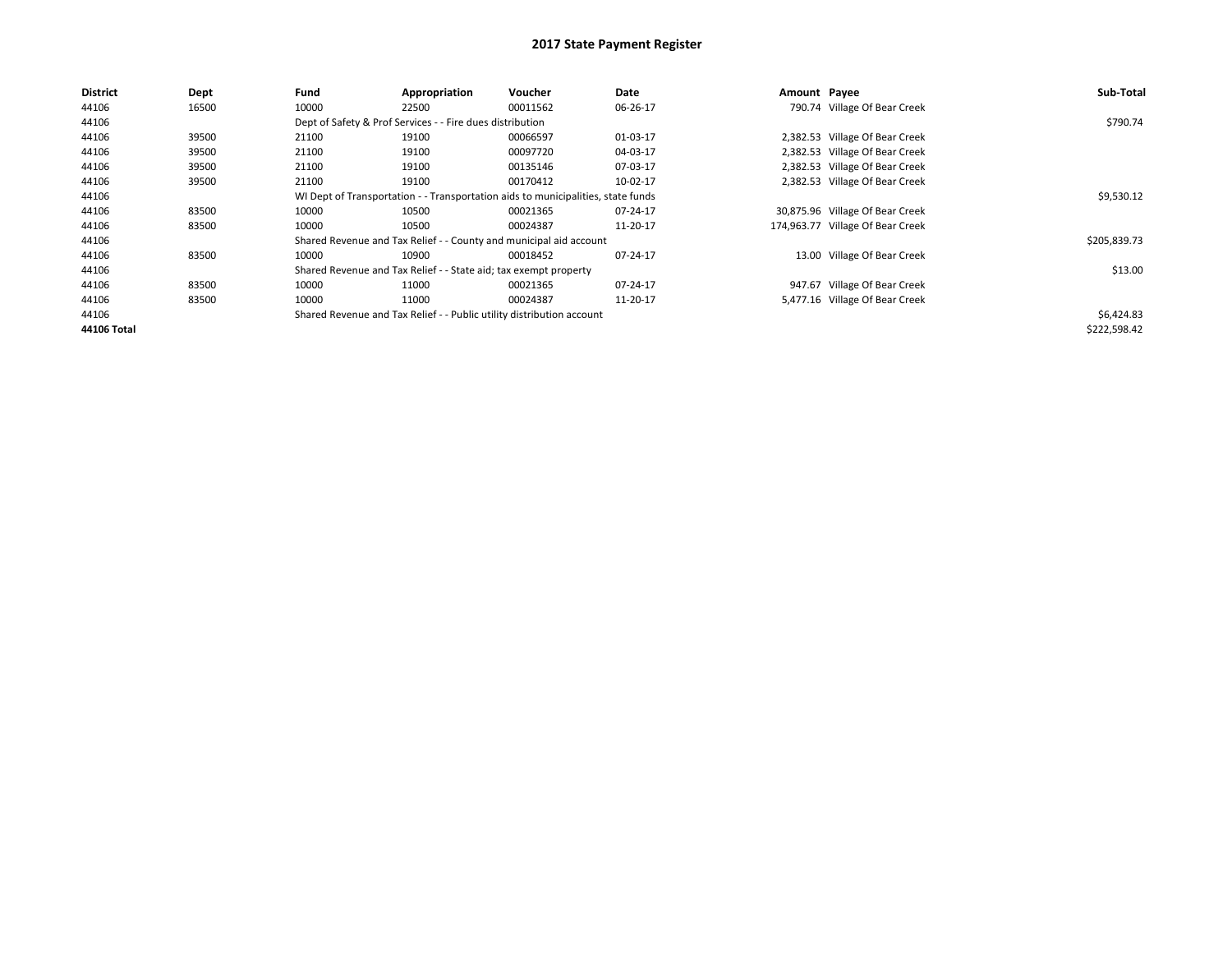# 2017 State Payment Register

| District | Dept | Fund | Appropriation | Voucher | Date | Amount | Payee | Sub-Total |
|---|---|---|---|---|---|---|---|---|
| 44106 | 16500 | 10000 | 22500 | 00011562 | 06-26-17 | 790.74 | Village Of Bear Creek | |
| 44106 | | Dept of Safety & Prof Services - - Fire dues distribution | | | | | | $790.74 |
| 44106 | 39500 | 21100 | 19100 | 00066597 | 01-03-17 | 2,382.53 | Village Of Bear Creek | |
| 44106 | 39500 | 21100 | 19100 | 00097720 | 04-03-17 | 2,382.53 | Village Of Bear Creek | |
| 44106 | 39500 | 21100 | 19100 | 00135146 | 07-03-17 | 2,382.53 | Village Of Bear Creek | |
| 44106 | 39500 | 21100 | 19100 | 00170412 | 10-02-17 | 2,382.53 | Village Of Bear Creek | |
| 44106 | | WI Dept of Transportation - - Transportation aids to municipalities, state funds | | | | | | $9,530.12 |
| 44106 | 83500 | 10000 | 10500 | 00021365 | 07-24-17 | 30,875.96 | Village Of Bear Creek | |
| 44106 | 83500 | 10000 | 10500 | 00024387 | 11-20-17 | 174,963.77 | Village Of Bear Creek | |
| 44106 | | Shared Revenue and Tax Relief - - County and municipal aid account | | | | | | $205,839.73 |
| 44106 | 83500 | 10000 | 10900 | 00018452 | 07-24-17 | 13.00 | Village Of Bear Creek | |
| 44106 | | Shared Revenue and Tax Relief - - State aid; tax exempt property | | | | | | $13.00 |
| 44106 | 83500 | 10000 | 11000 | 00021365 | 07-24-17 | 947.67 | Village Of Bear Creek | |
| 44106 | 83500 | 10000 | 11000 | 00024387 | 11-20-17 | 5,477.16 | Village Of Bear Creek | |
| 44106 | | Shared Revenue and Tax Relief - - Public utility distribution account | | | | | | $6,424.83 |
| **44106 Total** | | | | | | | | $222,598.42 |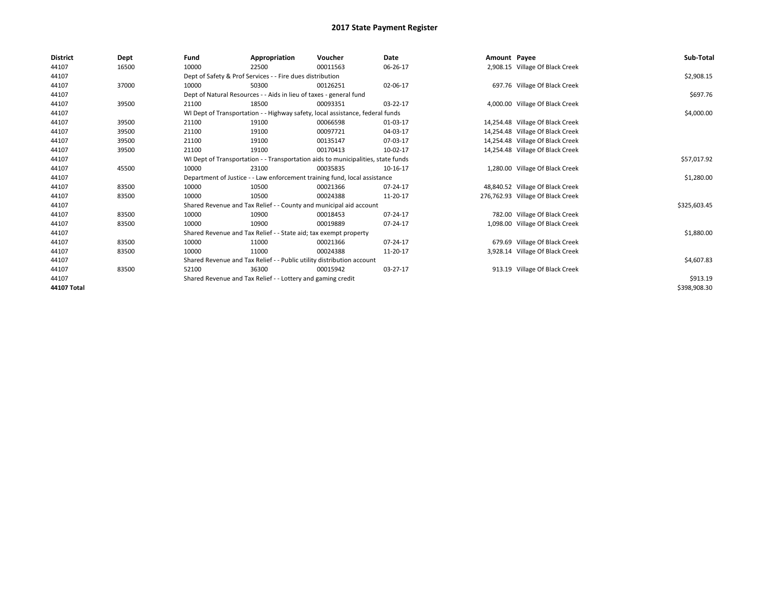# 2017 State Payment Register

| District | Dept | Fund | Appropriation | Voucher | Date | Amount | Payee | Sub-Total |
|---|---|---|---|---|---|---|---|---|
| 44107 | 16500 | 10000 | 22500 | 00011563 | 06-26-17 | 2,908.15 | Village Of Black Creek | |
| 44107 | | Dept of Safety & Prof Services - - Fire dues distribution | | | | | | $2,908.15 |
| 44107 | 37000 | 10000 | 50300 | 00126251 | 02-06-17 | 697.76 | Village Of Black Creek | |
| 44107 | | Dept of Natural Resources - - Aids in lieu of taxes - general fund | | | | | | $697.76 |
| 44107 | 39500 | 21100 | 18500 | 00093351 | 03-22-17 | 4,000.00 | Village Of Black Creek | |
| 44107 | | WI Dept of Transportation - - Highway safety, local assistance, federal funds | | | | | | $4,000.00 |
| 44107 | 39500 | 21100 | 19100 | 00066598 | 01-03-17 | 14,254.48 | Village Of Black Creek | |
| 44107 | 39500 | 21100 | 19100 | 00097721 | 04-03-17 | 14,254.48 | Village Of Black Creek | |
| 44107 | 39500 | 21100 | 19100 | 00135147 | 07-03-17 | 14,254.48 | Village Of Black Creek | |
| 44107 | 39500 | 21100 | 19100 | 00170413 | 10-02-17 | 14,254.48 | Village Of Black Creek | |
| 44107 | | WI Dept of Transportation - - Transportation aids to municipalities, state funds | | | | | | $57,017.92 |
| 44107 | 45500 | 10000 | 23100 | 00035835 | 10-16-17 | 1,280.00 | Village Of Black Creek | |
| 44107 | | Department of Justice - - Law enforcement training fund, local assistance | | | | | | $1,280.00 |
| 44107 | 83500 | 10000 | 10500 | 00021366 | 07-24-17 | 48,840.52 | Village Of Black Creek | |
| 44107 | 83500 | 10000 | 10500 | 00024388 | 11-20-17 | 276,762.93 | Village Of Black Creek | |
| 44107 | | Shared Revenue and Tax Relief - - County and municipal aid account | | | | | | $325,603.45 |
| 44107 | 83500 | 10000 | 10900 | 00018453 | 07-24-17 | 782.00 | Village Of Black Creek | |
| 44107 | 83500 | 10000 | 10900 | 00019889 | 07-24-17 | 1,098.00 | Village Of Black Creek | |
| 44107 | | Shared Revenue and Tax Relief - - State aid; tax exempt property | | | | | | $1,880.00 |
| 44107 | 83500 | 10000 | 11000 | 00021366 | 07-24-17 | 679.69 | Village Of Black Creek | |
| 44107 | 83500 | 10000 | 11000 | 00024388 | 11-20-17 | 3,928.14 | Village Of Black Creek | |
| 44107 | | Shared Revenue and Tax Relief - - Public utility distribution account | | | | | | $4,607.83 |
| 44107 | 83500 | 52100 | 36300 | 00015942 | 03-27-17 | 913.19 | Village Of Black Creek | |
| 44107 | | Shared Revenue and Tax Relief - - Lottery and gaming credit | | | | | | $913.19 |
| **44107 Total** | | | | | | | | $398,908.30 |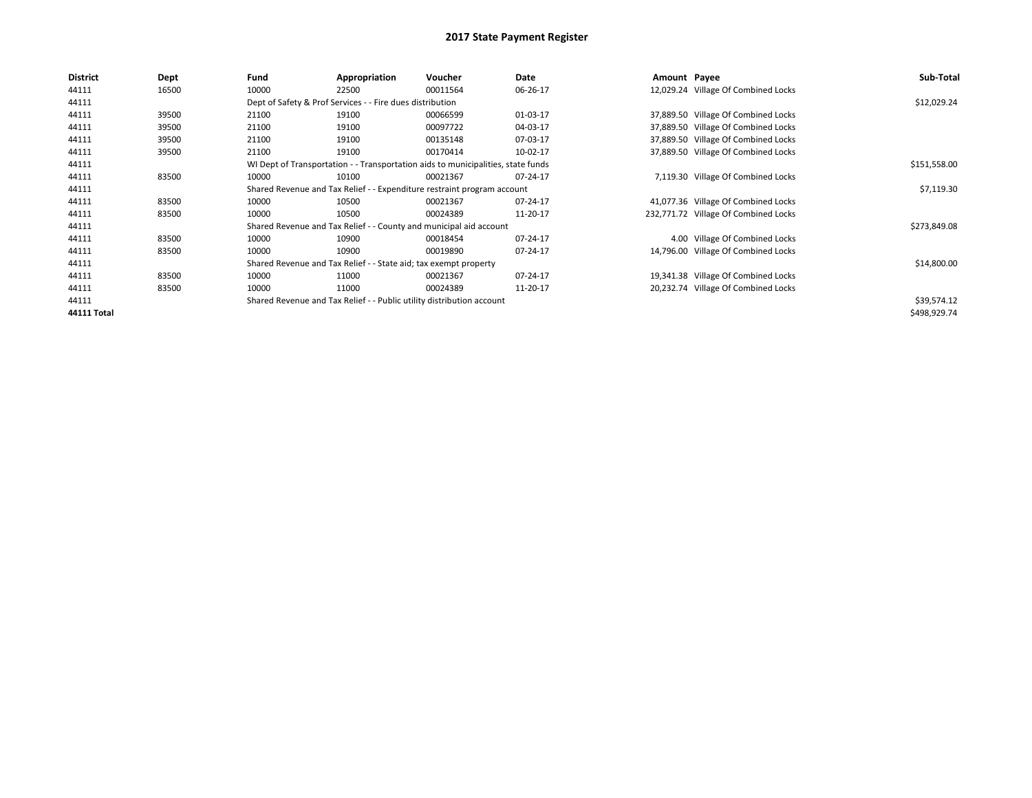# 2017 State Payment Register

| District | Dept | Fund | Appropriation | Voucher | Date | Amount | Payee | Sub-Total |
|---|---|---|---|---|---|---|---|---|
| 44111 | 16500 | 10000 | 22500 | 00011564 | 06-26-17 | 12,029.24 | Village Of Combined Locks | |
| 44111 | | Dept of Safety & Prof Services - - Fire dues distribution | | | | | | $12,029.24 |
| 44111 | 39500 | 21100 | 19100 | 00066599 | 01-03-17 | 37,889.50 | Village Of Combined Locks | |
| 44111 | 39500 | 21100 | 19100 | 00097722 | 04-03-17 | 37,889.50 | Village Of Combined Locks | |
| 44111 | 39500 | 21100 | 19100 | 00135148 | 07-03-17 | 37,889.50 | Village Of Combined Locks | |
| 44111 | 39500 | 21100 | 19100 | 00170414 | 10-02-17 | 37,889.50 | Village Of Combined Locks | |
| 44111 | | WI Dept of Transportation - - Transportation aids to municipalities, state funds | | | | | | $151,558.00 |
| 44111 | 83500 | 10000 | 10100 | 00021367 | 07-24-17 | 7,119.30 | Village Of Combined Locks | |
| 44111 | | Shared Revenue and Tax Relief - - Expenditure restraint program account | | | | | | $7,119.30 |
| 44111 | 83500 | 10000 | 10500 | 00021367 | 07-24-17 | 41,077.36 | Village Of Combined Locks | |
| 44111 | 83500 | 10000 | 10500 | 00024389 | 11-20-17 | 232,771.72 | Village Of Combined Locks | |
| 44111 | | Shared Revenue and Tax Relief - - County and municipal aid account | | | | | | $273,849.08 |
| 44111 | 83500 | 10000 | 10900 | 00018454 | 07-24-17 | 4.00 | Village Of Combined Locks | |
| 44111 | 83500 | 10000 | 10900 | 00019890 | 07-24-17 | 14,796.00 | Village Of Combined Locks | |
| 44111 | | Shared Revenue and Tax Relief - - State aid; tax exempt property | | | | | | $14,800.00 |
| 44111 | 83500 | 10000 | 11000 | 00021367 | 07-24-17 | 19,341.38 | Village Of Combined Locks | |
| 44111 | 83500 | 10000 | 11000 | 00024389 | 11-20-17 | 20,232.74 | Village Of Combined Locks | |
| 44111 | | Shared Revenue and Tax Relief - - Public utility distribution account | | | | | | $39,574.12 |
| **44111 Total** | | | | | | | | $498,929.74 |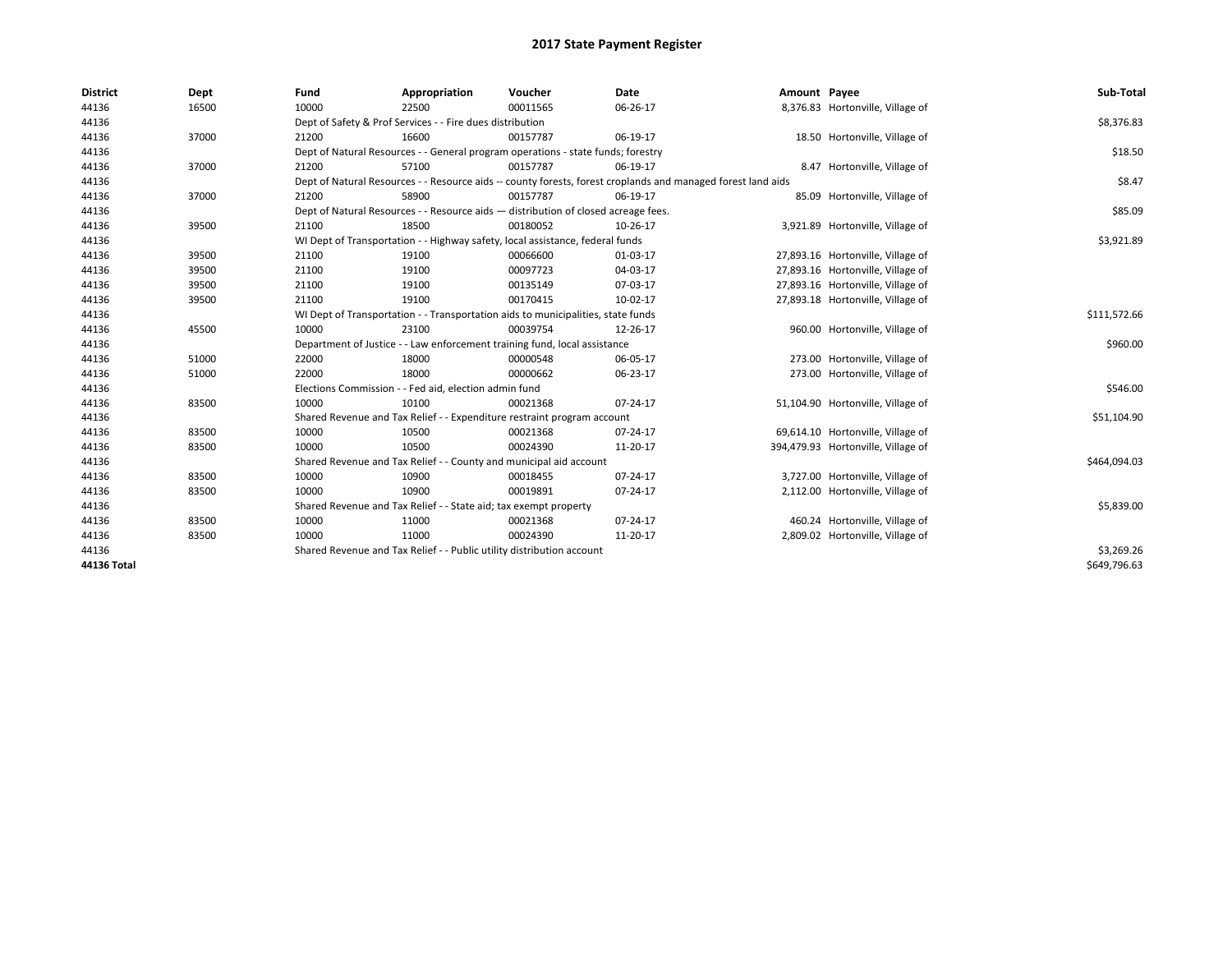# 2017 State Payment Register

| District | Dept | Fund | Appropriation | Voucher | Date | Amount | Payee | Sub-Total |
|---|---|---|---|---|---|---|---|---|
| 44136 | 16500 | 10000 | 22500 | 00011565 | 06-26-17 | 8,376.83 | Hortonville, Village of | |
| 44136 | | Dept of Safety & Prof Services - - Fire dues distribution | | | | | | $8,376.83 |
| 44136 | 37000 | 21200 | 16600 | 00157787 | 06-19-17 | 18.50 | Hortonville, Village of | |
| 44136 | | Dept of Natural Resources - - General program operations - state funds; forestry | | | | | | $18.50 |
| 44136 | 37000 | 21200 | 57100 | 00157787 | 06-19-17 | 8.47 | Hortonville, Village of | |
| 44136 | | Dept of Natural Resources - - Resource aids -- county forests, forest croplands and managed forest land aids | | | | | | $8.47 |
| 44136 | 37000 | 21200 | 58900 | 00157787 | 06-19-17 | 85.09 | Hortonville, Village of | |
| 44136 | | Dept of Natural Resources - - Resource aids — distribution of closed acreage fees. | | | | | | $85.09 |
| 44136 | 39500 | 21100 | 18500 | 00180052 | 10-26-17 | 3,921.89 | Hortonville, Village of | |
| 44136 | | WI Dept of Transportation - - Highway safety, local assistance, federal funds | | | | | | $3,921.89 |
| 44136 | 39500 | 21100 | 19100 | 00066600 | 01-03-17 | 27,893.16 | Hortonville, Village of | |
| 44136 | 39500 | 21100 | 19100 | 00097723 | 04-03-17 | 27,893.16 | Hortonville, Village of | |
| 44136 | 39500 | 21100 | 19100 | 00135149 | 07-03-17 | 27,893.16 | Hortonville, Village of | |
| 44136 | 39500 | 21100 | 19100 | 00170415 | 10-02-17 | 27,893.18 | Hortonville, Village of | |
| 44136 | | WI Dept of Transportation - - Transportation aids to municipalities, state funds | | | | | | $111,572.66 |
| 44136 | 45500 | 10000 | 23100 | 00039754 | 12-26-17 | 960.00 | Hortonville, Village of | |
| 44136 | | Department of Justice - - Law enforcement training fund, local assistance | | | | | | $960.00 |
| 44136 | 51000 | 22000 | 18000 | 00000548 | 06-05-17 | 273.00 | Hortonville, Village of | |
| 44136 | 51000 | 22000 | 18000 | 00000662 | 06-23-17 | 273.00 | Hortonville, Village of | |
| 44136 | | Elections Commission - - Fed aid, election admin fund | | | | | | $546.00 |
| 44136 | 83500 | 10000 | 10100 | 00021368 | 07-24-17 | 51,104.90 | Hortonville, Village of | |
| 44136 | | Shared Revenue and Tax Relief - - Expenditure restraint program account | | | | | | $51,104.90 |
| 44136 | 83500 | 10000 | 10500 | 00021368 | 07-24-17 | 69,614.10 | Hortonville, Village of | |
| 44136 | 83500 | 10000 | 10500 | 00024390 | 11-20-17 | 394,479.93 | Hortonville, Village of | |
| 44136 | | Shared Revenue and Tax Relief - - County and municipal aid account | | | | | | $464,094.03 |
| 44136 | 83500 | 10000 | 10900 | 00018455 | 07-24-17 | 3,727.00 | Hortonville, Village of | |
| 44136 | 83500 | 10000 | 10900 | 00019891 | 07-24-17 | 2,112.00 | Hortonville, Village of | |
| 44136 | | Shared Revenue and Tax Relief - - State aid; tax exempt property | | | | | | $5,839.00 |
| 44136 | 83500 | 10000 | 11000 | 00021368 | 07-24-17 | 460.24 | Hortonville, Village of | |
| 44136 | 83500 | 10000 | 11000 | 00024390 | 11-20-17 | 2,809.02 | Hortonville, Village of | |
| 44136 | | Shared Revenue and Tax Relief - - Public utility distribution account | | | | | | $3,269.26 |
| **44136 Total** | | | | | | | | $649,796.63 |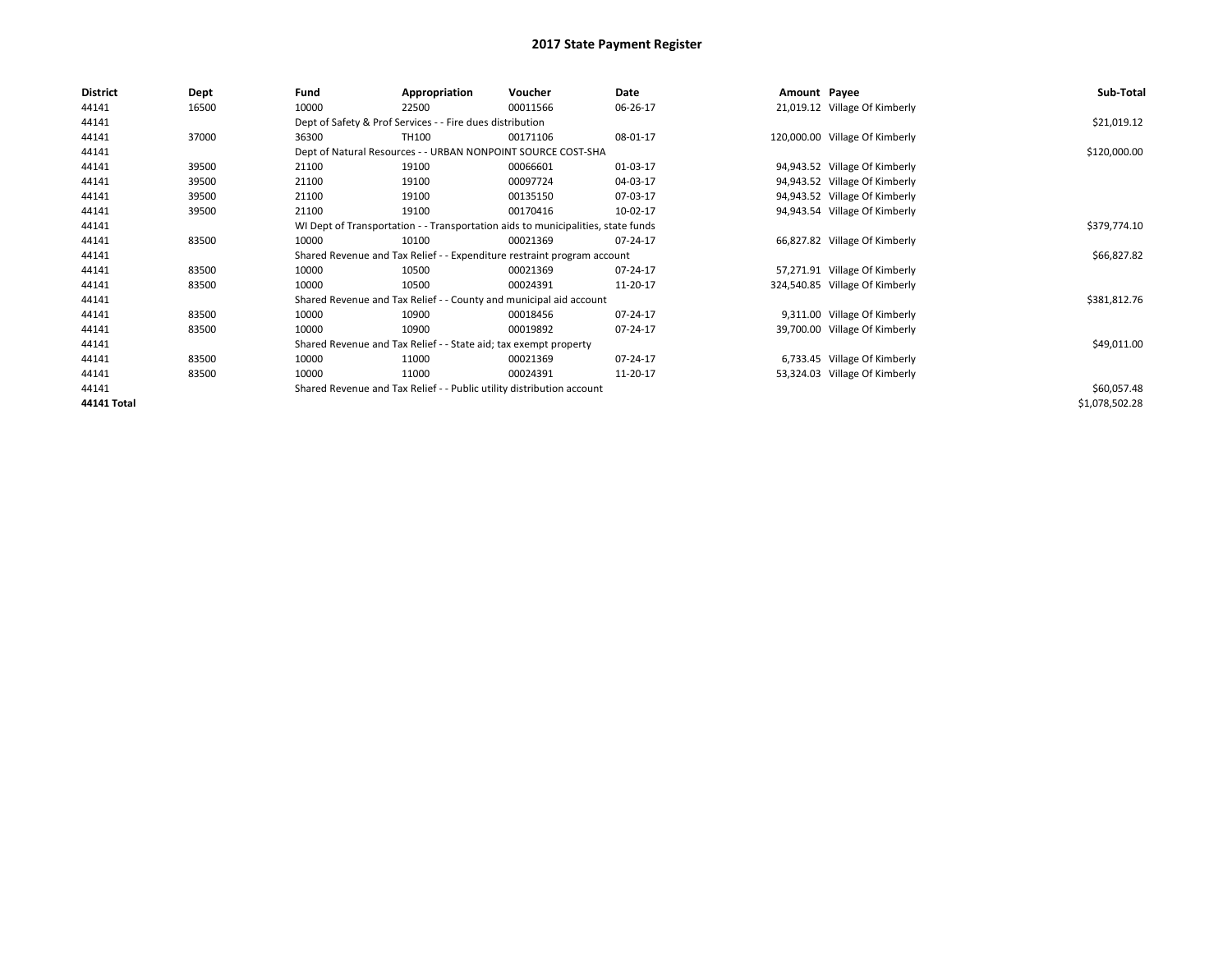# 2017 State Payment Register

| District | Dept | Fund | Appropriation | Voucher | Date | Amount | Payee | Sub-Total |
|---|---|---|---|---|---|---|---|---|
| 44141 | 16500 | 10000 | 22500 | 00011566 | 06-26-17 | 21,019.12 | Village Of Kimberly | |
| 44141 | | Dept of Safety & Prof Services - - Fire dues distribution | | | | | | $21,019.12 |
| 44141 | 37000 | 36300 | TH100 | 00171106 | 08-01-17 | 120,000.00 | Village Of Kimberly | |
| 44141 | | Dept of Natural Resources - - URBAN NONPOINT SOURCE COST-SHA | | | | | | $120,000.00 |
| 44141 | 39500 | 21100 | 19100 | 00066601 | 01-03-17 | 94,943.52 | Village Of Kimberly | |
| 44141 | 39500 | 21100 | 19100 | 00097724 | 04-03-17 | 94,943.52 | Village Of Kimberly | |
| 44141 | 39500 | 21100 | 19100 | 00135150 | 07-03-17 | 94,943.52 | Village Of Kimberly | |
| 44141 | 39500 | 21100 | 19100 | 00170416 | 10-02-17 | 94,943.54 | Village Of Kimberly | |
| 44141 | | WI Dept of Transportation - - Transportation aids to municipalities, state funds | | | | | | $379,774.10 |
| 44141 | 83500 | 10000 | 10100 | 00021369 | 07-24-17 | 66,827.82 | Village Of Kimberly | |
| 44141 | | Shared Revenue and Tax Relief - - Expenditure restraint program account | | | | | | $66,827.82 |
| 44141 | 83500 | 10000 | 10500 | 00021369 | 07-24-17 | 57,271.91 | Village Of Kimberly | |
| 44141 | 83500 | 10000 | 10500 | 00024391 | 11-20-17 | 324,540.85 | Village Of Kimberly | |
| 44141 | | Shared Revenue and Tax Relief - - County and municipal aid account | | | | | | $381,812.76 |
| 44141 | 83500 | 10000 | 10900 | 00018456 | 07-24-17 | 9,311.00 | Village Of Kimberly | |
| 44141 | 83500 | 10000 | 10900 | 00019892 | 07-24-17 | 39,700.00 | Village Of Kimberly | |
| 44141 | | Shared Revenue and Tax Relief - - State aid; tax exempt property | | | | | | $49,011.00 |
| 44141 | 83500 | 10000 | 11000 | 00021369 | 07-24-17 | 6,733.45 | Village Of Kimberly | |
| 44141 | 83500 | 10000 | 11000 | 00024391 | 11-20-17 | 53,324.03 | Village Of Kimberly | |
| 44141 | | Shared Revenue and Tax Relief - - Public utility distribution account | | | | | | $60,057.48 |
| **44141 Total** | | | | | | | | $1,078,502.28 |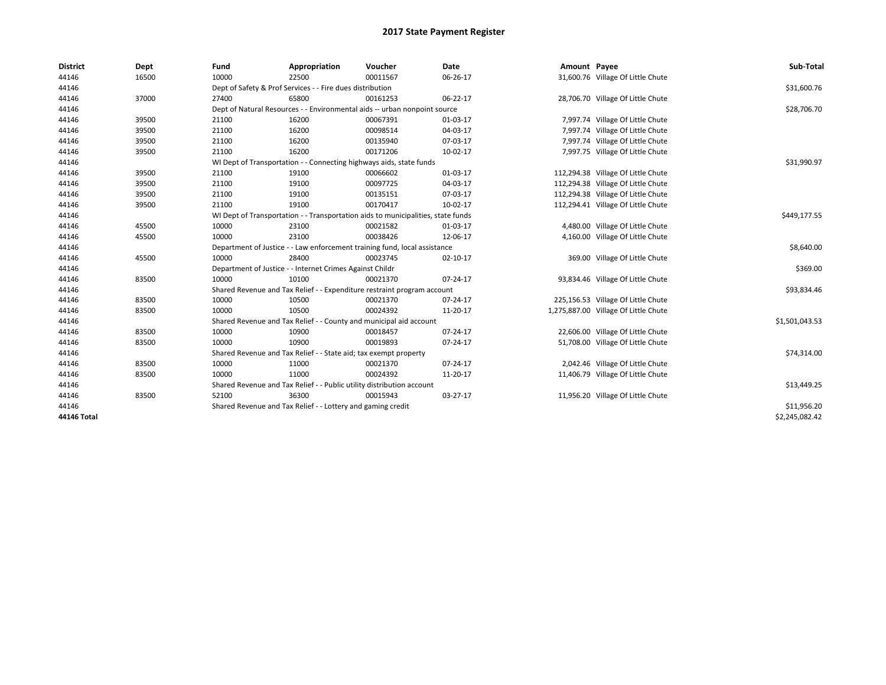# 2017 State Payment Register

| District | Dept | Fund | Appropriation | Voucher | Date | Amount | Payee | Sub-Total |
|---|---|---|---|---|---|---|---|---|
| 44146 | 16500 | 10000 | 22500 | 00011567 | 06-26-17 | 31,600.76 | Village Of Little Chute | |
| 44146 | | Dept of Safety & Prof Services - - Fire dues distribution | | | | | | $31,600.76 |
| 44146 | 37000 | 27400 | 65800 | 00161253 | 06-22-17 | 28,706.70 | Village Of Little Chute | |
| 44146 | | Dept of Natural Resources - - Environmental aids -- urban nonpoint source | | | | | | $28,706.70 |
| 44146 | 39500 | 21100 | 16200 | 00067391 | 01-03-17 | 7,997.74 | Village Of Little Chute | |
| 44146 | 39500 | 21100 | 16200 | 00098514 | 04-03-17 | 7,997.74 | Village Of Little Chute | |
| 44146 | 39500 | 21100 | 16200 | 00135940 | 07-03-17 | 7,997.74 | Village Of Little Chute | |
| 44146 | 39500 | 21100 | 16200 | 00171206 | 10-02-17 | 7,997.75 | Village Of Little Chute | |
| 44146 | | WI Dept of Transportation - - Connecting highways aids, state funds | | | | | | $31,990.97 |
| 44146 | 39500 | 21100 | 19100 | 00066602 | 01-03-17 | 112,294.38 | Village Of Little Chute | |
| 44146 | 39500 | 21100 | 19100 | 00097725 | 04-03-17 | 112,294.38 | Village Of Little Chute | |
| 44146 | 39500 | 21100 | 19100 | 00135151 | 07-03-17 | 112,294.38 | Village Of Little Chute | |
| 44146 | 39500 | 21100 | 19100 | 00170417 | 10-02-17 | 112,294.41 | Village Of Little Chute | |
| 44146 | | WI Dept of Transportation - - Transportation aids to municipalities, state funds | | | | | | $449,177.55 |
| 44146 | 45500 | 10000 | 23100 | 00021582 | 01-03-17 | 4,480.00 | Village Of Little Chute | |
| 44146 | 45500 | 10000 | 23100 | 00038426 | 12-06-17 | 4,160.00 | Village Of Little Chute | |
| 44146 | | Department of Justice - - Law enforcement training fund, local assistance | | | | | | $8,640.00 |
| 44146 | 45500 | 10000 | 28400 | 00023745 | 02-10-17 | 369.00 | Village Of Little Chute | |
| 44146 | | Department of Justice - - Internet Crimes Against Childr | | | | | | $369.00 |
| 44146 | 83500 | 10000 | 10100 | 00021370 | 07-24-17 | 93,834.46 | Village Of Little Chute | |
| 44146 | | Shared Revenue and Tax Relief - - Expenditure restraint program account | | | | | | $93,834.46 |
| 44146 | 83500 | 10000 | 10500 | 00021370 | 07-24-17 | 225,156.53 | Village Of Little Chute | |
| 44146 | 83500 | 10000 | 10500 | 00024392 | 11-20-17 | 1,275,887.00 | Village Of Little Chute | |
| 44146 | | Shared Revenue and Tax Relief - - County and municipal aid account | | | | | | $1,501,043.53 |
| 44146 | 83500 | 10000 | 10900 | 00018457 | 07-24-17 | 22,606.00 | Village Of Little Chute | |
| 44146 | 83500 | 10000 | 10900 | 00019893 | 07-24-17 | 51,708.00 | Village Of Little Chute | |
| 44146 | | Shared Revenue and Tax Relief - - State aid; tax exempt property | | | | | | $74,314.00 |
| 44146 | 83500 | 10000 | 11000 | 00021370 | 07-24-17 | 2,042.46 | Village Of Little Chute | |
| 44146 | 83500 | 10000 | 11000 | 00024392 | 11-20-17 | 11,406.79 | Village Of Little Chute | |
| 44146 | | Shared Revenue and Tax Relief - - Public utility distribution account | | | | | | $13,449.25 |
| 44146 | 83500 | 52100 | 36300 | 00015943 | 03-27-17 | 11,956.20 | Village Of Little Chute | |
| 44146 | | Shared Revenue and Tax Relief - - Lottery and gaming credit | | | | | | $11,956.20 |
| **44146 Total** | | | | | | | | $2,245,082.42 |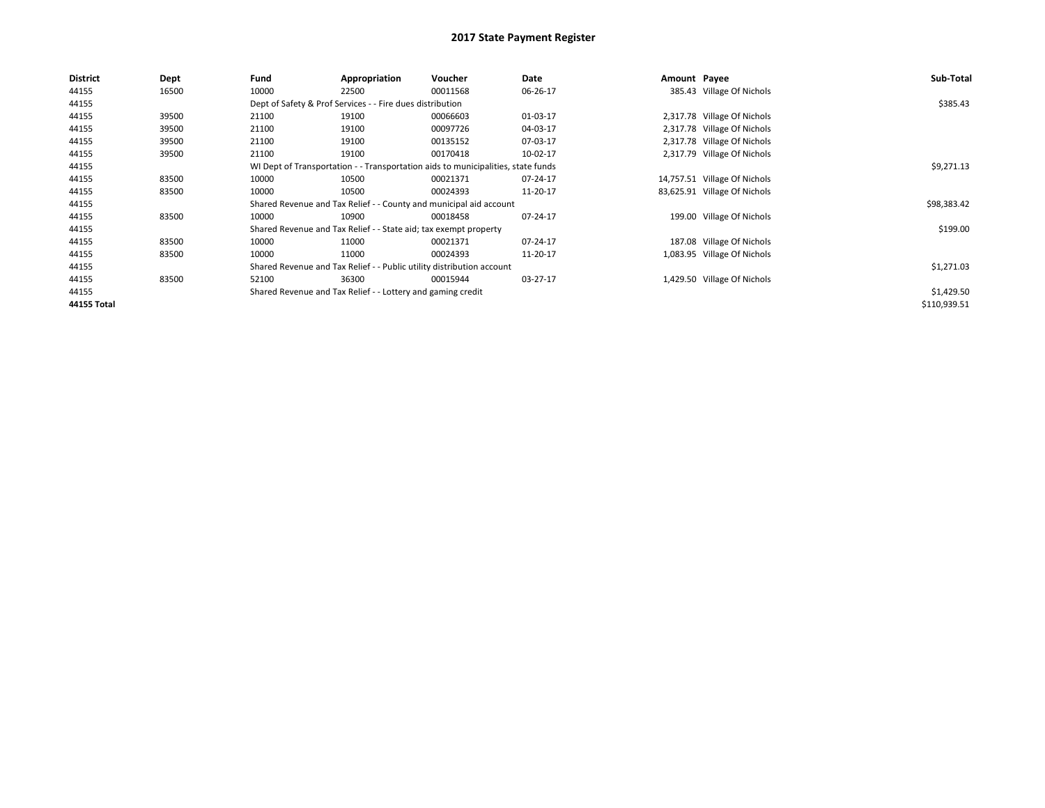# 2017 State Payment Register

| District | Dept | Fund | Appropriation | Voucher | Date | Amount | Payee | Sub-Total |
|---|---|---|---|---|---|---|---|---|
| 44155 | 16500 | 10000 | 22500 | 00011568 | 06-26-17 | 385.43 | Village Of Nichols | |
| 44155 | | Dept of Safety & Prof Services - - Fire dues distribution | | | | | | $385.43 |
| 44155 | 39500 | 21100 | 19100 | 00066603 | 01-03-17 | 2,317.78 | Village Of Nichols | |
| 44155 | 39500 | 21100 | 19100 | 00097726 | 04-03-17 | 2,317.78 | Village Of Nichols | |
| 44155 | 39500 | 21100 | 19100 | 00135152 | 07-03-17 | 2,317.78 | Village Of Nichols | |
| 44155 | 39500 | 21100 | 19100 | 00170418 | 10-02-17 | 2,317.79 | Village Of Nichols | |
| 44155 | | WI Dept of Transportation - - Transportation aids to municipalities, state funds | | | | | | $9,271.13 |
| 44155 | 83500 | 10000 | 10500 | 00021371 | 07-24-17 | 14,757.51 | Village Of Nichols | |
| 44155 | 83500 | 10000 | 10500 | 00024393 | 11-20-17 | 83,625.91 | Village Of Nichols | |
| 44155 | | Shared Revenue and Tax Relief - - County and municipal aid account | | | | | | $98,383.42 |
| 44155 | 83500 | 10000 | 10900 | 00018458 | 07-24-17 | 199.00 | Village Of Nichols | |
| 44155 | | Shared Revenue and Tax Relief - - State aid; tax exempt property | | | | | | $199.00 |
| 44155 | 83500 | 10000 | 11000 | 00021371 | 07-24-17 | 187.08 | Village Of Nichols | |
| 44155 | 83500 | 10000 | 11000 | 00024393 | 11-20-17 | 1,083.95 | Village Of Nichols | |
| 44155 | | Shared Revenue and Tax Relief - - Public utility distribution account | | | | | | $1,271.03 |
| 44155 | 83500 | 52100 | 36300 | 00015944 | 03-27-17 | 1,429.50 | Village Of Nichols | |
| 44155 | | Shared Revenue and Tax Relief - - Lottery and gaming credit | | | | | | $1,429.50 |
| **44155 Total** | | | | | | | | $110,939.51 |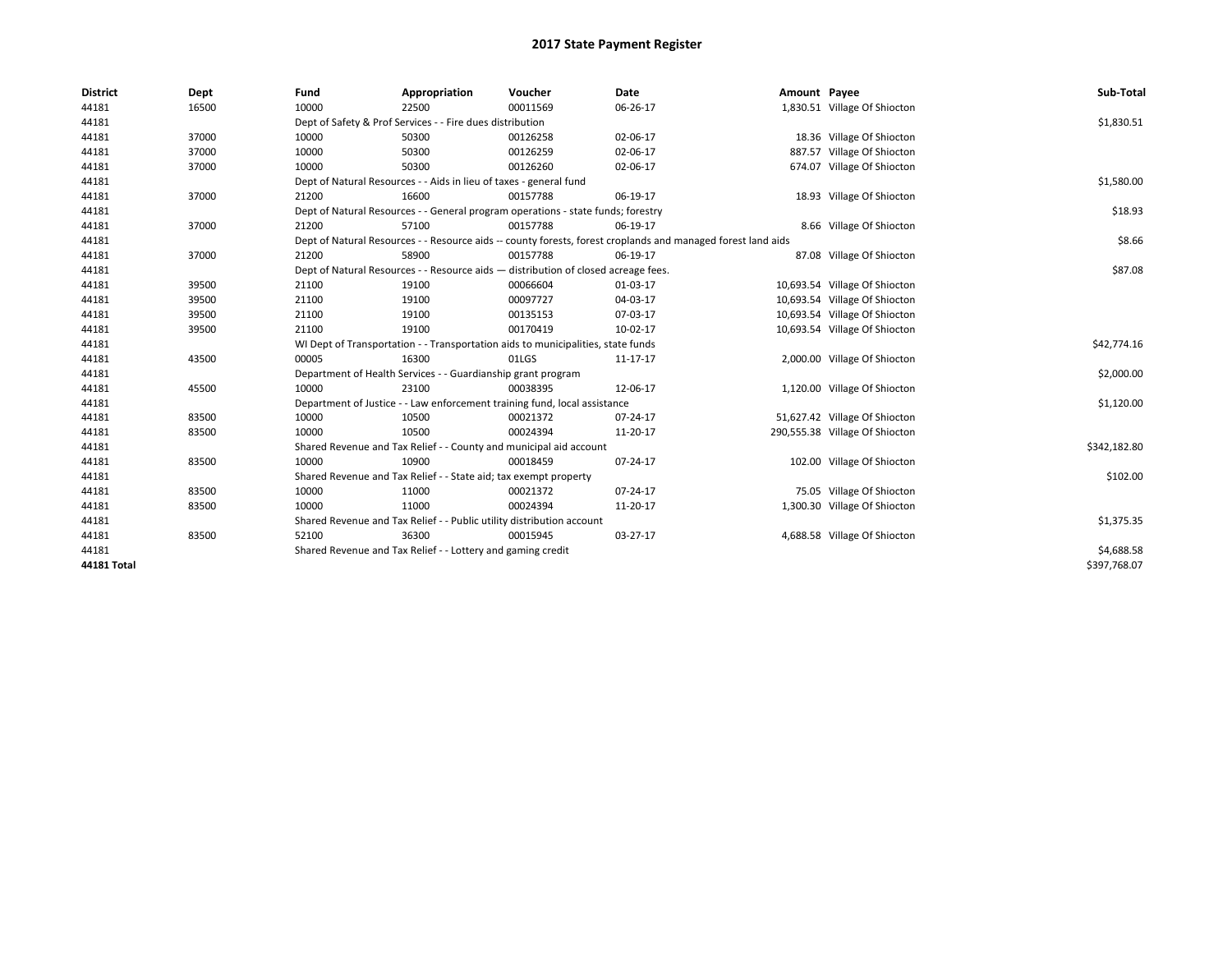# 2017 State Payment Register

| District | Dept | Fund | Appropriation | Voucher | Date | Amount | Payee | Sub-Total |
|---|---|---|---|---|---|---|---|---|
| 44181 | 16500 | 10000 | 22500 | 00011569 | 06-26-17 | 1,830.51 | Village Of Shiocton | |
| 44181 | | Dept of Safety & Prof Services - - Fire dues distribution | | | | | | $1,830.51 |
| 44181 | 37000 | 10000 | 50300 | 00126258 | 02-06-17 | 18.36 | Village Of Shiocton | |
| 44181 | 37000 | 10000 | 50300 | 00126259 | 02-06-17 | 887.57 | Village Of Shiocton | |
| 44181 | 37000 | 10000 | 50300 | 00126260 | 02-06-17 | 674.07 | Village Of Shiocton | |
| 44181 | | Dept of Natural Resources - - Aids in lieu of taxes - general fund | | | | | | $1,580.00 |
| 44181 | 37000 | 21200 | 16600 | 00157788 | 06-19-17 | 18.93 | Village Of Shiocton | |
| 44181 | | Dept of Natural Resources - - General program operations - state funds; forestry | | | | | | $18.93 |
| 44181 | 37000 | 21200 | 57100 | 00157788 | 06-19-17 | 8.66 | Village Of Shiocton | |
| 44181 | | Dept of Natural Resources - - Resource aids -- county forests, forest croplands and managed forest land aids | | | | | | $8.66 |
| 44181 | 37000 | 21200 | 58900 | 00157788 | 06-19-17 | 87.08 | Village Of Shiocton | |
| 44181 | | Dept of Natural Resources - - Resource aids — distribution of closed acreage fees. | | | | | | $87.08 |
| 44181 | 39500 | 21100 | 19100 | 00066604 | 01-03-17 | 10,693.54 | Village Of Shiocton | |
| 44181 | 39500 | 21100 | 19100 | 00097727 | 04-03-17 | 10,693.54 | Village Of Shiocton | |
| 44181 | 39500 | 21100 | 19100 | 00135153 | 07-03-17 | 10,693.54 | Village Of Shiocton | |
| 44181 | 39500 | 21100 | 19100 | 00170419 | 10-02-17 | 10,693.54 | Village Of Shiocton | |
| 44181 | | WI Dept of Transportation - - Transportation aids to municipalities, state funds | | | | | | $42,774.16 |
| 44181 | 43500 | 00005 | 16300 | 01LGS | 11-17-17 | 2,000.00 | Village Of Shiocton | |
| 44181 | | Department of Health Services - - Guardianship grant program | | | | | | $2,000.00 |
| 44181 | 45500 | 10000 | 23100 | 00038395 | 12-06-17 | 1,120.00 | Village Of Shiocton | |
| 44181 | | Department of Justice - - Law enforcement training fund, local assistance | | | | | | $1,120.00 |
| 44181 | 83500 | 10000 | 10500 | 00021372 | 07-24-17 | 51,627.42 | Village Of Shiocton | |
| 44181 | 83500 | 10000 | 10500 | 00024394 | 11-20-17 | 290,555.38 | Village Of Shiocton | |
| 44181 | | Shared Revenue and Tax Relief - - County and municipal aid account | | | | | | $342,182.80 |
| 44181 | 83500 | 10000 | 10900 | 00018459 | 07-24-17 | 102.00 | Village Of Shiocton | |
| 44181 | | Shared Revenue and Tax Relief - - State aid; tax exempt property | | | | | | $102.00 |
| 44181 | 83500 | 10000 | 11000 | 00021372 | 07-24-17 | 75.05 | Village Of Shiocton | |
| 44181 | 83500 | 10000 | 11000 | 00024394 | 11-20-17 | 1,300.30 | Village Of Shiocton | |
| 44181 | | Shared Revenue and Tax Relief - - Public utility distribution account | | | | | | $1,375.35 |
| 44181 | 83500 | 52100 | 36300 | 00015945 | 03-27-17 | 4,688.58 | Village Of Shiocton | |
| 44181 | | Shared Revenue and Tax Relief - - Lottery and gaming credit | | | | | | $4,688.58 |
| **44181 Total** | | | | | | | | $397,768.07 |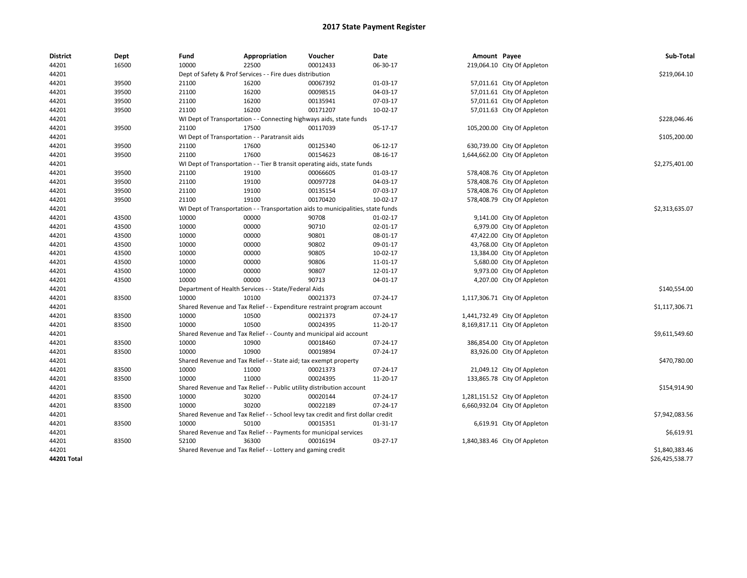# 2017 State Payment Register

| District | Dept | Fund | Appropriation | Voucher | Date | Amount | Payee | Sub-Total |
|---|---|---|---|---|---|---|---|---|
| 44201 | 16500 | 10000 | 22500 | 00012433 | 06-30-17 | 219,064.10 | City Of Appleton | |
| 44201 | | Dept of Safety & Prof Services - - Fire dues distribution | | | | | | $219,064.10 |
| 44201 | 39500 | 21100 | 16200 | 00067392 | 01-03-17 | 57,011.61 | City Of Appleton | |
| 44201 | 39500 | 21100 | 16200 | 00098515 | 04-03-17 | 57,011.61 | City Of Appleton | |
| 44201 | 39500 | 21100 | 16200 | 00135941 | 07-03-17 | 57,011.61 | City Of Appleton | |
| 44201 | 39500 | 21100 | 16200 | 00171207 | 10-02-17 | 57,011.63 | City Of Appleton | |
| 44201 | | WI Dept of Transportation - - Connecting highways aids, state funds | | | | | | $228,046.46 |
| 44201 | 39500 | 21100 | 17500 | 00117039 | 05-17-17 | 105,200.00 | City Of Appleton | |
| 44201 | | WI Dept of Transportation - - Paratransit aids | | | | | | $105,200.00 |
| 44201 | 39500 | 21100 | 17600 | 00125340 | 06-12-17 | 630,739.00 | City Of Appleton | |
| 44201 | 39500 | 21100 | 17600 | 00154623 | 08-16-17 | 1,644,662.00 | City Of Appleton | |
| 44201 | | WI Dept of Transportation - - Tier B transit operating aids, state funds | | | | | | $2,275,401.00 |
| 44201 | 39500 | 21100 | 19100 | 00066605 | 01-03-17 | 578,408.76 | City Of Appleton | |
| 44201 | 39500 | 21100 | 19100 | 00097728 | 04-03-17 | 578,408.76 | City Of Appleton | |
| 44201 | 39500 | 21100 | 19100 | 00135154 | 07-03-17 | 578,408.76 | City Of Appleton | |
| 44201 | 39500 | 21100 | 19100 | 00170420 | 10-02-17 | 578,408.79 | City Of Appleton | |
| 44201 | | WI Dept of Transportation - - Transportation aids to municipalities, state funds | | | | | | $2,313,635.07 |
| 44201 | 43500 | 10000 | 00000 | 90708 | 01-02-17 | 9,141.00 | City Of Appleton | |
| 44201 | 43500 | 10000 | 00000 | 90710 | 02-01-17 | 6,979.00 | City Of Appleton | |
| 44201 | 43500 | 10000 | 00000 | 90801 | 08-01-17 | 47,422.00 | City Of Appleton | |
| 44201 | 43500 | 10000 | 00000 | 90802 | 09-01-17 | 43,768.00 | City Of Appleton | |
| 44201 | 43500 | 10000 | 00000 | 90805 | 10-02-17 | 13,384.00 | City Of Appleton | |
| 44201 | 43500 | 10000 | 00000 | 90806 | 11-01-17 | 5,680.00 | City Of Appleton | |
| 44201 | 43500 | 10000 | 00000 | 90807 | 12-01-17 | 9,973.00 | City Of Appleton | |
| 44201 | 43500 | 10000 | 00000 | 90713 | 04-01-17 | 4,207.00 | City Of Appleton | |
| 44201 | | Department of Health Services - - State/Federal Aids | | | | | | $140,554.00 |
| 44201 | 83500 | 10000 | 10100 | 00021373 | 07-24-17 | 1,117,306.71 | City Of Appleton | |
| 44201 | | Shared Revenue and Tax Relief - - Expenditure restraint program account | | | | | | $1,117,306.71 |
| 44201 | 83500 | 10000 | 10500 | 00021373 | 07-24-17 | 1,441,732.49 | City Of Appleton | |
| 44201 | 83500 | 10000 | 10500 | 00024395 | 11-20-17 | 8,169,817.11 | City Of Appleton | |
| 44201 | | Shared Revenue and Tax Relief - - County and municipal aid account | | | | | | $9,611,549.60 |
| 44201 | 83500 | 10000 | 10900 | 00018460 | 07-24-17 | 386,854.00 | City Of Appleton | |
| 44201 | 83500 | 10000 | 10900 | 00019894 | 07-24-17 | 83,926.00 | City Of Appleton | |
| 44201 | | Shared Revenue and Tax Relief - - State aid; tax exempt property | | | | | | $470,780.00 |
| 44201 | 83500 | 10000 | 11000 | 00021373 | 07-24-17 | 21,049.12 | City Of Appleton | |
| 44201 | 83500 | 10000 | 11000 | 00024395 | 11-20-17 | 133,865.78 | City Of Appleton | |
| 44201 | | Shared Revenue and Tax Relief - - Public utility distribution account | | | | | | $154,914.90 |
| 44201 | 83500 | 10000 | 30200 | 00020144 | 07-24-17 | 1,281,151.52 | City Of Appleton | |
| 44201 | 83500 | 10000 | 30200 | 00022189 | 07-24-17 | 6,660,932.04 | City Of Appleton | |
| 44201 | | Shared Revenue and Tax Relief - - School levy tax credit and first dollar credit | | | | | | $7,942,083.56 |
| 44201 | 83500 | 10000 | 50100 | 00015351 | 01-31-17 | 6,619.91 | City Of Appleton | |
| 44201 | | Shared Revenue and Tax Relief - - Payments for municipal services | | | | | | $6,619.91 |
| 44201 | 83500 | 52100 | 36300 | 00016194 | 03-27-17 | 1,840,383.46 | City Of Appleton | |
| 44201 | | Shared Revenue and Tax Relief - - Lottery and gaming credit | | | | | | $1,840,383.46 |
| **44201 Total** | | | | | | | | $26,425,538.77 |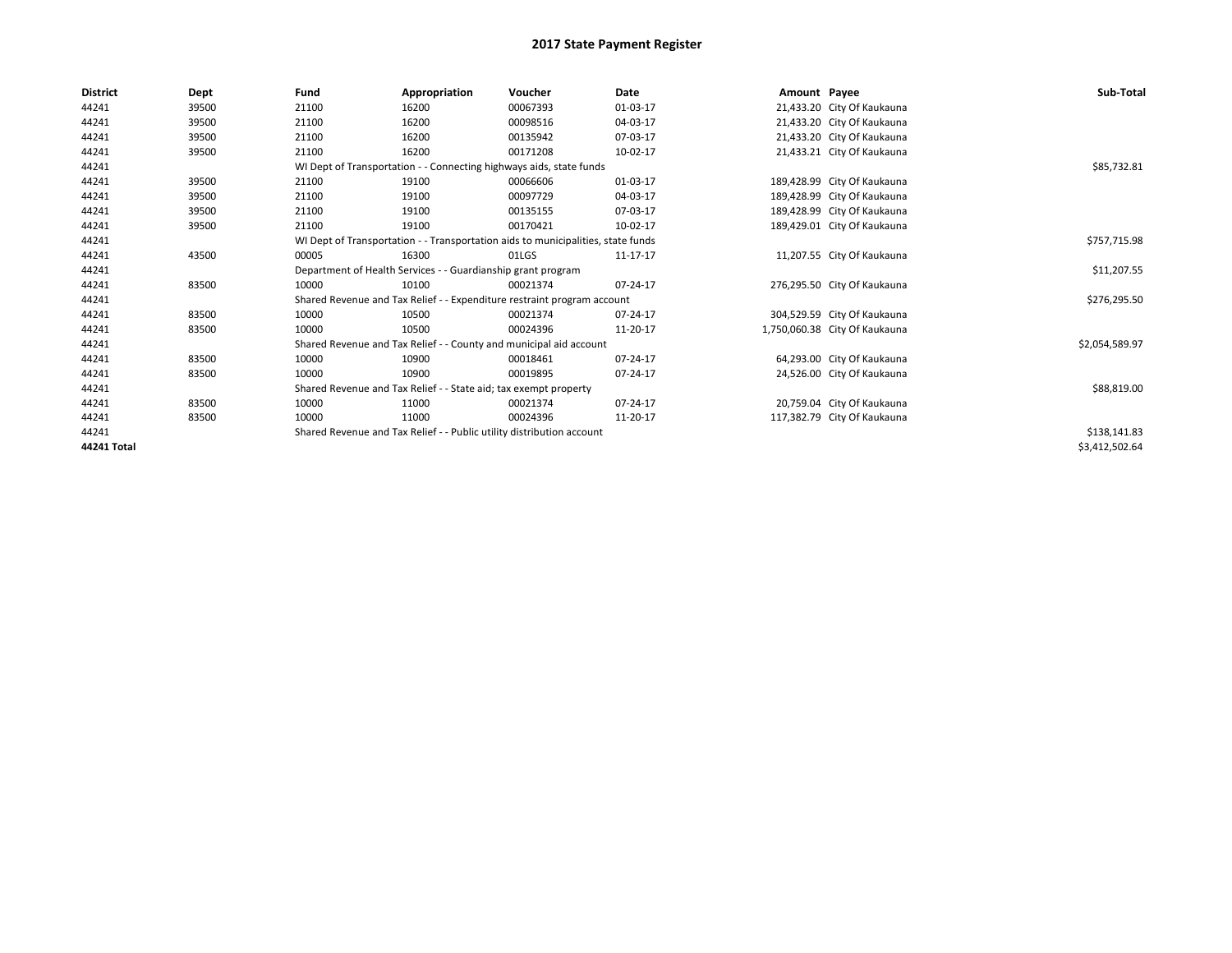# 2017 State Payment Register

| District | Dept | Fund | Appropriation | Voucher | Date | Amount | Payee | Sub-Total |
|---|---|---|---|---|---|---|---|---|
| 44241 | 39500 | 21100 | 16200 | 00067393 | 01-03-17 | 21,433.20 | City Of Kaukauna | |
| 44241 | 39500 | 21100 | 16200 | 00098516 | 04-03-17 | 21,433.20 | City Of Kaukauna | |
| 44241 | 39500 | 21100 | 16200 | 00135942 | 07-03-17 | 21,433.20 | City Of Kaukauna | |
| 44241 | 39500 | 21100 | 16200 | 00171208 | 10-02-17 | 21,433.21 | City Of Kaukauna | |
| 44241 | | WI Dept of Transportation - - Connecting highways aids, state funds | | | | | | $85,732.81 |
| 44241 | 39500 | 21100 | 19100 | 00066606 | 01-03-17 | 189,428.99 | City Of Kaukauna | |
| 44241 | 39500 | 21100 | 19100 | 00097729 | 04-03-17 | 189,428.99 | City Of Kaukauna | |
| 44241 | 39500 | 21100 | 19100 | 00135155 | 07-03-17 | 189,428.99 | City Of Kaukauna | |
| 44241 | 39500 | 21100 | 19100 | 00170421 | 10-02-17 | 189,429.01 | City Of Kaukauna | |
| 44241 | | WI Dept of Transportation - - Transportation aids to municipalities, state funds | | | | | | $757,715.98 |
| 44241 | 43500 | 00005 | 16300 | 01LGS | 11-17-17 | 11,207.55 | City Of Kaukauna | |
| 44241 | | Department of Health Services - - Guardianship grant program | | | | | | $11,207.55 |
| 44241 | 83500 | 10000 | 10100 | 00021374 | 07-24-17 | 276,295.50 | City Of Kaukauna | |
| 44241 | | Shared Revenue and Tax Relief - - Expenditure restraint program account | | | | | | $276,295.50 |
| 44241 | 83500 | 10000 | 10500 | 00021374 | 07-24-17 | 304,529.59 | City Of Kaukauna | |
| 44241 | 83500 | 10000 | 10500 | 00024396 | 11-20-17 | 1,750,060.38 | City Of Kaukauna | |
| 44241 | | Shared Revenue and Tax Relief - - County and municipal aid account | | | | | | $2,054,589.97 |
| 44241 | 83500 | 10000 | 10900 | 00018461 | 07-24-17 | 64,293.00 | City Of Kaukauna | |
| 44241 | 83500 | 10000 | 10900 | 00019895 | 07-24-17 | 24,526.00 | City Of Kaukauna | |
| 44241 | | Shared Revenue and Tax Relief - - State aid; tax exempt property | | | | | | $88,819.00 |
| 44241 | 83500 | 10000 | 11000 | 00021374 | 07-24-17 | 20,759.04 | City Of Kaukauna | |
| 44241 | 83500 | 10000 | 11000 | 00024396 | 11-20-17 | 117,382.79 | City Of Kaukauna | |
| 44241 | | Shared Revenue and Tax Relief - - Public utility distribution account | | | | | | $138,141.83 |
| **44241 Total** | | | | | | | | $3,412,502.64 |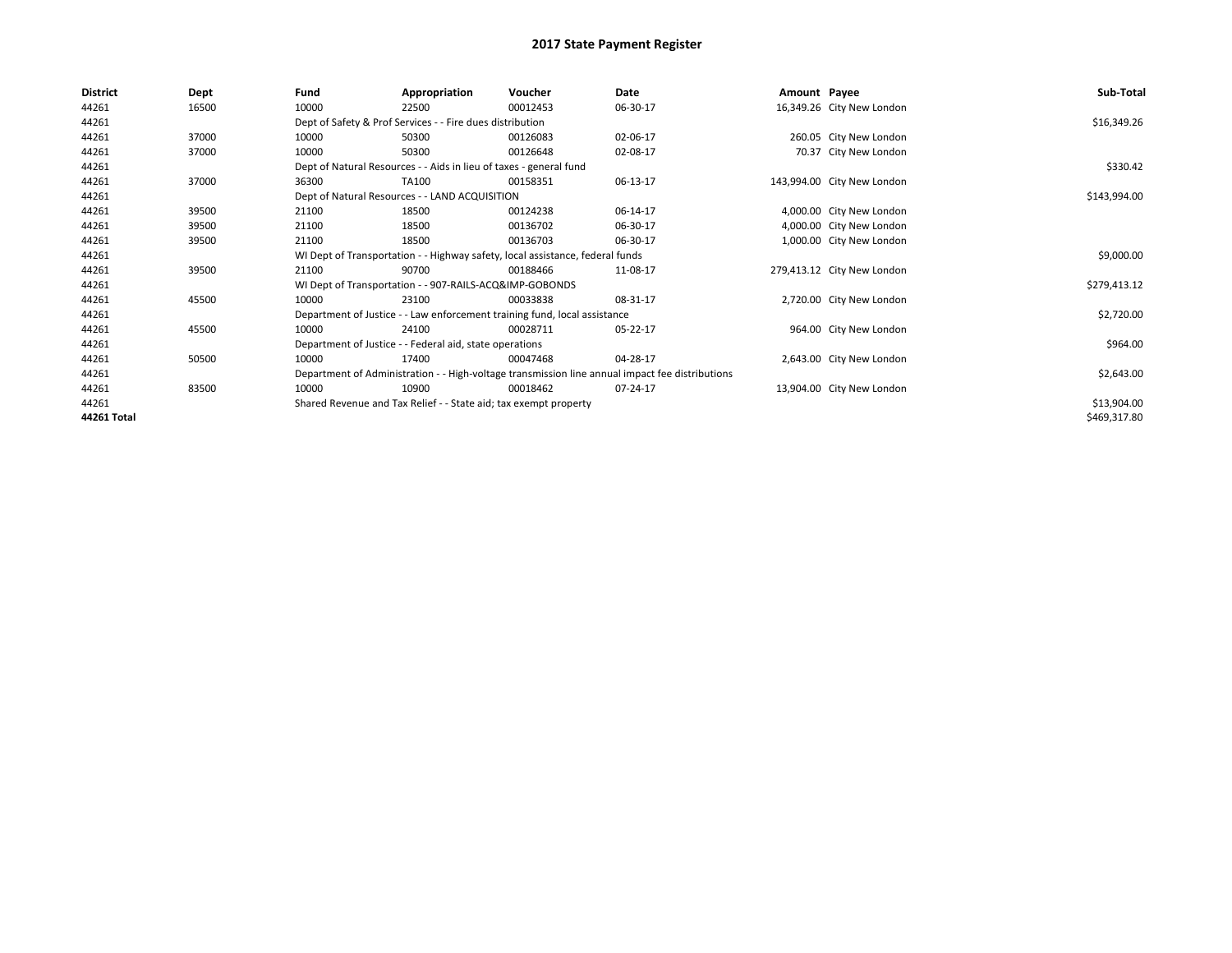# 2017 State Payment Register

| District | Dept | Fund | Appropriation | Voucher | Date | Amount | Payee | Sub-Total |
|---|---|---|---|---|---|---|---|---|
| 44261 | 16500 | 10000 | 22500 | 00012453 | 06-30-17 | 16,349.26 | City New London | |
| 44261 | | Dept of Safety & Prof Services - - Fire dues distribution | | | | | | $16,349.26 |
| 44261 | 37000 | 10000 | 50300 | 00126083 | 02-06-17 | 260.05 | City New London | |
| 44261 | 37000 | 10000 | 50300 | 00126648 | 02-08-17 | 70.37 | City New London | |
| 44261 | | Dept of Natural Resources - - Aids in lieu of taxes - general fund | | | | | | $330.42 |
| 44261 | 37000 | 36300 | TA100 | 00158351 | 06-13-17 | 143,994.00 | City New London | |
| 44261 | | Dept of Natural Resources - - LAND ACQUISITION | | | | | | $143,994.00 |
| 44261 | 39500 | 21100 | 18500 | 00124238 | 06-14-17 | 4,000.00 | City New London | |
| 44261 | 39500 | 21100 | 18500 | 00136702 | 06-30-17 | 4,000.00 | City New London | |
| 44261 | 39500 | 21100 | 18500 | 00136703 | 06-30-17 | 1,000.00 | City New London | |
| 44261 | | WI Dept of Transportation - - Highway safety, local assistance, federal funds | | | | | | $9,000.00 |
| 44261 | 39500 | 21100 | 90700 | 00188466 | 11-08-17 | 279,413.12 | City New London | |
| 44261 | | WI Dept of Transportation - - 907-RAILS-ACQ&IMP-GOBONDS | | | | | | $279,413.12 |
| 44261 | 45500 | 10000 | 23100 | 00033838 | 08-31-17 | 2,720.00 | City New London | |
| 44261 | | Department of Justice - - Law enforcement training fund, local assistance | | | | | | $2,720.00 |
| 44261 | 45500 | 10000 | 24100 | 00028711 | 05-22-17 | 964.00 | City New London | |
| 44261 | | Department of Justice - - Federal aid, state operations | | | | | | $964.00 |
| 44261 | 50500 | 10000 | 17400 | 00047468 | 04-28-17 | 2,643.00 | City New London | |
| 44261 | | Department of Administration - - High-voltage transmission line annual impact fee distributions | | | | | | $2,643.00 |
| 44261 | 83500 | 10000 | 10900 | 00018462 | 07-24-17 | 13,904.00 | City New London | |
| 44261 | | Shared Revenue and Tax Relief - - State aid; tax exempt property | | | | | | $13,904.00 |
| 44261 Total | | | | | | | | $469,317.80 |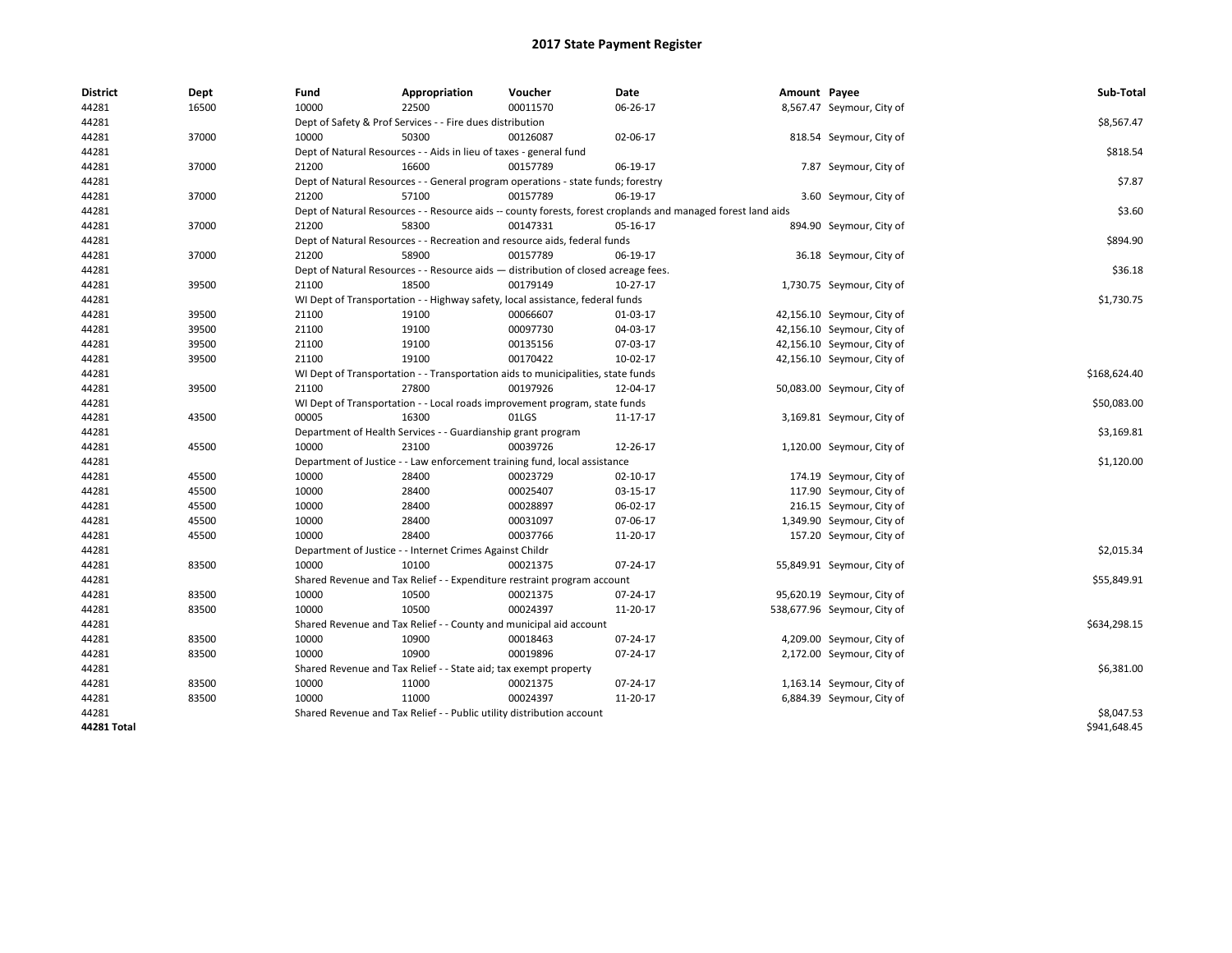# 2017 State Payment Register

| District | Dept | Fund | Appropriation | Voucher | Date | Amount | Payee | Sub-Total |
|---|---|---|---|---|---|---|---|---|
| 44281 | 16500 | 10000 | 22500 | 00011570 | 06-26-17 | 8,567.47 | Seymour, City of | |
| 44281 | | Dept of Safety & Prof Services - - Fire dues distribution | | | | | | $8,567.47 |
| 44281 | 37000 | 10000 | 50300 | 00126087 | 02-06-17 | 818.54 | Seymour, City of | |
| 44281 | | Dept of Natural Resources - - Aids in lieu of taxes - general fund | | | | | | $818.54 |
| 44281 | 37000 | 21200 | 16600 | 00157789 | 06-19-17 | 7.87 | Seymour, City of | |
| 44281 | | Dept of Natural Resources - - General program operations - state funds; forestry | | | | | | $7.87 |
| 44281 | 37000 | 21200 | 57100 | 00157789 | 06-19-17 | 3.60 | Seymour, City of | |
| 44281 | | Dept of Natural Resources - - Resource aids -- county forests, forest croplands and managed forest land aids | | | | | | $3.60 |
| 44281 | 37000 | 21200 | 58300 | 00147331 | 05-16-17 | 894.90 | Seymour, City of | |
| 44281 | | Dept of Natural Resources - - Recreation and resource aids, federal funds | | | | | | $894.90 |
| 44281 | 37000 | 21200 | 58900 | 00157789 | 06-19-17 | 36.18 | Seymour, City of | |
| 44281 | | Dept of Natural Resources - - Resource aids — distribution of closed acreage fees. | | | | | | $36.18 |
| 44281 | 39500 | 21100 | 18500 | 00179149 | 10-27-17 | 1,730.75 | Seymour, City of | |
| 44281 | | WI Dept of Transportation - - Highway safety, local assistance, federal funds | | | | | | $1,730.75 |
| 44281 | 39500 | 21100 | 19100 | 00066607 | 01-03-17 | 42,156.10 | Seymour, City of | |
| 44281 | 39500 | 21100 | 19100 | 00097730 | 04-03-17 | 42,156.10 | Seymour, City of | |
| 44281 | 39500 | 21100 | 19100 | 00135156 | 07-03-17 | 42,156.10 | Seymour, City of | |
| 44281 | 39500 | 21100 | 19100 | 00170422 | 10-02-17 | 42,156.10 | Seymour, City of | |
| 44281 | | WI Dept of Transportation - - Transportation aids to municipalities, state funds | | | | | | $168,624.40 |
| 44281 | 39500 | 21100 | 27800 | 00197926 | 12-04-17 | 50,083.00 | Seymour, City of | |
| 44281 | | WI Dept of Transportation - - Local roads improvement program, state funds | | | | | | $50,083.00 |
| 44281 | 43500 | 00005 | 16300 | 01LGS | 11-17-17 | 3,169.81 | Seymour, City of | |
| 44281 | | Department of Health Services - - Guardianship grant program | | | | | | $3,169.81 |
| 44281 | 45500 | 10000 | 23100 | 00039726 | 12-26-17 | 1,120.00 | Seymour, City of | |
| 44281 | | Department of Justice - - Law enforcement training fund, local assistance | | | | | | $1,120.00 |
| 44281 | 45500 | 10000 | 28400 | 00023729 | 02-10-17 | 174.19 | Seymour, City of | |
| 44281 | 45500 | 10000 | 28400 | 00025407 | 03-15-17 | 117.90 | Seymour, City of | |
| 44281 | 45500 | 10000 | 28400 | 00028897 | 06-02-17 | 216.15 | Seymour, City of | |
| 44281 | 45500 | 10000 | 28400 | 00031097 | 07-06-17 | 1,349.90 | Seymour, City of | |
| 44281 | 45500 | 10000 | 28400 | 00037766 | 11-20-17 | 157.20 | Seymour, City of | |
| 44281 | | Department of Justice - - Internet Crimes Against Childr | | | | | | $2,015.34 |
| 44281 | 83500 | 10000 | 10100 | 00021375 | 07-24-17 | 55,849.91 | Seymour, City of | |
| 44281 | | Shared Revenue and Tax Relief - - Expenditure restraint program account | | | | | | $55,849.91 |
| 44281 | 83500 | 10000 | 10500 | 00021375 | 07-24-17 | 95,620.19 | Seymour, City of | |
| 44281 | 83500 | 10000 | 10500 | 00024397 | 11-20-17 | 538,677.96 | Seymour, City of | |
| 44281 | | Shared Revenue and Tax Relief - - County and municipal aid account | | | | | | $634,298.15 |
| 44281 | 83500 | 10000 | 10900 | 00018463 | 07-24-17 | 4,209.00 | Seymour, City of | |
| 44281 | 83500 | 10000 | 10900 | 00019896 | 07-24-17 | 2,172.00 | Seymour, City of | |
| 44281 | | Shared Revenue and Tax Relief - - State aid; tax exempt property | | | | | | $6,381.00 |
| 44281 | 83500 | 10000 | 11000 | 00021375 | 07-24-17 | 1,163.14 | Seymour, City of | |
| 44281 | 83500 | 10000 | 11000 | 00024397 | 11-20-17 | 6,884.39 | Seymour, City of | |
| 44281 | | Shared Revenue and Tax Relief - - Public utility distribution account | | | | | | $8,047.53 |
| **44281 Total** | | | | | | | | $941,648.45 |